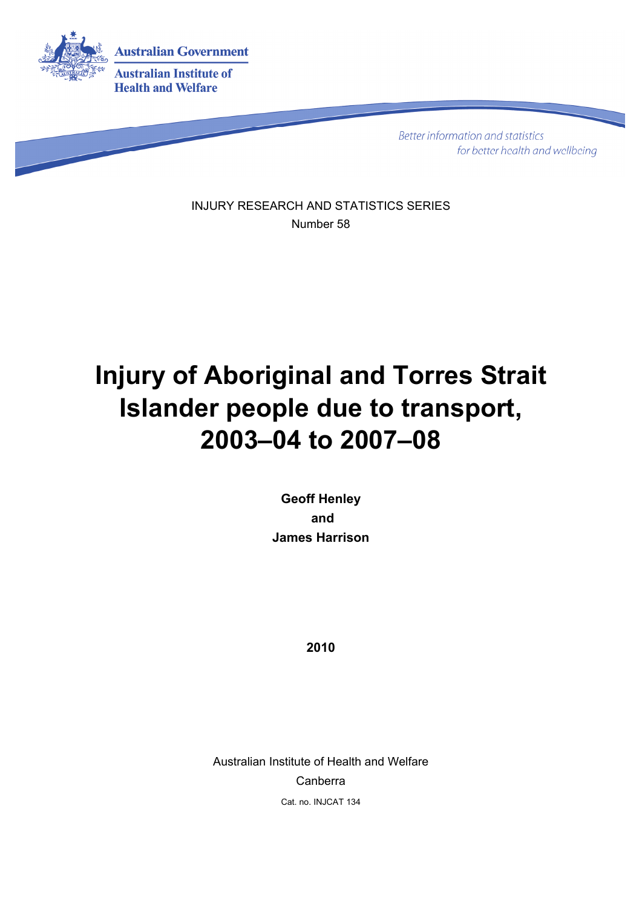Australian Government

Australian Institute of Health and Welfare

*Better information and statistics for better health and wellbeing*

INJURY RESEARCH AND STATISTICS SERIES

Number 58

# Injury of Aboriginal and Torres Strait Islander people due to transport, 2003–04 to 2007–08

**Geoff Henley**

**and**

**James Harrison**

**2010**

Australian Institute of Health and Welfare

Canberra

Cat. no. INJCAT 134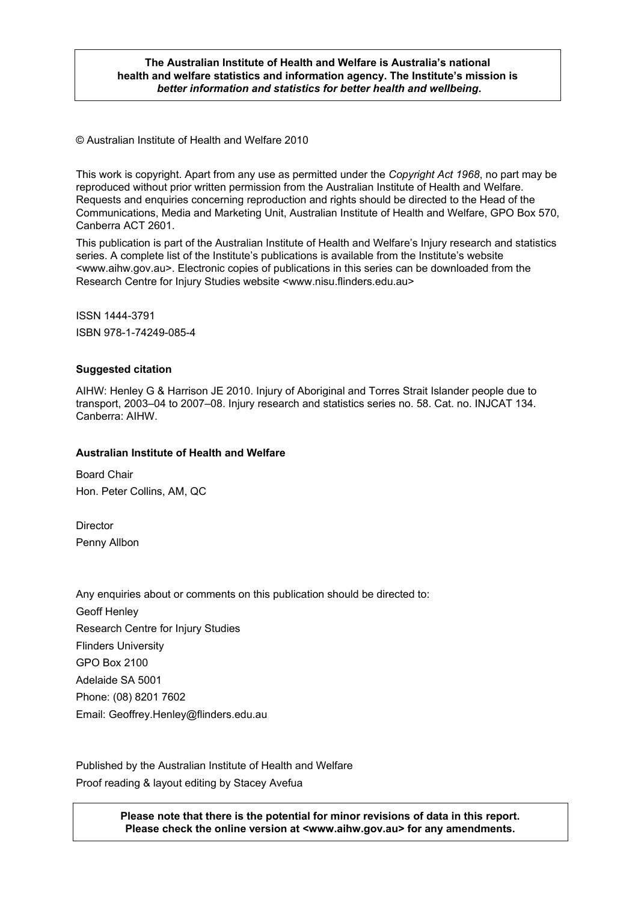**The Australian Institute of Health and Welfare is Australia's national health and welfare statistics and information agency. The Institute's mission is *better information and statistics for better health and wellbeing*.**

© Australian Institute of Health and Welfare 2010

This work is copyright. Apart from any use as permitted under the *Copyright Act 1968*, no part may be reproduced without prior written permission from the Australian Institute of Health and Welfare. Requests and enquiries concerning reproduction and rights should be directed to the Head of the Communications, Media and Marketing Unit, Australian Institute of Health and Welfare, GPO Box 570, Canberra ACT 2601.

This publication is part of the Australian Institute of Health and Welfare's Injury research and statistics series. A complete list of the Institute's publications is available from the Institute's website <www.aihw.gov.au>. Electronic copies of publications in this series can be downloaded from the Research Centre for Injury Studies website <www.nisu.flinders.edu.au>

ISSN 1444-3791

ISBN 978-1-74249-085-4

**Suggested citation**

AIHW: Henley G & Harrison JE 2010. Injury of Aboriginal and Torres Strait Islander people due to transport, 2003–04 to 2007–08. Injury research and statistics series no. 58. Cat. no. INJCAT 134. Canberra: AIHW.

**Australian Institute of Health and Welfare**

Board Chair
Hon. Peter Collins, AM, QC

Director
Penny Allbon

Any enquiries about or comments on this publication should be directed to:
Geoff Henley
Research Centre for Injury Studies
Flinders University
GPO Box 2100
Adelaide SA 5001
Phone: (08) 8201 7602
Email: Geoffrey.Henley@flinders.edu.au

Published by the Australian Institute of Health and Welfare
Proof reading & layout editing by Stacey Avefua

**Please note that there is the potential for minor revisions of data in this report. Please check the online version at <www.aihw.gov.au> for any amendments.**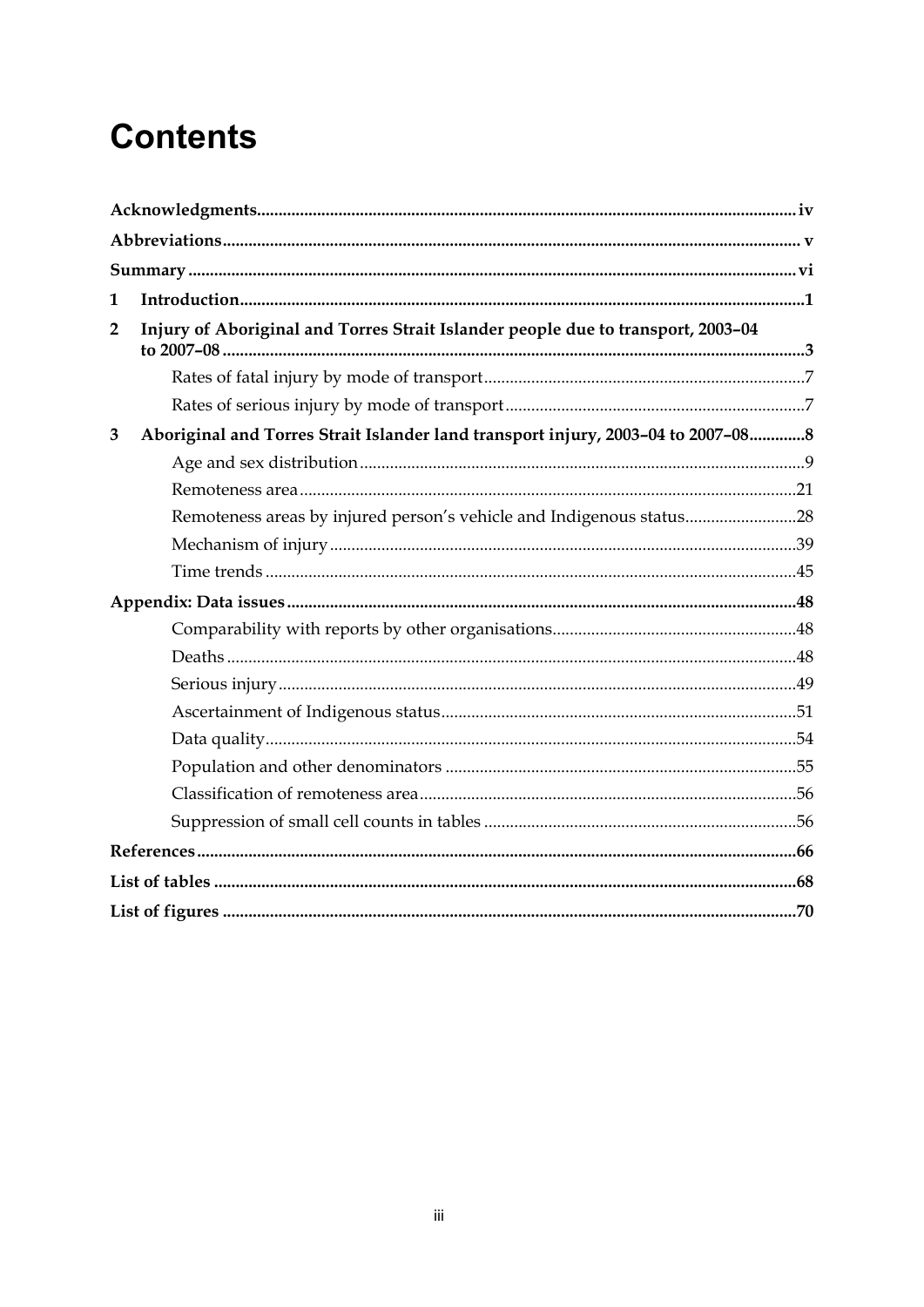# Contents

Acknowledgments ........ iv

Abbreviations ........ v

Summary ........ vi

1 Introduction ........ 1

2 Injury of Aboriginal and Torres Strait Islander people due to transport, 2003–04 to 2007–08 ........ 3

- Rates of fatal injury by mode of transport ........ 7
- Rates of serious injury by mode of transport ........ 7

3 Aboriginal and Torres Strait Islander land transport injury, 2003–04 to 2007–08 ........ 8

- Age and sex distribution ........ 9
- Remoteness area ........ 21
- Remoteness areas by injured person's vehicle and Indigenous status ........ 28
- Mechanism of injury ........ 39
- Time trends ........ 45

Appendix: Data issues ........ 48

- Comparability with reports by other organisations ........ 48
- Deaths ........ 48
- Serious injury ........ 49
- Ascertainment of Indigenous status ........ 51
- Data quality ........ 54
- Population and other denominators ........ 55
- Classification of remoteness area ........ 56
- Suppression of small cell counts in tables ........ 56

References ........ 66

List of tables ........ 68

List of figures ........ 70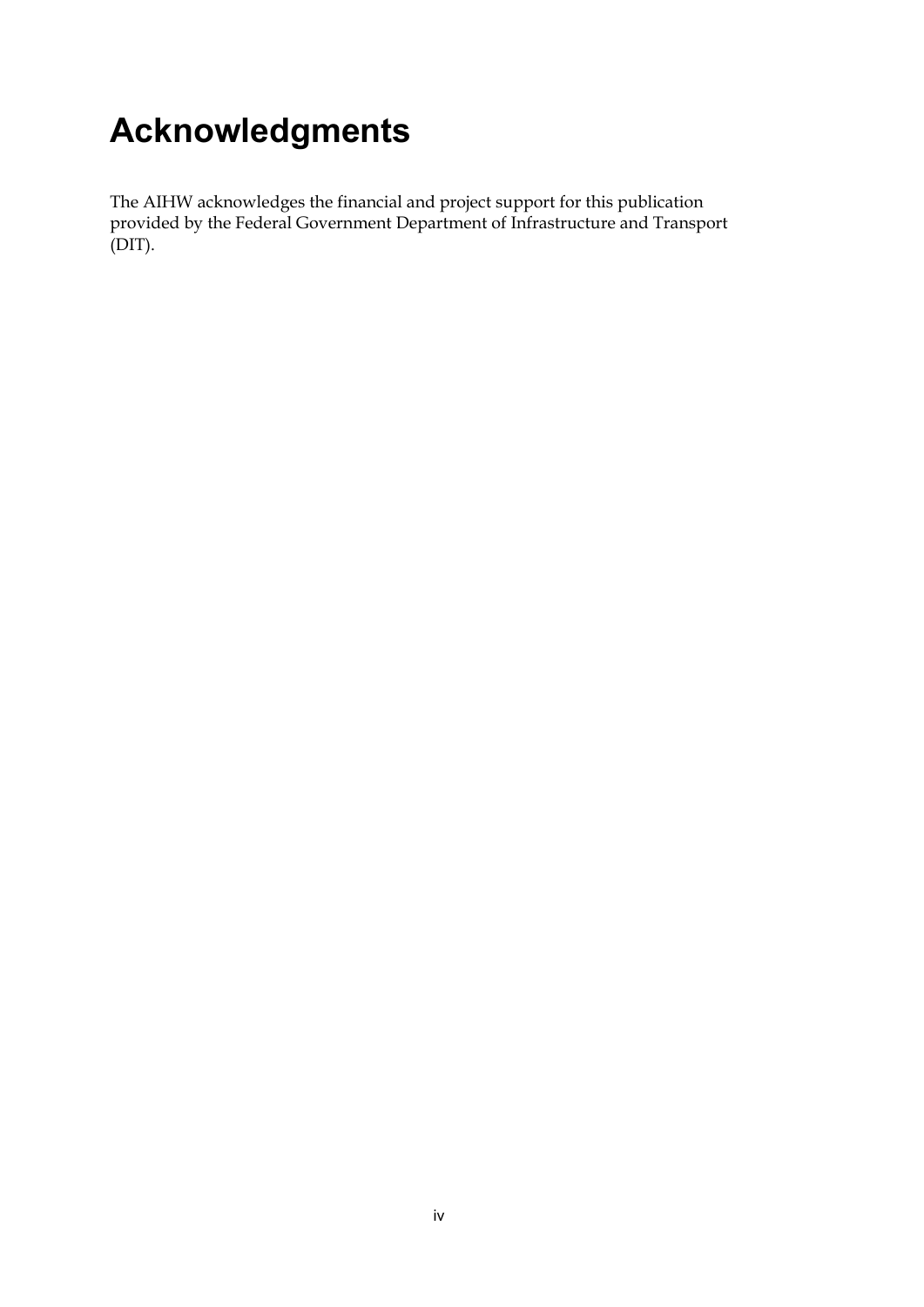# Acknowledgments

The AIHW acknowledges the financial and project support for this publication provided by the Federal Government Department of Infrastructure and Transport (DIT).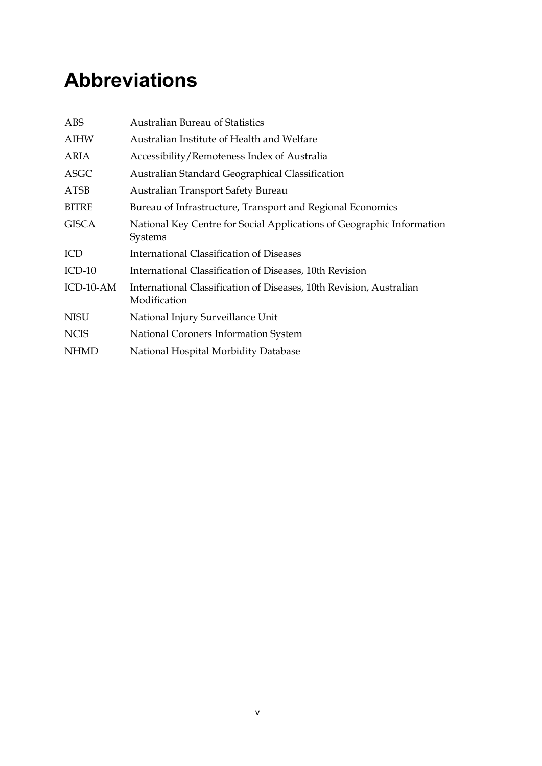# Abbreviations

| | |
|---|---|
| ABS | Australian Bureau of Statistics |
| AIHW | Australian Institute of Health and Welfare |
| ARIA | Accessibility/Remoteness Index of Australia |
| ASGC | Australian Standard Geographical Classification |
| ATSB | Australian Transport Safety Bureau |
| BITRE | Bureau of Infrastructure, Transport and Regional Economics |
| GISCA | National Key Centre for Social Applications of Geographic Information Systems |
| ICD | International Classification of Diseases |
| ICD-10 | International Classification of Diseases, 10th Revision |
| ICD-10-AM | International Classification of Diseases, 10th Revision, Australian Modification |
| NISU | National Injury Surveillance Unit |
| NCIS | National Coroners Information System |
| NHMD | National Hospital Morbidity Database |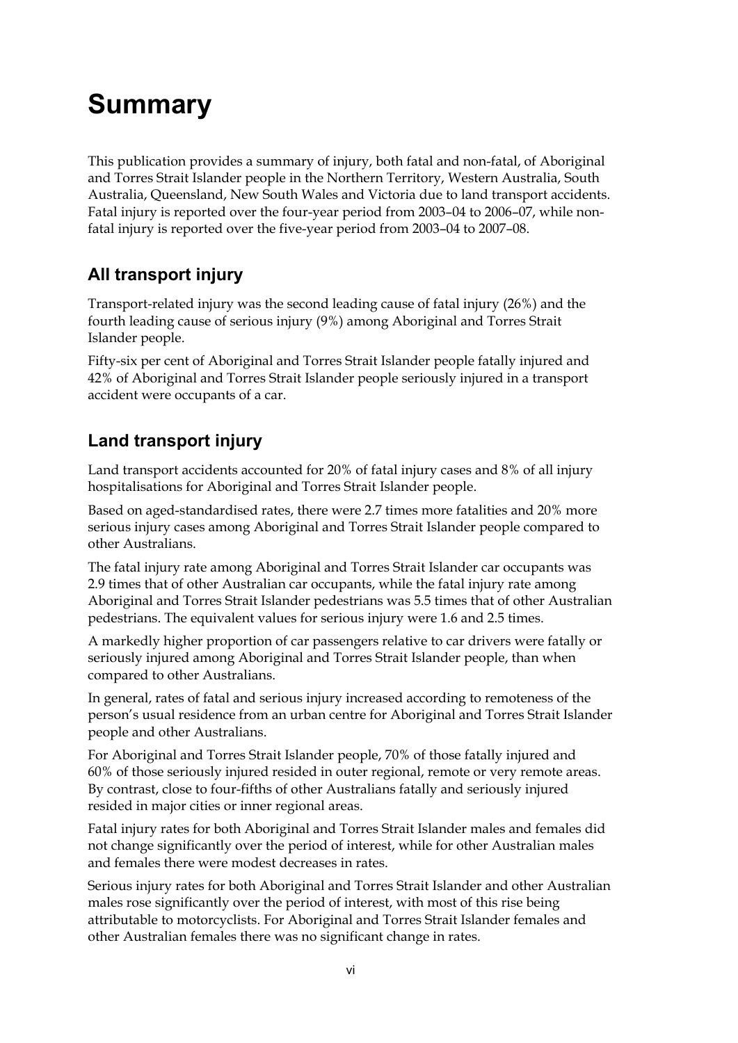# Summary

This publication provides a summary of injury, both fatal and non-fatal, of Aboriginal and Torres Strait Islander people in the Northern Territory, Western Australia, South Australia, Queensland, New South Wales and Victoria due to land transport accidents. Fatal injury is reported over the four-year period from 2003–04 to 2006–07, while non-fatal injury is reported over the five-year period from 2003–04 to 2007–08.

## All transport injury

Transport-related injury was the second leading cause of fatal injury (26%) and the fourth leading cause of serious injury (9%) among Aboriginal and Torres Strait Islander people.

Fifty-six per cent of Aboriginal and Torres Strait Islander people fatally injured and 42% of Aboriginal and Torres Strait Islander people seriously injured in a transport accident were occupants of a car.

## Land transport injury

Land transport accidents accounted for 20% of fatal injury cases and 8% of all injury hospitalisations for Aboriginal and Torres Strait Islander people.

Based on aged-standardised rates, there were 2.7 times more fatalities and 20% more serious injury cases among Aboriginal and Torres Strait Islander people compared to other Australians.

The fatal injury rate among Aboriginal and Torres Strait Islander car occupants was 2.9 times that of other Australian car occupants, while the fatal injury rate among Aboriginal and Torres Strait Islander pedestrians was 5.5 times that of other Australian pedestrians. The equivalent values for serious injury were 1.6 and 2.5 times.

A markedly higher proportion of car passengers relative to car drivers were fatally or seriously injured among Aboriginal and Torres Strait Islander people, than when compared to other Australians.

In general, rates of fatal and serious injury increased according to remoteness of the person's usual residence from an urban centre for Aboriginal and Torres Strait Islander people and other Australians.

For Aboriginal and Torres Strait Islander people, 70% of those fatally injured and 60% of those seriously injured resided in outer regional, remote or very remote areas. By contrast, close to four-fifths of other Australians fatally and seriously injured resided in major cities or inner regional areas.

Fatal injury rates for both Aboriginal and Torres Strait Islander males and females did not change significantly over the period of interest, while for other Australian males and females there were modest decreases in rates.

Serious injury rates for both Aboriginal and Torres Strait Islander and other Australian males rose significantly over the period of interest, with most of this rise being attributable to motorcyclists. For Aboriginal and Torres Strait Islander females and other Australian females there was no significant change in rates.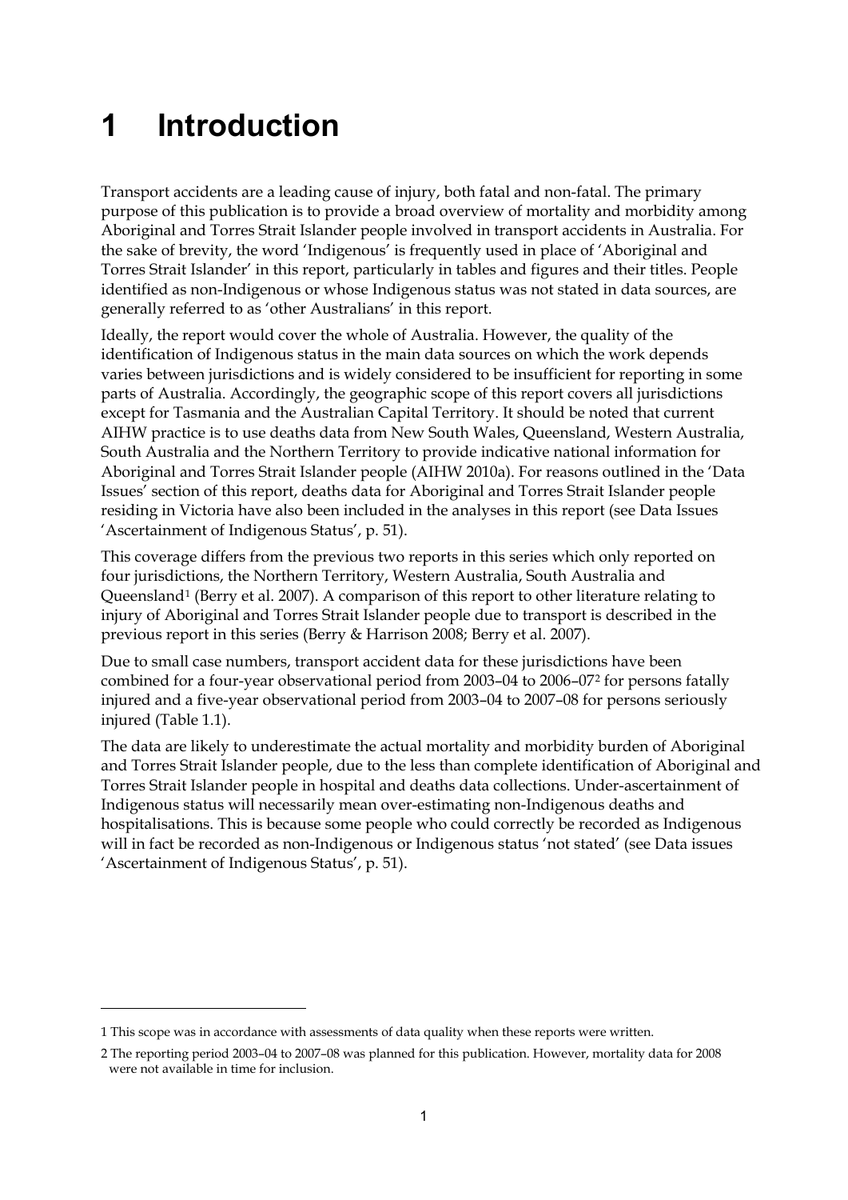# 1 Introduction

Transport accidents are a leading cause of injury, both fatal and non-fatal. The primary purpose of this publication is to provide a broad overview of mortality and morbidity among Aboriginal and Torres Strait Islander people involved in transport accidents in Australia. For the sake of brevity, the word 'Indigenous' is frequently used in place of 'Aboriginal and Torres Strait Islander' in this report, particularly in tables and figures and their titles. People identified as non-Indigenous or whose Indigenous status was not stated in data sources, are generally referred to as 'other Australians' in this report.

Ideally, the report would cover the whole of Australia. However, the quality of the identification of Indigenous status in the main data sources on which the work depends varies between jurisdictions and is widely considered to be insufficient for reporting in some parts of Australia. Accordingly, the geographic scope of this report covers all jurisdictions except for Tasmania and the Australian Capital Territory. It should be noted that current AIHW practice is to use deaths data from New South Wales, Queensland, Western Australia, South Australia and the Northern Territory to provide indicative national information for Aboriginal and Torres Strait Islander people (AIHW 2010a). For reasons outlined in the 'Data Issues' section of this report, deaths data for Aboriginal and Torres Strait Islander people residing in Victoria have also been included in the analyses in this report (see Data Issues 'Ascertainment of Indigenous Status', p. 51).

This coverage differs from the previous two reports in this series which only reported on four jurisdictions, the Northern Territory, Western Australia, South Australia and Queensland[1] (Berry et al. 2007). A comparison of this report to other literature relating to injury of Aboriginal and Torres Strait Islander people due to transport is described in the previous report in this series (Berry & Harrison 2008; Berry et al. 2007).

Due to small case numbers, transport accident data for these jurisdictions have been combined for a four-year observational period from 2003–04 to 2006–07[2] for persons fatally injured and a five-year observational period from 2003–04 to 2007–08 for persons seriously injured (Table 1.1).

The data are likely to underestimate the actual mortality and morbidity burden of Aboriginal and Torres Strait Islander people, due to the less than complete identification of Aboriginal and Torres Strait Islander people in hospital and deaths data collections. Under-ascertainment of Indigenous status will necessarily mean over-estimating non-Indigenous deaths and hospitalisations. This is because some people who could correctly be recorded as Indigenous will in fact be recorded as non-Indigenous or Indigenous status 'not stated' (see Data issues 'Ascertainment of Indigenous Status', p. 51).

---

1 This scope was in accordance with assessments of data quality when these reports were written.

2 The reporting period 2003–04 to 2007–08 was planned for this publication. However, mortality data for 2008 were not available in time for inclusion.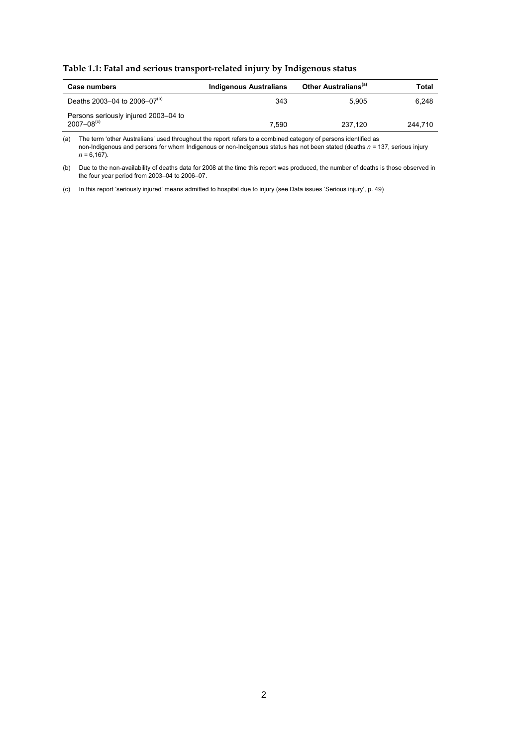**Table 1.1: Fatal and serious transport-related injury by Indigenous status**

| Case numbers | Indigenous Australians | Other Australians[(a)] | Total |
|---|---|---|---|
| Deaths 2003–04 to 2006–07[(b)] | 343 | 5,905 | 6,248 |
| Persons seriously injured 2003–04 to 2007–08[(c)] | 7,590 | 237,120 | 244,710 |

(a) The term 'other Australians' used throughout the report refers to a combined category of persons identified as non-Indigenous and persons for whom Indigenous or non-Indigenous status has not been stated (deaths *n* = 137, serious injury *n* = 6,167).

(b) Due to the non-availability of deaths data for 2008 at the time this report was produced, the number of deaths is those observed in the four year period from 2003–04 to 2006–07.

(c) In this report 'seriously injured' means admitted to hospital due to injury (see Data issues 'Serious injury', p. 49)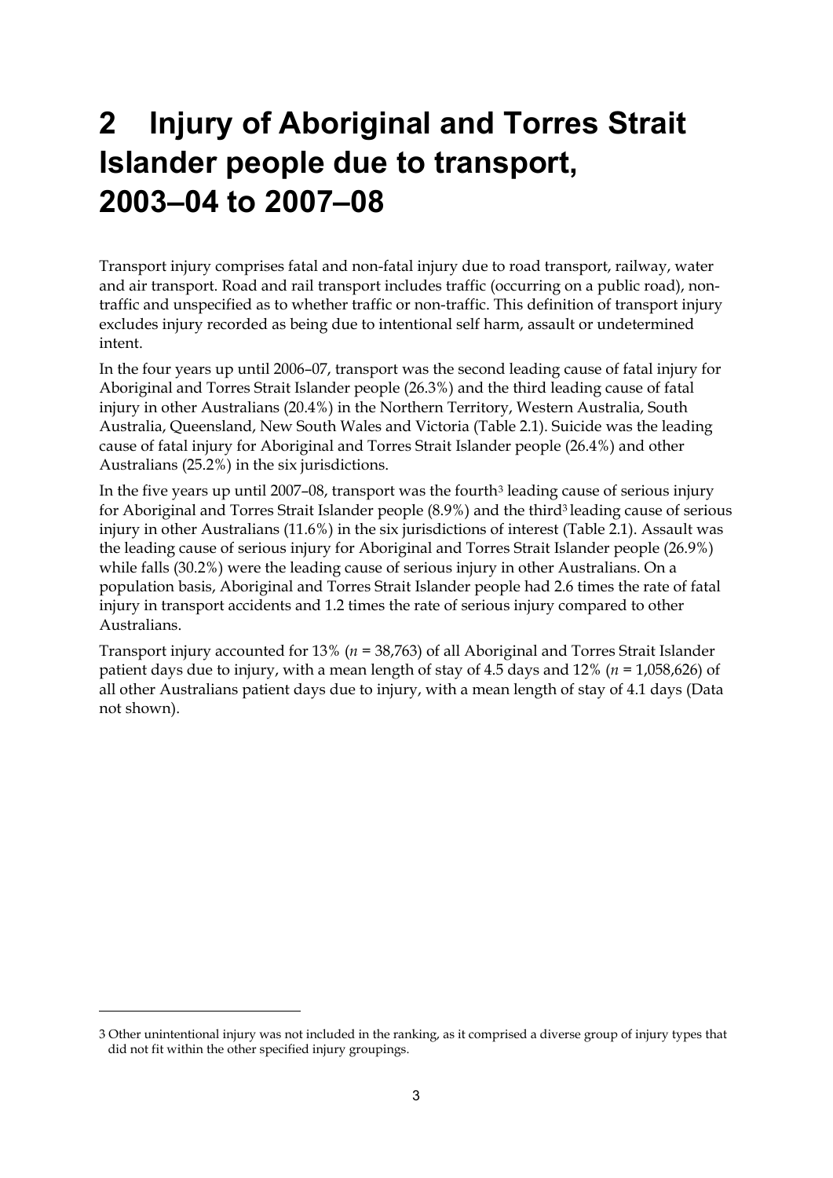# 2 Injury of Aboriginal and Torres Strait Islander people due to transport, 2003–04 to 2007–08

Transport injury comprises fatal and non-fatal injury due to road transport, railway, water and air transport. Road and rail transport includes traffic (occurring on a public road), non-traffic and unspecified as to whether traffic or non-traffic. This definition of transport injury excludes injury recorded as being due to intentional self harm, assault or undetermined intent.

In the four years up until 2006–07, transport was the second leading cause of fatal injury for Aboriginal and Torres Strait Islander people (26.3%) and the third leading cause of fatal injury in other Australians (20.4%) in the Northern Territory, Western Australia, South Australia, Queensland, New South Wales and Victoria (Table 2.1). Suicide was the leading cause of fatal injury for Aboriginal and Torres Strait Islander people (26.4%) and other Australians (25.2%) in the six jurisdictions.

In the five years up until 2007–08, transport was the fourth[3] leading cause of serious injury for Aboriginal and Torres Strait Islander people (8.9%) and the third[3] leading cause of serious injury in other Australians (11.6%) in the six jurisdictions of interest (Table 2.1). Assault was the leading cause of serious injury for Aboriginal and Torres Strait Islander people (26.9%) while falls (30.2%) were the leading cause of serious injury in other Australians. On a population basis, Aboriginal and Torres Strait Islander people had 2.6 times the rate of fatal injury in transport accidents and 1.2 times the rate of serious injury compared to other Australians.

Transport injury accounted for 13% (*n* = 38,763) of all Aboriginal and Torres Strait Islander patient days due to injury, with a mean length of stay of 4.5 days and 12% (*n* = 1,058,626) of all other Australians patient days due to injury, with a mean length of stay of 4.1 days (Data not shown).

---

3 Other unintentional injury was not included in the ranking, as it comprised a diverse group of injury types that did not fit within the other specified injury groupings.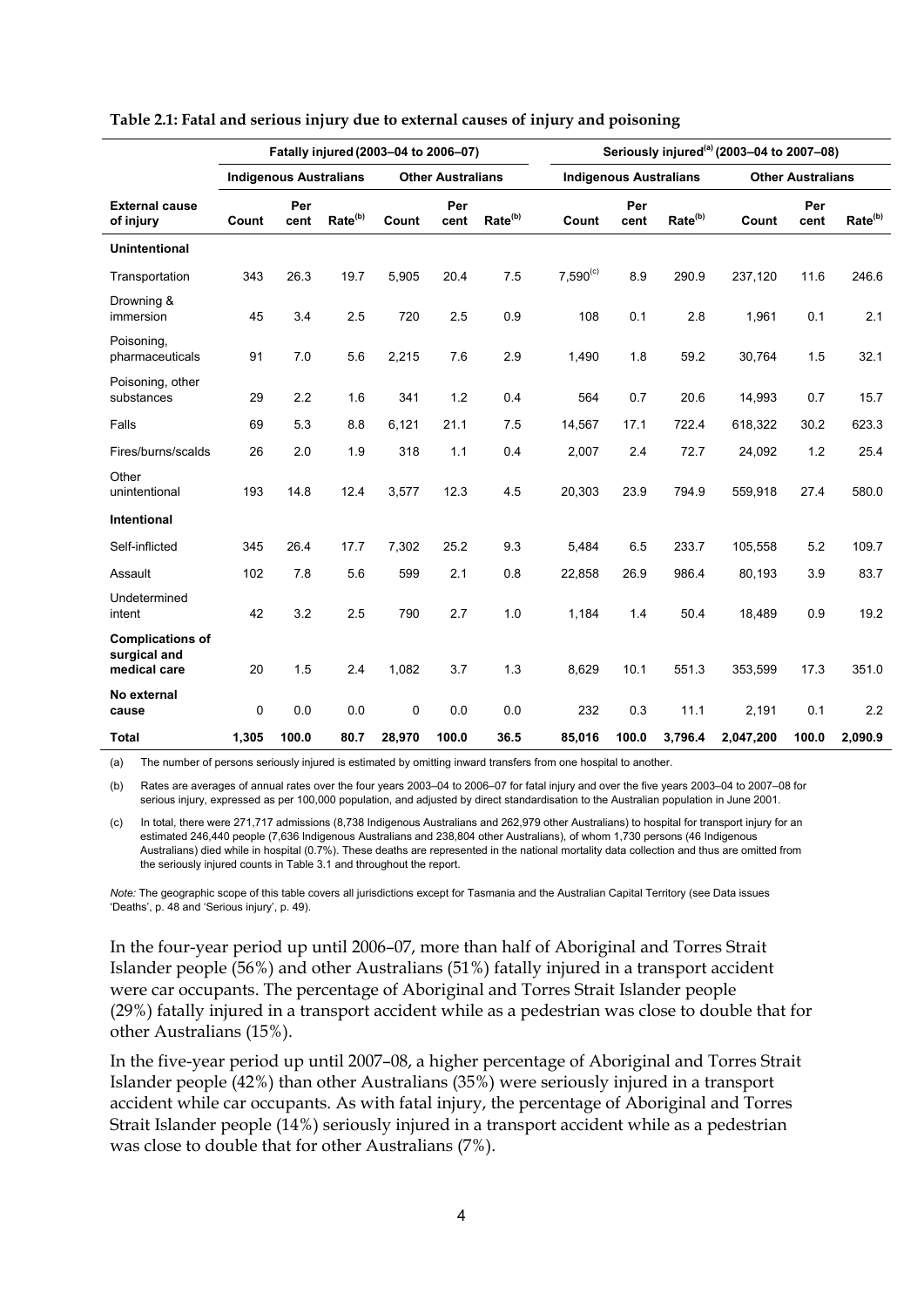**Table 2.1: Fatal and serious injury due to external causes of injury and poisoning**

| | Fatally injured (2003–04 to 2006–07) | | | | | | Seriously injured[(a)] (2003–04 to 2007–08) | | | | | |
|---|---|---|---|---|---|---|---|---|---|---|---|---|
| | Indigenous Australians | | | Other Australians | | | Indigenous Australians | | | Other Australians | | |
| **External cause of injury** | Count | Per cent | Rate[(b)] | Count | Per cent | Rate[(b)] | Count | Per cent | Rate[(b)] | Count | Per cent | Rate[(b)] |
| **Unintentional** | | | | | | | | | | | | |
| Transportation | 343 | 26.3 | 19.7 | 5,905 | 20.4 | 7.5 | 7,590[(c)] | 8.9 | 290.9 | 237,120 | 11.6 | 246.6 |
| Drowning & immersion | 45 | 3.4 | 2.5 | 720 | 2.5 | 0.9 | 108 | 0.1 | 2.8 | 1,961 | 0.1 | 2.1 |
| Poisoning, pharmaceuticals | 91 | 7.0 | 5.6 | 2,215 | 7.6 | 2.9 | 1,490 | 1.8 | 59.2 | 30,764 | 1.5 | 32.1 |
| Poisoning, other substances | 29 | 2.2 | 1.6 | 341 | 1.2 | 0.4 | 564 | 0.7 | 20.6 | 14,993 | 0.7 | 15.7 |
| Falls | 69 | 5.3 | 8.8 | 6,121 | 21.1 | 7.5 | 14,567 | 17.1 | 722.4 | 618,322 | 30.2 | 623.3 |
| Fires/burns/scalds | 26 | 2.0 | 1.9 | 318 | 1.1 | 0.4 | 2,007 | 2.4 | 72.7 | 24,092 | 1.2 | 25.4 |
| Other unintentional | 193 | 14.8 | 12.4 | 3,577 | 12.3 | 4.5 | 20,303 | 23.9 | 794.9 | 559,918 | 27.4 | 580.0 |
| **Intentional** | | | | | | | | | | | | |
| Self-inflicted | 345 | 26.4 | 17.7 | 7,302 | 25.2 | 9.3 | 5,484 | 6.5 | 233.7 | 105,558 | 5.2 | 109.7 |
| Assault | 102 | 7.8 | 5.6 | 599 | 2.1 | 0.8 | 22,858 | 26.9 | 986.4 | 80,193 | 3.9 | 83.7 |
| Undetermined intent | 42 | 3.2 | 2.5 | 790 | 2.7 | 1.0 | 1,184 | 1.4 | 50.4 | 18,489 | 0.9 | 19.2 |
| **Complications of surgical and medical care** | 20 | 1.5 | 2.4 | 1,082 | 3.7 | 1.3 | 8,629 | 10.1 | 551.3 | 353,599 | 17.3 | 351.0 |
| **No external cause** | 0 | 0.0 | 0.0 | 0 | 0.0 | 0.0 | 232 | 0.3 | 11.1 | 2,191 | 0.1 | 2.2 |
| **Total** | **1,305** | **100.0** | **80.7** | **28,970** | **100.0** | **36.5** | **85,016** | **100.0** | **3,796.4** | **2,047,200** | **100.0** | **2,090.9** |

(a) The number of persons seriously injured is estimated by omitting inward transfers from one hospital to another.

(b) Rates are averages of annual rates over the four years 2003–04 to 2006–07 for fatal injury and over the five years 2003–04 to 2007–08 for serious injury, expressed as per 100,000 population, and adjusted by direct standardisation to the Australian population in June 2001.

(c) In total, there were 271,717 admissions (8,738 Indigenous Australians and 262,979 other Australians) to hospital for transport injury for an estimated 246,440 people (7,636 Indigenous Australians and 238,804 other Australians), of whom 1,730 persons (46 Indigenous Australians) died while in hospital (0.7%). These deaths are represented in the national mortality data collection and thus are omitted from the seriously injured counts in Table 3.1 and throughout the report.

*Note:* The geographic scope of this table covers all jurisdictions except for Tasmania and the Australian Capital Territory (see Data issues 'Deaths', p. 48 and 'Serious injury', p. 49).

In the four-year period up until 2006–07, more than half of Aboriginal and Torres Strait Islander people (56%) and other Australians (51%) fatally injured in a transport accident were car occupants. The percentage of Aboriginal and Torres Strait Islander people (29%) fatally injured in a transport accident while as a pedestrian was close to double that for other Australians (15%).

In the five-year period up until 2007–08, a higher percentage of Aboriginal and Torres Strait Islander people (42%) than other Australians (35%) were seriously injured in a transport accident while car occupants. As with fatal injury, the percentage of Aboriginal and Torres Strait Islander people (14%) seriously injured in a transport accident while as a pedestrian was close to double that for other Australians (7%).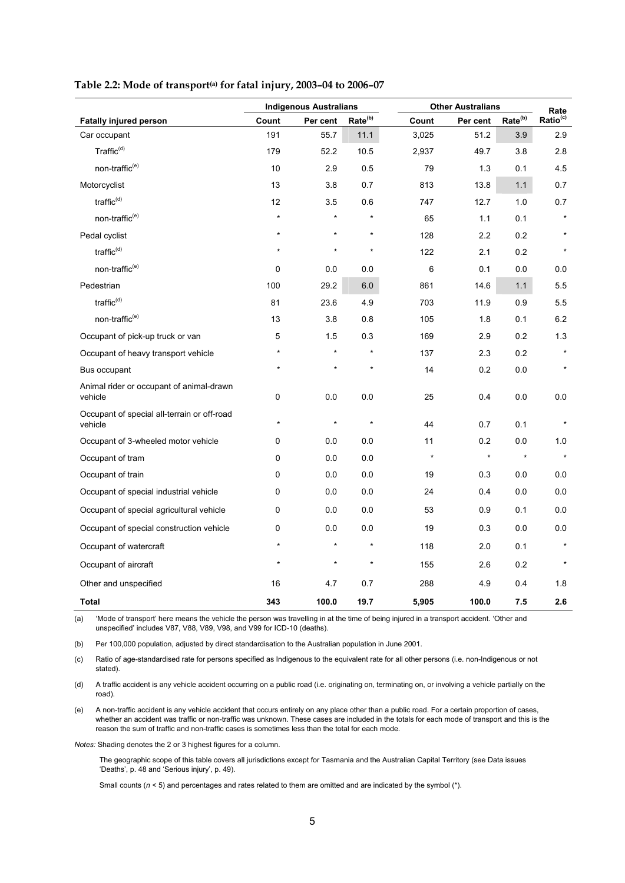**Table 2.2: Mode of transport[(a)] for fatal injury, 2003–04 to 2006–07**

| | Indigenous Australians | | | Other Australians | | | Rate |
|---|---|---|---|---|---|---|---|
| Fatally injured person | Count | Per cent | Rate[(b)] | Count | Per cent | Rate[(b)] | Ratio[(c)] |
| Car occupant | 191 | 55.7 | 11.1 | 3,025 | 51.2 | 3.9 | 2.9 |
| Traffic[(d)] | 179 | 52.2 | 10.5 | 2,937 | 49.7 | 3.8 | 2.8 |
| non-traffic[(e)] | 10 | 2.9 | 0.5 | 79 | 1.3 | 0.1 | 4.5 |
| Motorcyclist | 13 | 3.8 | 0.7 | 813 | 13.8 | 1.1 | 0.7 |
| traffic[(d)] | 12 | 3.5 | 0.6 | 747 | 12.7 | 1.0 | 0.7 |
| non-traffic[(e)] | * | * | * | 65 | 1.1 | 0.1 | * |
| Pedal cyclist | * | * | * | 128 | 2.2 | 0.2 | * |
| traffic[(d)] | * | * | * | 122 | 2.1 | 0.2 | * |
| non-traffic[(e)] | 0 | 0.0 | 0.0 | 6 | 0.1 | 0.0 | 0.0 |
| Pedestrian | 100 | 29.2 | 6.0 | 861 | 14.6 | 1.1 | 5.5 |
| traffic[(d)] | 81 | 23.6 | 4.9 | 703 | 11.9 | 0.9 | 5.5 |
| non-traffic[(e)] | 13 | 3.8 | 0.8 | 105 | 1.8 | 0.1 | 6.2 |
| Occupant of pick-up truck or van | 5 | 1.5 | 0.3 | 169 | 2.9 | 0.2 | 1.3 |
| Occupant of heavy transport vehicle | * | * | * | 137 | 2.3 | 0.2 | * |
| Bus occupant | * | * | * | 14 | 0.2 | 0.0 | * |
| Animal rider or occupant of animal-drawn vehicle | 0 | 0.0 | 0.0 | 25 | 0.4 | 0.0 | 0.0 |
| Occupant of special all-terrain or off-road vehicle | * | * | * | 44 | 0.7 | 0.1 | * |
| Occupant of 3-wheeled motor vehicle | 0 | 0.0 | 0.0 | 11 | 0.2 | 0.0 | 1.0 |
| Occupant of tram | 0 | 0.0 | 0.0 | * | * | * | * |
| Occupant of train | 0 | 0.0 | 0.0 | 19 | 0.3 | 0.0 | 0.0 |
| Occupant of special industrial vehicle | 0 | 0.0 | 0.0 | 24 | 0.4 | 0.0 | 0.0 |
| Occupant of special agricultural vehicle | 0 | 0.0 | 0.0 | 53 | 0.9 | 0.1 | 0.0 |
| Occupant of special construction vehicle | 0 | 0.0 | 0.0 | 19 | 0.3 | 0.0 | 0.0 |
| Occupant of watercraft | * | * | * | 118 | 2.0 | 0.1 | * |
| Occupant of aircraft | * | * | * | 155 | 2.6 | 0.2 | * |
| Other and unspecified | 16 | 4.7 | 0.7 | 288 | 4.9 | 0.4 | 1.8 |
| **Total** | **343** | **100.0** | **19.7** | **5,905** | **100.0** | **7.5** | **2.6** |

(a) 'Mode of transport' here means the vehicle the person was travelling in at the time of being injured in a transport accident. 'Other and unspecified' includes V87, V88, V89, V98, and V99 for ICD-10 (deaths).

(b) Per 100,000 population, adjusted by direct standardisation to the Australian population in June 2001.

(c) Ratio of age-standardised rate for persons specified as Indigenous to the equivalent rate for all other persons (i.e. non-Indigenous or not stated).

(d) A traffic accident is any vehicle accident occurring on a public road (i.e. originating on, terminating on, or involving a vehicle partially on the road).

(e) A non-traffic accident is any vehicle accident that occurs entirely on any place other than a public road. For a certain proportion of cases, whether an accident was traffic or non-traffic was unknown. These cases are included in the totals for each mode of transport and this is the reason the sum of traffic and non-traffic cases is sometimes less than the total for each mode.

*Notes:* Shading denotes the 2 or 3 highest figures for a column.

The geographic scope of this table covers all jurisdictions except for Tasmania and the Australian Capital Territory (see Data issues 'Deaths', p. 48 and 'Serious injury', p. 49).

Small counts ($n < 5$) and percentages and rates related to them are omitted and are indicated by the symbol (*).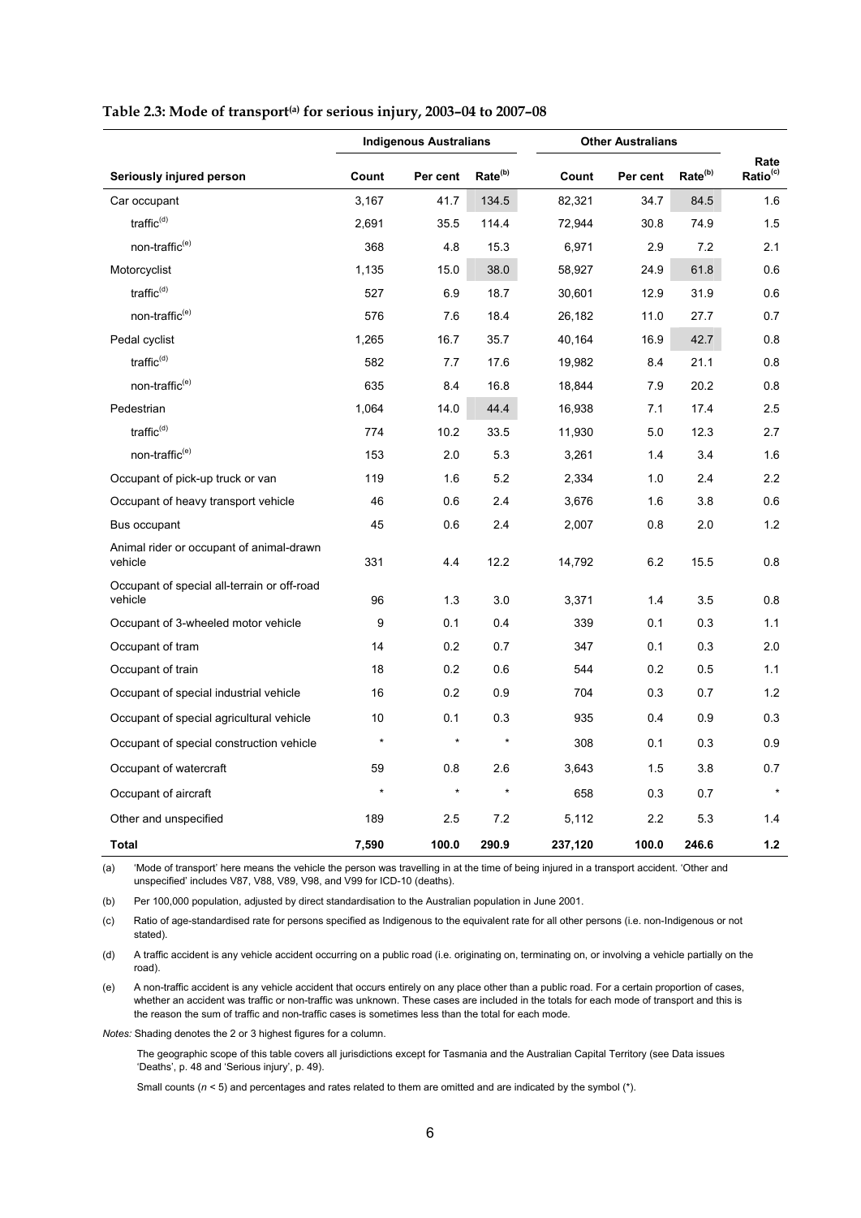**Table 2.3: Mode of transport[(a)] for serious injury, 2003–04 to 2007–08**

| | Indigenous Australians | | | Other Australians | | | |
|---|---|---|---|---|---|---|---|
| **Seriously injured person** | **Count** | **Per cent** | **Rate[(b)]** | **Count** | **Per cent** | **Rate[(b)]** | **Rate Ratio[(c)]** |
| Car occupant | 3,167 | 41.7 | 134.5 | 82,321 | 34.7 | 84.5 | 1.6 |
| traffic[(d)] | 2,691 | 35.5 | 114.4 | 72,944 | 30.8 | 74.9 | 1.5 |
| non-traffic[(e)] | 368 | 4.8 | 15.3 | 6,971 | 2.9 | 7.2 | 2.1 |
| Motorcyclist | 1,135 | 15.0 | 38.0 | 58,927 | 24.9 | 61.8 | 0.6 |
| traffic[(d)] | 527 | 6.9 | 18.7 | 30,601 | 12.9 | 31.9 | 0.6 |
| non-traffic[(e)] | 576 | 7.6 | 18.4 | 26,182 | 11.0 | 27.7 | 0.7 |
| Pedal cyclist | 1,265 | 16.7 | 35.7 | 40,164 | 16.9 | 42.7 | 0.8 |
| traffic[(d)] | 582 | 7.7 | 17.6 | 19,982 | 8.4 | 21.1 | 0.8 |
| non-traffic[(e)] | 635 | 8.4 | 16.8 | 18,844 | 7.9 | 20.2 | 0.8 |
| Pedestrian | 1,064 | 14.0 | 44.4 | 16,938 | 7.1 | 17.4 | 2.5 |
| traffic[(d)] | 774 | 10.2 | 33.5 | 11,930 | 5.0 | 12.3 | 2.7 |
| non-traffic[(e)] | 153 | 2.0 | 5.3 | 3,261 | 1.4 | 3.4 | 1.6 |
| Occupant of pick-up truck or van | 119 | 1.6 | 5.2 | 2,334 | 1.0 | 2.4 | 2.2 |
| Occupant of heavy transport vehicle | 46 | 0.6 | 2.4 | 3,676 | 1.6 | 3.8 | 0.6 |
| Bus occupant | 45 | 0.6 | 2.4 | 2,007 | 0.8 | 2.0 | 1.2 |
| Animal rider or occupant of animal-drawn vehicle | 331 | 4.4 | 12.2 | 14,792 | 6.2 | 15.5 | 0.8 |
| Occupant of special all-terrain or off-road vehicle | 96 | 1.3 | 3.0 | 3,371 | 1.4 | 3.5 | 0.8 |
| Occupant of 3-wheeled motor vehicle | 9 | 0.1 | 0.4 | 339 | 0.1 | 0.3 | 1.1 |
| Occupant of tram | 14 | 0.2 | 0.7 | 347 | 0.1 | 0.3 | 2.0 |
| Occupant of train | 18 | 0.2 | 0.6 | 544 | 0.2 | 0.5 | 1.1 |
| Occupant of special industrial vehicle | 16 | 0.2 | 0.9 | 704 | 0.3 | 0.7 | 1.2 |
| Occupant of special agricultural vehicle | 10 | 0.1 | 0.3 | 935 | 0.4 | 0.9 | 0.3 |
| Occupant of special construction vehicle | * | * | * | 308 | 0.1 | 0.3 | 0.9 |
| Occupant of watercraft | 59 | 0.8 | 2.6 | 3,643 | 1.5 | 3.8 | 0.7 |
| Occupant of aircraft | * | * | * | 658 | 0.3 | 0.7 | * |
| Other and unspecified | 189 | 2.5 | 7.2 | 5,112 | 2.2 | 5.3 | 1.4 |
| **Total** | **7,590** | **100.0** | **290.9** | **237,120** | **100.0** | **246.6** | **1.2** |

(a) 'Mode of transport' here means the vehicle the person was travelling in at the time of being injured in a transport accident. 'Other and unspecified' includes V87, V88, V89, V98, and V99 for ICD-10 (deaths).

(b) Per 100,000 population, adjusted by direct standardisation to the Australian population in June 2001.

(c) Ratio of age-standardised rate for persons specified as Indigenous to the equivalent rate for all other persons (i.e. non-Indigenous or not stated).

(d) A traffic accident is any vehicle accident occurring on a public road (i.e. originating on, terminating on, or involving a vehicle partially on the road).

(e) A non-traffic accident is any vehicle accident that occurs entirely on any place other than a public road. For a certain proportion of cases, whether an accident was traffic or non-traffic was unknown. These cases are included in the totals for each mode of transport and this is the reason the sum of traffic and non-traffic cases is sometimes less than the total for each mode.

*Notes:* Shading denotes the 2 or 3 highest figures for a column.

The geographic scope of this table covers all jurisdictions except for Tasmania and the Australian Capital Territory (see Data issues 'Deaths', p. 48 and 'Serious injury', p. 49).

Small counts ($n < 5$) and percentages and rates related to them are omitted and are indicated by the symbol (*).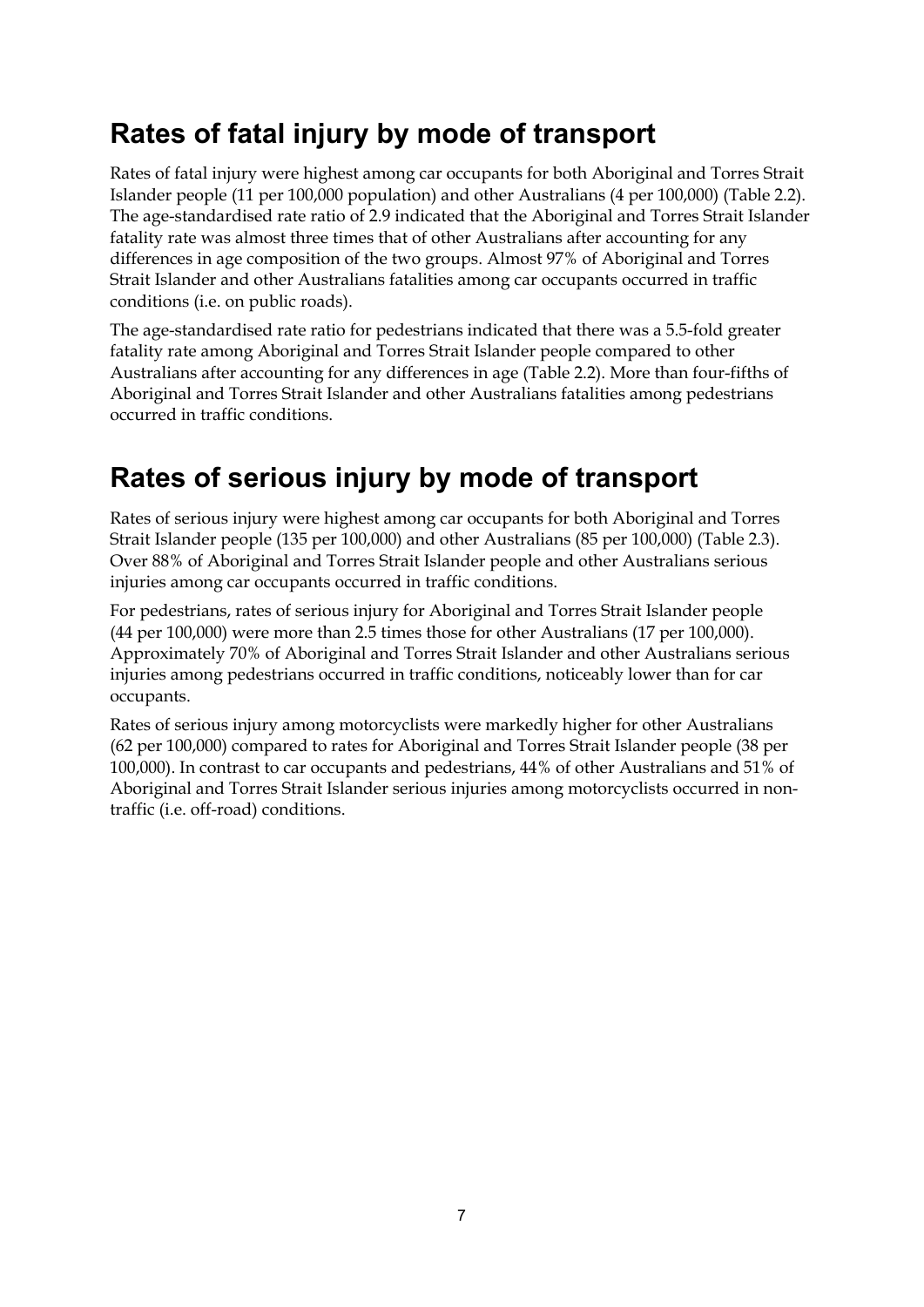## Rates of fatal injury by mode of transport

Rates of fatal injury were highest among car occupants for both Aboriginal and Torres Strait Islander people (11 per 100,000 population) and other Australians (4 per 100,000) (Table 2.2). The age-standardised rate ratio of 2.9 indicated that the Aboriginal and Torres Strait Islander fatality rate was almost three times that of other Australians after accounting for any differences in age composition of the two groups. Almost 97% of Aboriginal and Torres Strait Islander and other Australians fatalities among car occupants occurred in traffic conditions (i.e. on public roads).

The age-standardised rate ratio for pedestrians indicated that there was a 5.5-fold greater fatality rate among Aboriginal and Torres Strait Islander people compared to other Australians after accounting for any differences in age (Table 2.2). More than four-fifths of Aboriginal and Torres Strait Islander and other Australians fatalities among pedestrians occurred in traffic conditions.

## Rates of serious injury by mode of transport

Rates of serious injury were highest among car occupants for both Aboriginal and Torres Strait Islander people (135 per 100,000) and other Australians (85 per 100,000) (Table 2.3). Over 88% of Aboriginal and Torres Strait Islander people and other Australians serious injuries among car occupants occurred in traffic conditions.

For pedestrians, rates of serious injury for Aboriginal and Torres Strait Islander people (44 per 100,000) were more than 2.5 times those for other Australians (17 per 100,000). Approximately 70% of Aboriginal and Torres Strait Islander and other Australians serious injuries among pedestrians occurred in traffic conditions, noticeably lower than for car occupants.

Rates of serious injury among motorcyclists were markedly higher for other Australians (62 per 100,000) compared to rates for Aboriginal and Torres Strait Islander people (38 per 100,000). In contrast to car occupants and pedestrians, 44% of other Australians and 51% of Aboriginal and Torres Strait Islander serious injuries among motorcyclists occurred in non-traffic (i.e. off-road) conditions.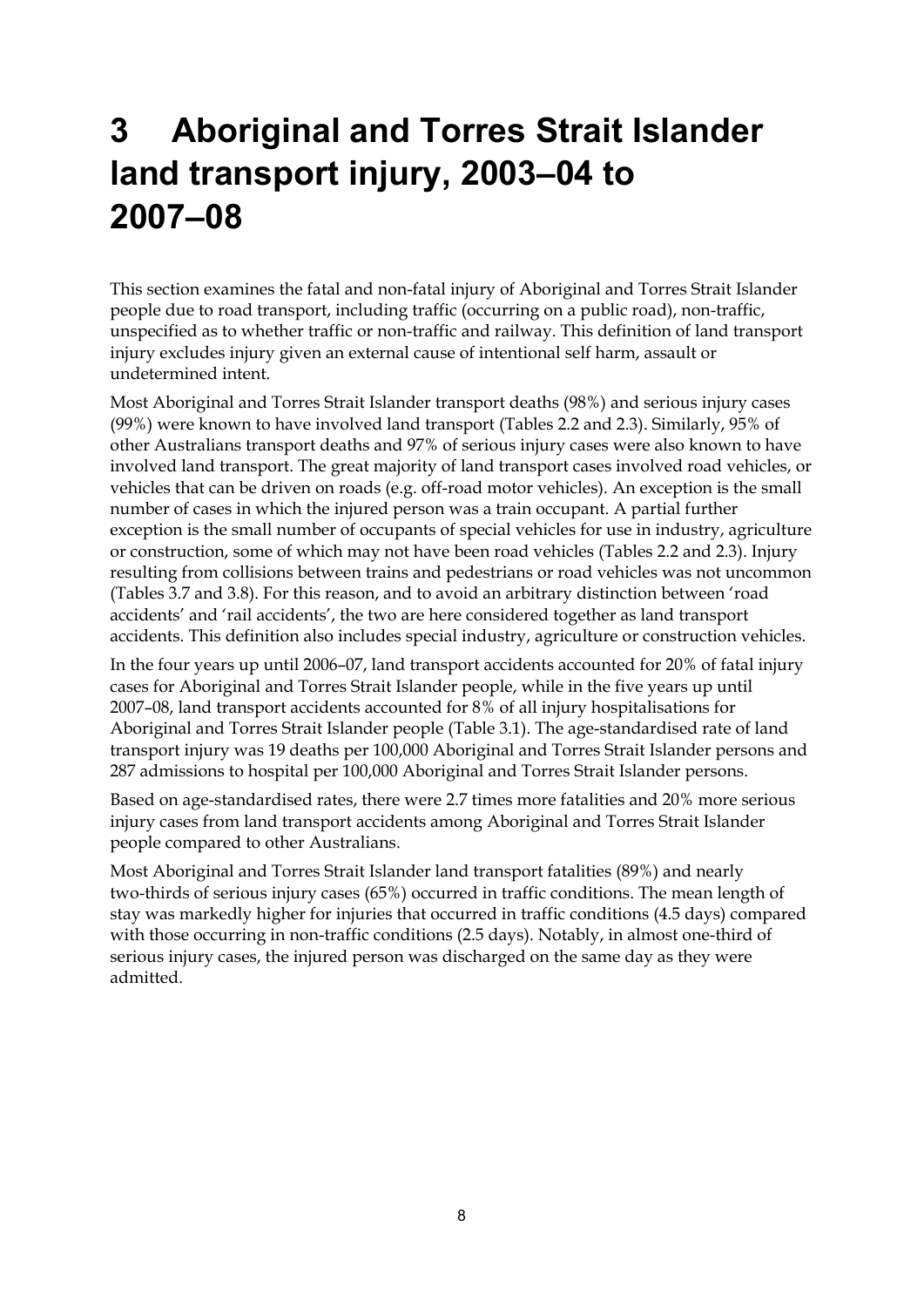# 3 Aboriginal and Torres Strait Islander land transport injury, 2003–04 to 2007–08

This section examines the fatal and non-fatal injury of Aboriginal and Torres Strait Islander people due to road transport, including traffic (occurring on a public road), non-traffic, unspecified as to whether traffic or non-traffic and railway. This definition of land transport injury excludes injury given an external cause of intentional self harm, assault or undetermined intent.

Most Aboriginal and Torres Strait Islander transport deaths (98%) and serious injury cases (99%) were known to have involved land transport (Tables 2.2 and 2.3). Similarly, 95% of other Australians transport deaths and 97% of serious injury cases were also known to have involved land transport. The great majority of land transport cases involved road vehicles, or vehicles that can be driven on roads (e.g. off-road motor vehicles). An exception is the small number of cases in which the injured person was a train occupant. A partial further exception is the small number of occupants of special vehicles for use in industry, agriculture or construction, some of which may not have been road vehicles (Tables 2.2 and 2.3). Injury resulting from collisions between trains and pedestrians or road vehicles was not uncommon (Tables 3.7 and 3.8). For this reason, and to avoid an arbitrary distinction between 'road accidents' and 'rail accidents', the two are here considered together as land transport accidents. This definition also includes special industry, agriculture or construction vehicles.

In the four years up until 2006–07, land transport accidents accounted for 20% of fatal injury cases for Aboriginal and Torres Strait Islander people, while in the five years up until 2007–08, land transport accidents accounted for 8% of all injury hospitalisations for Aboriginal and Torres Strait Islander people (Table 3.1). The age-standardised rate of land transport injury was 19 deaths per 100,000 Aboriginal and Torres Strait Islander persons and 287 admissions to hospital per 100,000 Aboriginal and Torres Strait Islander persons.

Based on age-standardised rates, there were 2.7 times more fatalities and 20% more serious injury cases from land transport accidents among Aboriginal and Torres Strait Islander people compared to other Australians.

Most Aboriginal and Torres Strait Islander land transport fatalities (89%) and nearly two-thirds of serious injury cases (65%) occurred in traffic conditions. The mean length of stay was markedly higher for injuries that occurred in traffic conditions (4.5 days) compared with those occurring in non-traffic conditions (2.5 days). Notably, in almost one-third of serious injury cases, the injured person was discharged on the same day as they were admitted.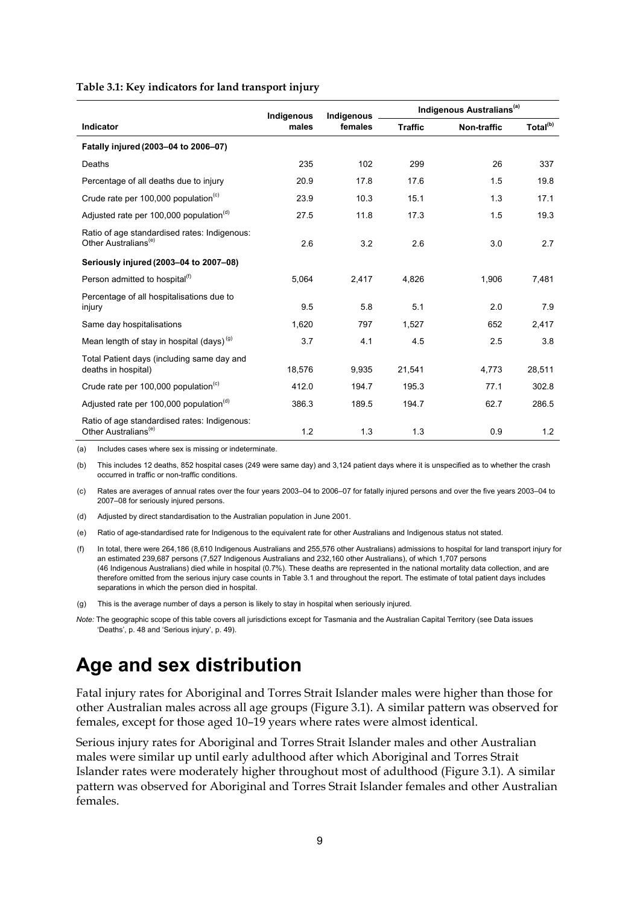**Table 3.1: Key indicators for land transport injury**

| Indicator | Indigenous males | Indigenous females | Indigenous Australians[(a)] | | |
|---|---|---|---|---|---|
| | | | Traffic | Non-traffic | Total[(b)] |
| **Fatally injured (2003–04 to 2006–07)** | | | | | |
| Deaths | 235 | 102 | 299 | 26 | 337 |
| Percentage of all deaths due to injury | 20.9 | 17.8 | 17.6 | 1.5 | 19.8 |
| Crude rate per 100,000 population[(c)] | 23.9 | 10.3 | 15.1 | 1.3 | 17.1 |
| Adjusted rate per 100,000 population[(d)] | 27.5 | 11.8 | 17.3 | 1.5 | 19.3 |
| Ratio of age standardised rates: Indigenous: Other Australians[(e)] | 2.6 | 3.2 | 2.6 | 3.0 | 2.7 |
| **Seriously injured (2003–04 to 2007–08)** | | | | | |
| Person admitted to hospital[(f)] | 5,064 | 2,417 | 4,826 | 1,906 | 7,481 |
| Percentage of all hospitalisations due to injury | 9.5 | 5.8 | 5.1 | 2.0 | 7.9 |
| Same day hospitalisations | 1,620 | 797 | 1,527 | 652 | 2,417 |
| Mean length of stay in hospital (days)[(g)] | 3.7 | 4.1 | 4.5 | 2.5 | 3.8 |
| Total Patient days (including same day and deaths in hospital) | 18,576 | 9,935 | 21,541 | 4,773 | 28,511 |
| Crude rate per 100,000 population[(c)] | 412.0 | 194.7 | 195.3 | 77.1 | 302.8 |
| Adjusted rate per 100,000 population[(d)] | 386.3 | 189.5 | 194.7 | 62.7 | 286.5 |
| Ratio of age standardised rates: Indigenous: Other Australians[(e)] | 1.2 | 1.3 | 1.3 | 0.9 | 1.2 |

(a) Includes cases where sex is missing or indeterminate.

(b) This includes 12 deaths, 852 hospital cases (249 were same day) and 3,124 patient days where it is unspecified as to whether the crash occurred in traffic or non-traffic conditions.

(c) Rates are averages of annual rates over the four years 2003–04 to 2006–07 for fatally injured persons and over the five years 2003–04 to 2007–08 for seriously injured persons.

(d) Adjusted by direct standardisation to the Australian population in June 2001.

(e) Ratio of age-standardised rate for Indigenous to the equivalent rate for other Australians and Indigenous status not stated.

(f) In total, there were 264,186 (8,610 Indigenous Australians and 255,576 other Australians) admissions to hospital for land transport injury for an estimated 239,687 persons (7,527 Indigenous Australians and 232,160 other Australians), of which 1,707 persons (46 Indigenous Australians) died while in hospital (0.7%). These deaths are represented in the national mortality data collection, and are therefore omitted from the serious injury case counts in Table 3.1 and throughout the report. The estimate of total patient days includes separations in which the person died in hospital.

(g) This is the average number of days a person is likely to stay in hospital when seriously injured.

*Note:* The geographic scope of this table covers all jurisdictions except for Tasmania and the Australian Capital Territory (see Data issues 'Deaths', p. 48 and 'Serious injury', p. 49).

# Age and sex distribution

Fatal injury rates for Aboriginal and Torres Strait Islander males were higher than those for other Australian males across all age groups (Figure 3.1). A similar pattern was observed for females, except for those aged 10–19 years where rates were almost identical.

Serious injury rates for Aboriginal and Torres Strait Islander males and other Australian males were similar up until early adulthood after which Aboriginal and Torres Strait Islander rates were moderately higher throughout most of adulthood (Figure 3.1). A similar pattern was observed for Aboriginal and Torres Strait Islander females and other Australian females.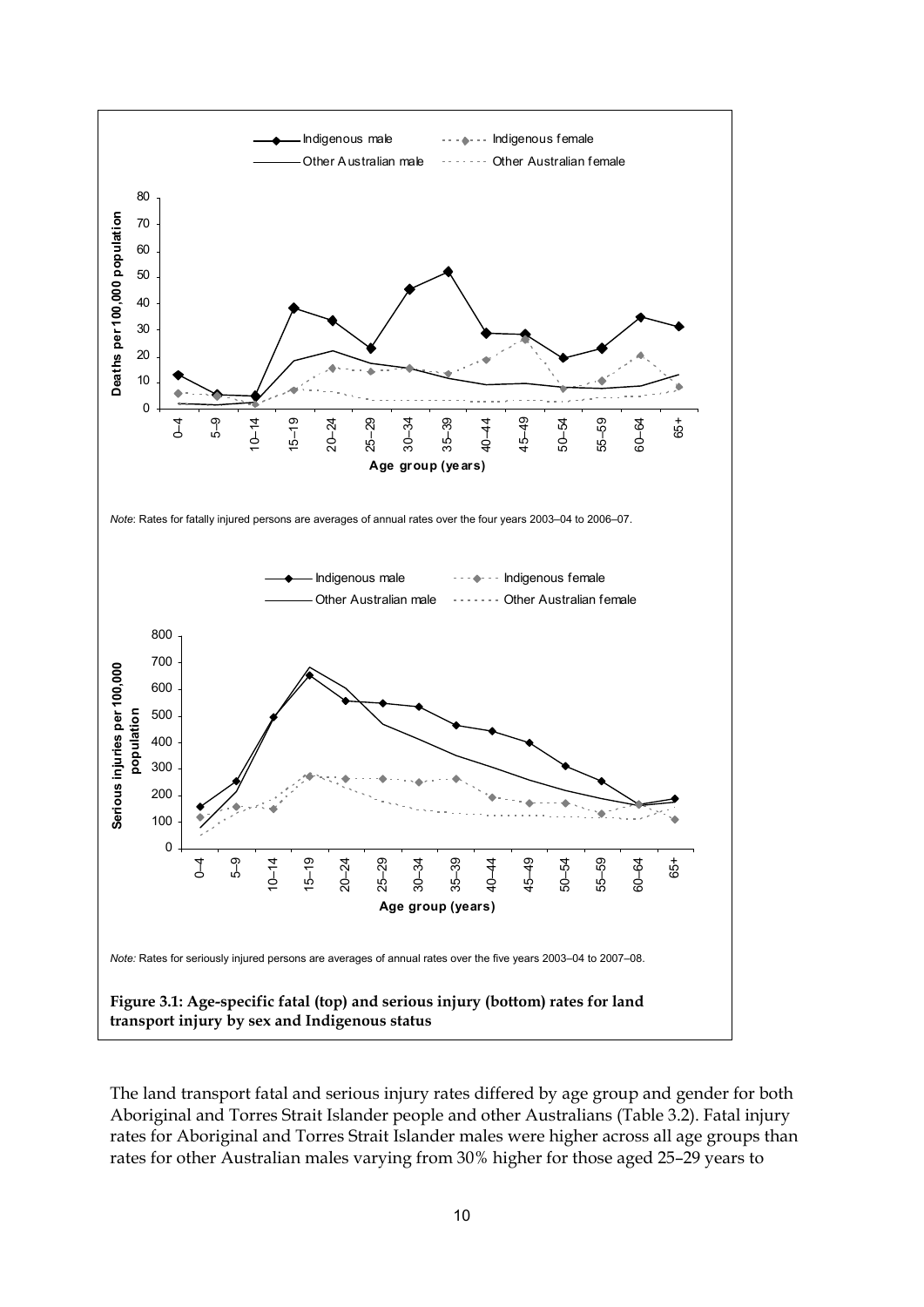Indigenous male — Indigenous female — Other Australian male — Other Australian female

*Note*: Rates for fatally injured persons are averages of annual rates over the four years 2003–04 to 2006–07.

*Note:* Rates for seriously injured persons are averages of annual rates over the five years 2003–04 to 2007–08.

**Figure 3.1: Age-specific fatal (top) and serious injury (bottom) rates for land transport injury by sex and Indigenous status**

The land transport fatal and serious injury rates differed by age group and gender for both Aboriginal and Torres Strait Islander people and other Australians (Table 3.2). Fatal injury rates for Aboriginal and Torres Strait Islander males were higher across all age groups than rates for other Australian males varying from 30% higher for those aged 25–29 years to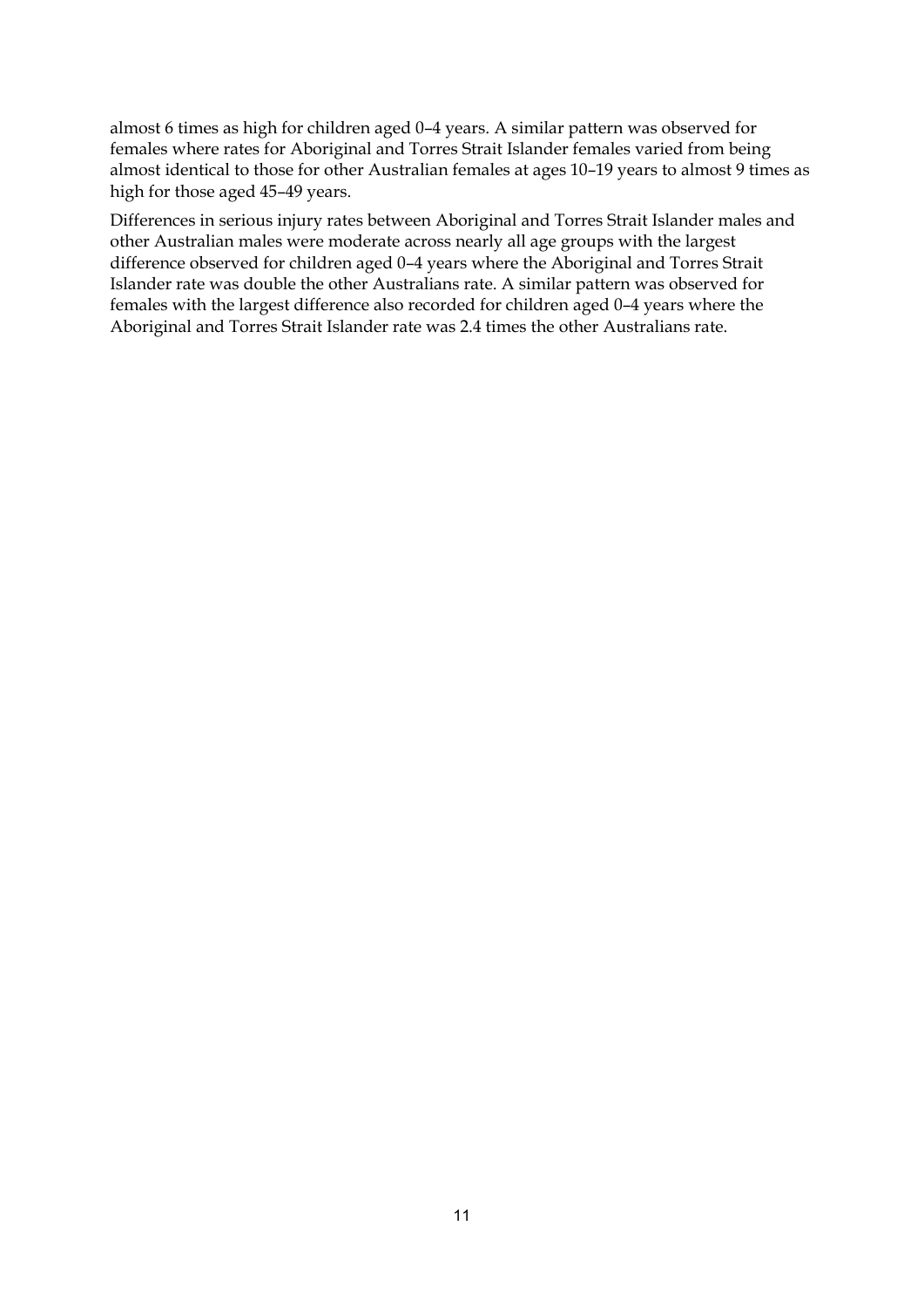almost 6 times as high for children aged 0–4 years. A similar pattern was observed for females where rates for Aboriginal and Torres Strait Islander females varied from being almost identical to those for other Australian females at ages 10–19 years to almost 9 times as high for those aged 45–49 years.

Differences in serious injury rates between Aboriginal and Torres Strait Islander males and other Australian males were moderate across nearly all age groups with the largest difference observed for children aged 0–4 years where the Aboriginal and Torres Strait Islander rate was double the other Australians rate. A similar pattern was observed for females with the largest difference also recorded for children aged 0–4 years where the Aboriginal and Torres Strait Islander rate was 2.4 times the other Australians rate.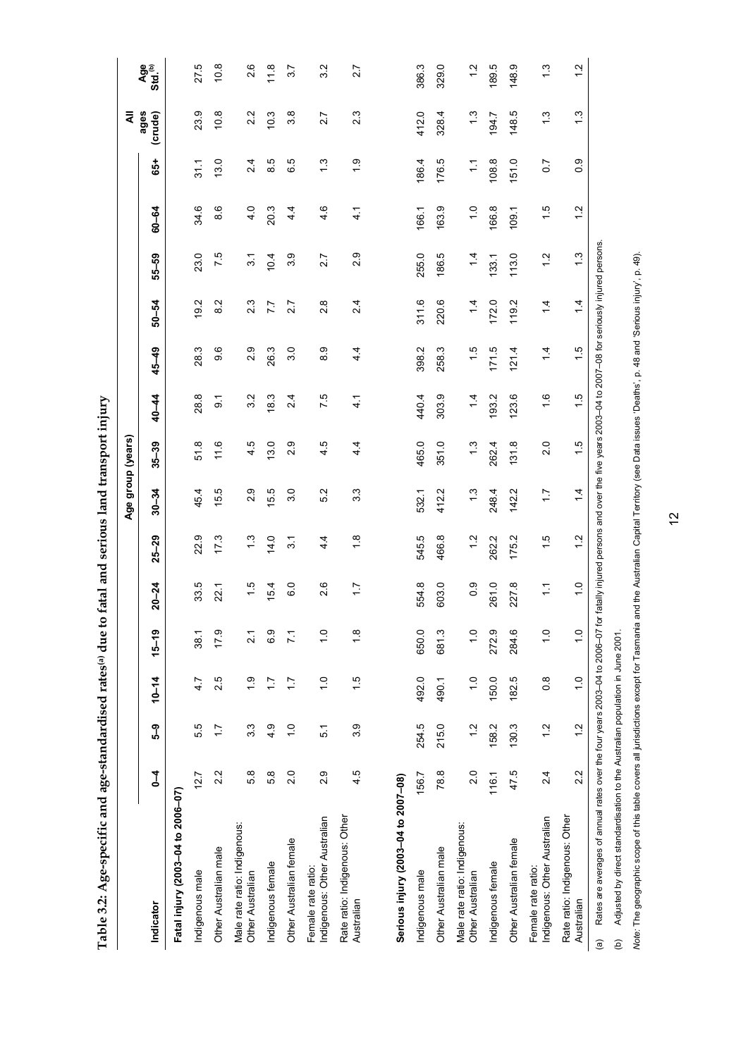# Table 3.2: Age-specific and age-standardised rates[(a)] due to fatal and serious land transport injury

| Indicator | Age group (years) | | | | | | | | | | | | | | |
|---|---|---|---|---|---|---|---|---|---|---|---|---|---|---|---|
| | 0–4 | 5–9 | 10–14 | 15–19 | 20–24 | 25–29 | 30–34 | 35–39 | 40–44 | 45–49 | 50–54 | 55–59 | 60–64 | 65+ | All ages (crude) | Age Std.[(b)] |
| **Fatal injury (2003–04 to 2006–07)** | | | | | | | | | | | | | | | | |
| Indigenous male | 12.7 | 5.5 | 4.7 | 38.1 | 33.5 | 22.9 | 45.4 | 51.8 | 28.8 | 28.3 | 19.2 | 23.0 | 34.6 | 31.1 | 23.9 | 27.5 |
| Other Australian male | 2.2 | 1.7 | 2.5 | 17.9 | 22.1 | 17.3 | 15.5 | 11.6 | 9.1 | 9.6 | 8.2 | 7.5 | 8.6 | 13.0 | 10.8 | 10.8 |
| Male rate ratio: Indigenous: Other Australian | 5.8 | 3.3 | 1.9 | 2.1 | 1.5 | 1.3 | 2.9 | 4.5 | 3.2 | 2.9 | 2.3 | 3.1 | 4.0 | 2.4 | 2.2 | 2.6 |
| Indigenous female | 5.8 | 4.9 | 1.7 | 6.9 | 15.4 | 14.0 | 15.5 | 13.0 | 18.3 | 26.3 | 7.7 | 10.4 | 20.3 | 8.5 | 10.3 | 11.8 |
| Other Australian female | 2.0 | 1.0 | 1.7 | 7.1 | 6.0 | 3.1 | 3.0 | 2.9 | 2.4 | 3.0 | 2.7 | 3.9 | 4.4 | 6.5 | 3.8 | 3.7 |
| Female rate ratio: Indigenous: Other Australian | 2.9 | 5.1 | 1.0 | 1.0 | 2.6 | 4.4 | 5.2 | 4.5 | 7.5 | 8.9 | 2.8 | 2.7 | 4.6 | 1.3 | 2.7 | 3.2 |
| Rate ratio: Indigenous: Other Australian | 4.5 | 3.9 | 1.5 | 1.8 | 1.7 | 1.8 | 3.3 | 4.4 | 4.1 | 4.4 | 2.4 | 2.9 | 4.1 | 1.9 | 2.3 | 2.7 |
| **Serious injury (2003–04 to 2007–08)** | | | | | | | | | | | | | | | | |
| Indigenous male | 156.7 | 254.5 | 492.0 | 650.0 | 554.8 | 545.5 | 532.1 | 465.0 | 440.4 | 398.2 | 311.6 | 255.0 | 166.1 | 186.4 | 412.0 | 386.3 |
| Other Australian male | 78.8 | 215.0 | 490.1 | 681.3 | 603.0 | 466.8 | 412.2 | 351.0 | 303.9 | 258.3 | 220.6 | 186.5 | 163.9 | 176.5 | 328.4 | 329.0 |
| Male rate ratio: Indigenous: Other Australian | 2.0 | 1.2 | 1.0 | 1.0 | 0.9 | 1.2 | 1.3 | 1.3 | 1.4 | 1.5 | 1.4 | 1.4 | 1.0 | 1.1 | 1.3 | 1.2 |
| Indigenous female | 116.1 | 158.2 | 150.0 | 272.9 | 261.0 | 262.2 | 248.4 | 262.4 | 193.2 | 171.5 | 172.0 | 133.1 | 166.8 | 108.8 | 194.7 | 189.5 |
| Other Australian female | 47.5 | 130.3 | 182.5 | 284.6 | 227.8 | 175.2 | 142.2 | 131.8 | 123.6 | 121.4 | 119.2 | 113.0 | 109.1 | 151.0 | 148.5 | 148.9 |
| Female rate ratio: Indigenous: Other Australian | 2.4 | 1.2 | 0.8 | 1.0 | 1.1 | 1.5 | 1.7 | 2.0 | 1.6 | 1.4 | 1.4 | 1.2 | 1.5 | 0.7 | 1.3 | 1.3 |
| Rate ratio: Indigenous: Other Australian | 2.2 | 1.2 | 1.0 | 1.0 | 1.0 | 1.2 | 1.4 | 1.5 | 1.5 | 1.5 | 1.4 | 1.3 | 1.2 | 0.9 | 1.3 | 1.2 |

(a) Rates are averages of annual rates over the four years 2003–04 to 2006–07 for fatally injured persons and over the five years 2003–04 to 2007–08 for seriously injured persons.

(b) Adjusted by direct standardisation to the Australian population in June 2001.

*Note:* The geographic scope of this table covers all jurisdictions except for Tasmania and the Australian Capital Territory (see Data issues 'Deaths', p. 48 and 'Serious injury', p. 49).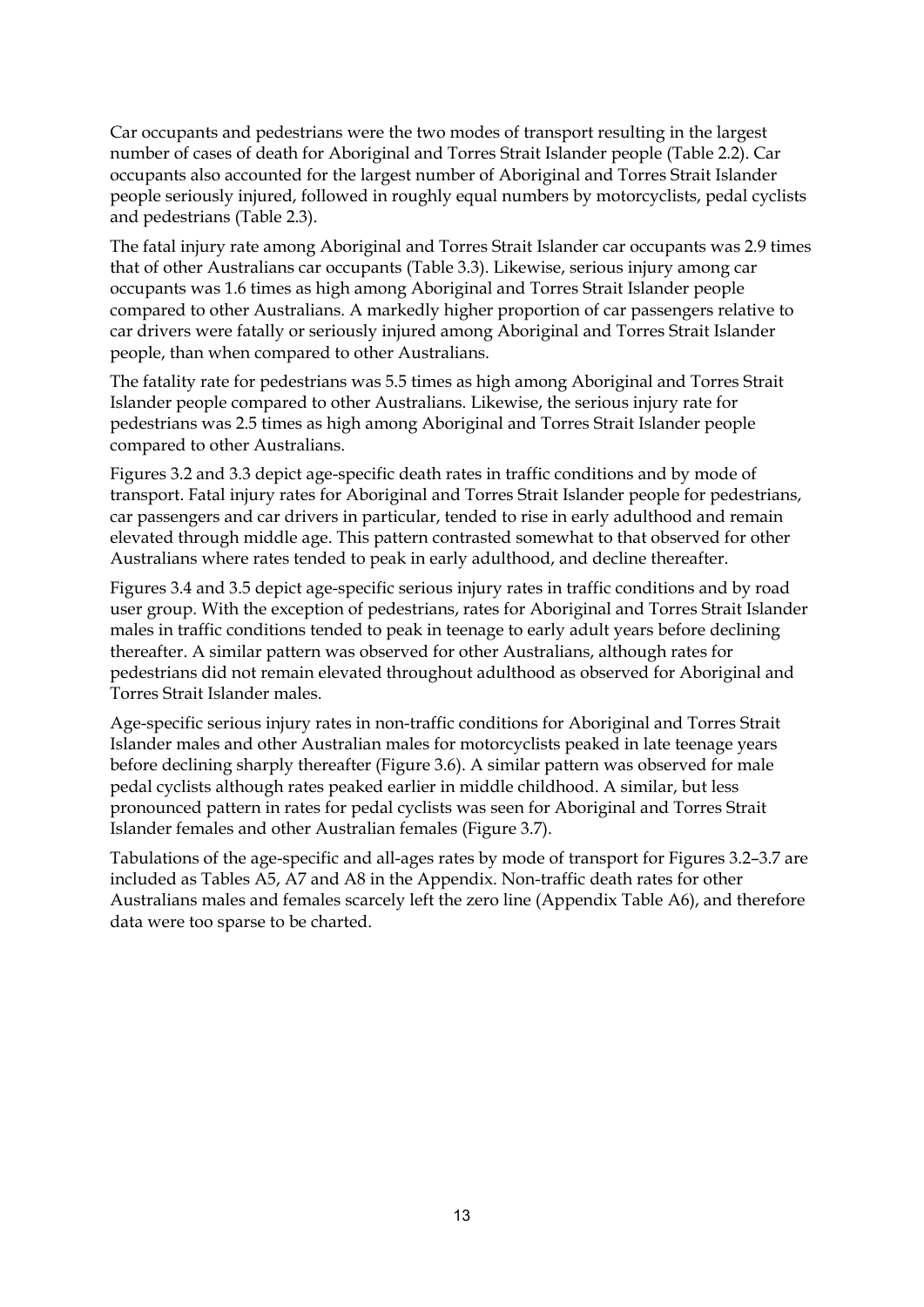Car occupants and pedestrians were the two modes of transport resulting in the largest number of cases of death for Aboriginal and Torres Strait Islander people (Table 2.2). Car occupants also accounted for the largest number of Aboriginal and Torres Strait Islander people seriously injured, followed in roughly equal numbers by motorcyclists, pedal cyclists and pedestrians (Table 2.3).

The fatal injury rate among Aboriginal and Torres Strait Islander car occupants was 2.9 times that of other Australians car occupants (Table 3.3). Likewise, serious injury among car occupants was 1.6 times as high among Aboriginal and Torres Strait Islander people compared to other Australians. A markedly higher proportion of car passengers relative to car drivers were fatally or seriously injured among Aboriginal and Torres Strait Islander people, than when compared to other Australians.

The fatality rate for pedestrians was 5.5 times as high among Aboriginal and Torres Strait Islander people compared to other Australians. Likewise, the serious injury rate for pedestrians was 2.5 times as high among Aboriginal and Torres Strait Islander people compared to other Australians.

Figures 3.2 and 3.3 depict age-specific death rates in traffic conditions and by mode of transport. Fatal injury rates for Aboriginal and Torres Strait Islander people for pedestrians, car passengers and car drivers in particular, tended to rise in early adulthood and remain elevated through middle age. This pattern contrasted somewhat to that observed for other Australians where rates tended to peak in early adulthood, and decline thereafter.

Figures 3.4 and 3.5 depict age-specific serious injury rates in traffic conditions and by road user group. With the exception of pedestrians, rates for Aboriginal and Torres Strait Islander males in traffic conditions tended to peak in teenage to early adult years before declining thereafter. A similar pattern was observed for other Australians, although rates for pedestrians did not remain elevated throughout adulthood as observed for Aboriginal and Torres Strait Islander males.

Age-specific serious injury rates in non-traffic conditions for Aboriginal and Torres Strait Islander males and other Australian males for motorcyclists peaked in late teenage years before declining sharply thereafter (Figure 3.6). A similar pattern was observed for male pedal cyclists although rates peaked earlier in middle childhood. A similar, but less pronounced pattern in rates for pedal cyclists was seen for Aboriginal and Torres Strait Islander females and other Australian females (Figure 3.7).

Tabulations of the age-specific and all-ages rates by mode of transport for Figures 3.2–3.7 are included as Tables A5, A7 and A8 in the Appendix. Non-traffic death rates for other Australians males and females scarcely left the zero line (Appendix Table A6), and therefore data were too sparse to be charted.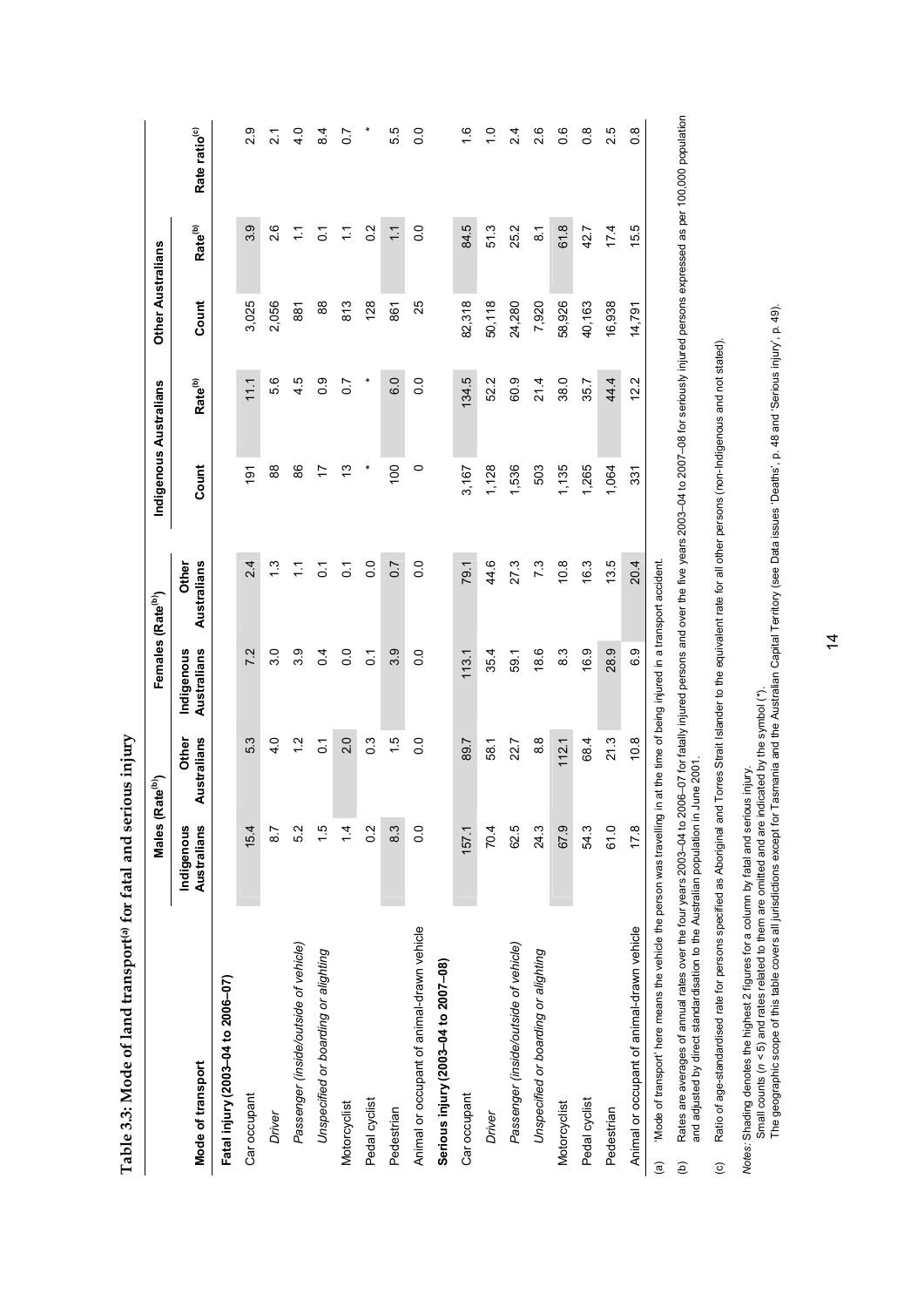**Table 3.3: Mode of land transport[(a)] for fatal and serious injury**

| Mode of transport | Males (Rate[(b)]) | | Females (Rate[(b)]) | | Indigenous Australians | | Other Australians | | |
|---|---|---|---|---|---|---|---|---|---|
| | Indigenous Australians | Other Australians | Indigenous Australians | Other Australians | Count | Rate[(b)] | Count | Rate[(b)] | Rate ratio[(c)] |
| **Fatal injury (2003–04 to 2006–07)** | | | | | | | | | |
| Car occupant | 15.4 | 5.3 | 7.2 | 2.4 | 191 | 11.1 | 3,025 | 3.9 | 2.9 |
| *Driver* | 8.7 | 4.0 | 3.0 | 1.3 | 88 | 5.6 | 2,056 | 2.6 | 2.1 |
| *Passenger (inside/outside of vehicle)* | 5.2 | 1.2 | 3.9 | 1.1 | 86 | 4.5 | 881 | 1.1 | 4.0 |
| *Unspecified or boarding or alighting* | 1.5 | 0.1 | 0.4 | 0.1 | 17 | 0.9 | 88 | 0.1 | 8.4 |
| Motorcyclist | 1.4 | 2.0 | 0.0 | 0.1 | 13 | 0.7 | 813 | 1.1 | 0.7 |
| Pedal cyclist | 0.2 | 0.3 | 0.1 | 0.0 | * | * | 128 | 0.2 | * |
| Pedestrian | 8.3 | 1.5 | 3.9 | 0.7 | 100 | 6.0 | 861 | 1.1 | 5.5 |
| Animal or occupant of animal-drawn vehicle | 0.0 | 0.0 | 0.0 | 0.0 | 0 | 0.0 | 25 | 0.0 | 0.0 |
| **Serious injury (2003–04 to 2007–08)** | | | | | | | | | |
| Car occupant | 157.1 | 89.7 | 113.1 | 79.1 | 3,167 | 134.5 | 82,318 | 84.5 | 1.6 |
| *Driver* | 70.4 | 58.1 | 35.4 | 44.6 | 1,128 | 52.2 | 50,118 | 51.3 | 1.0 |
| *Passenger (inside/outside of vehicle)* | 62.5 | 22.7 | 59.1 | 27.3 | 1,536 | 60.9 | 24,280 | 25.2 | 2.4 |
| *Unspecified or boarding or alighting* | 24.3 | 8.8 | 18.6 | 7.3 | 503 | 21.4 | 7,920 | 8.1 | 2.6 |
| Motorcyclist | 67.9 | 112.1 | 8.3 | 10.8 | 1,135 | 38.0 | 58,926 | 61.8 | 0.6 |
| Pedal cyclist | 54.3 | 68.4 | 16.9 | 16.3 | 1,265 | 35.7 | 40,163 | 42.7 | 0.8 |
| Pedestrian | 61.0 | 21.3 | 28.9 | 13.5 | 1,064 | 44.4 | 16,938 | 17.4 | 2.5 |
| Animal or occupant of animal-drawn vehicle | 17.8 | 10.8 | 6.9 | 20.4 | 331 | 12.2 | 14,791 | 15.5 | 0.8 |

(a) 'Mode of transport' here means the vehicle the person was travelling in at the time of being injured in a transport accident.

(b) Rates are averages of annual rates over the four years 2003–04 to 2006–07 for fatally injured persons and over the five years 2003–04 to 2007–08 for seriously injured persons expressed as per 100,000 population and adjusted by direct standardisation to the Australian population in June 2001.

(c) Ratio of age-standardised rate for persons specified as Aboriginal and Torres Strait Islander to the equivalent rate for all other persons (non-Indigenous and not stated).

*Notes*: Shading denotes the highest 2 figures for a column by fatal and serious injury.
Small counts ($n < 5$) and rates related to them are omitted and are indicated by the symbol (*).
The geographic scope of this table covers all jurisdictions except for Tasmania and the Australian Capital Territory (see Data issues 'Deaths', p. 48 and 'Serious injury', p. 49).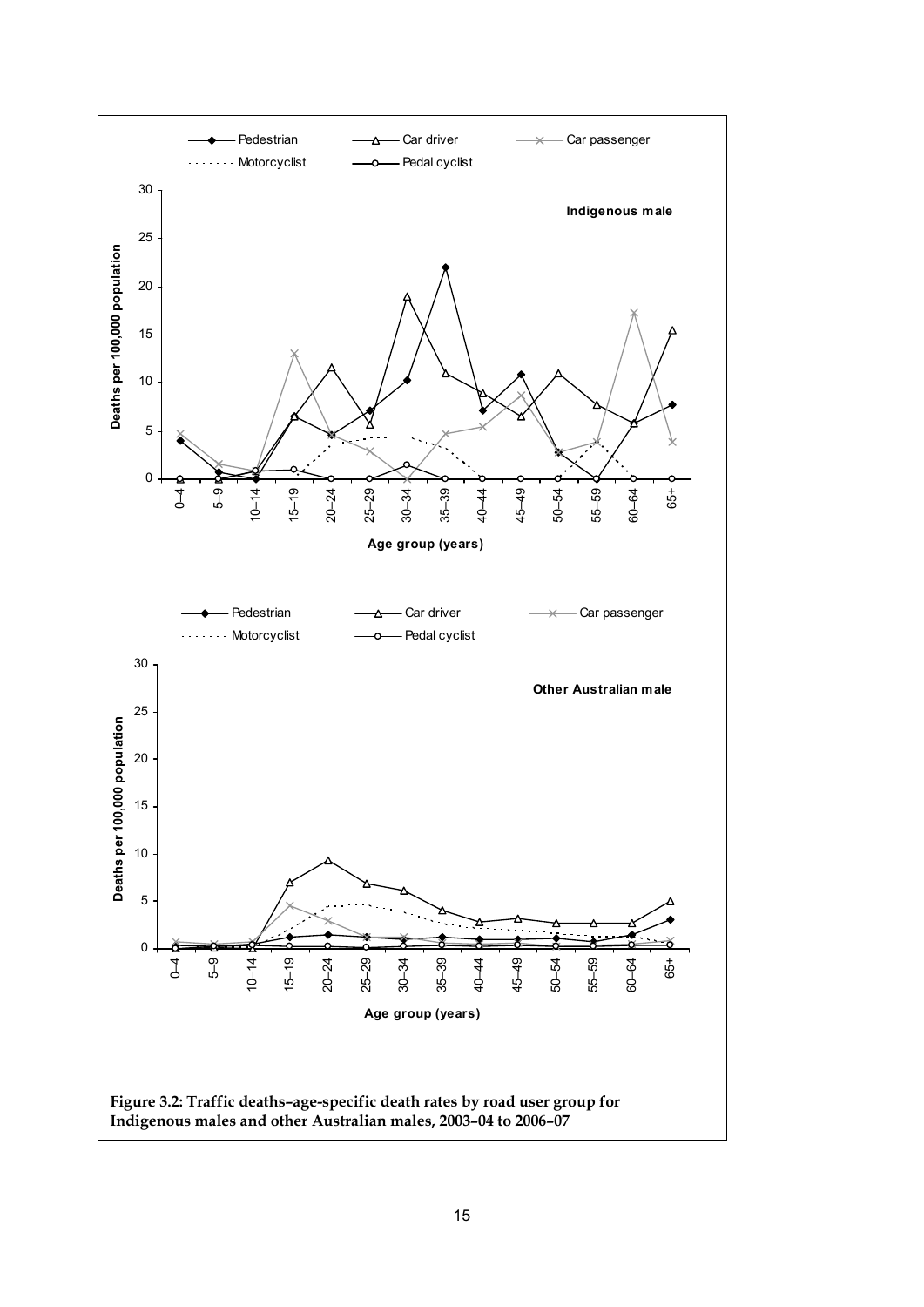**Figure 3.2: Traffic deaths–age-specific death rates by road user group for Indigenous males and other Australian males, 2003–04 to 2006–07**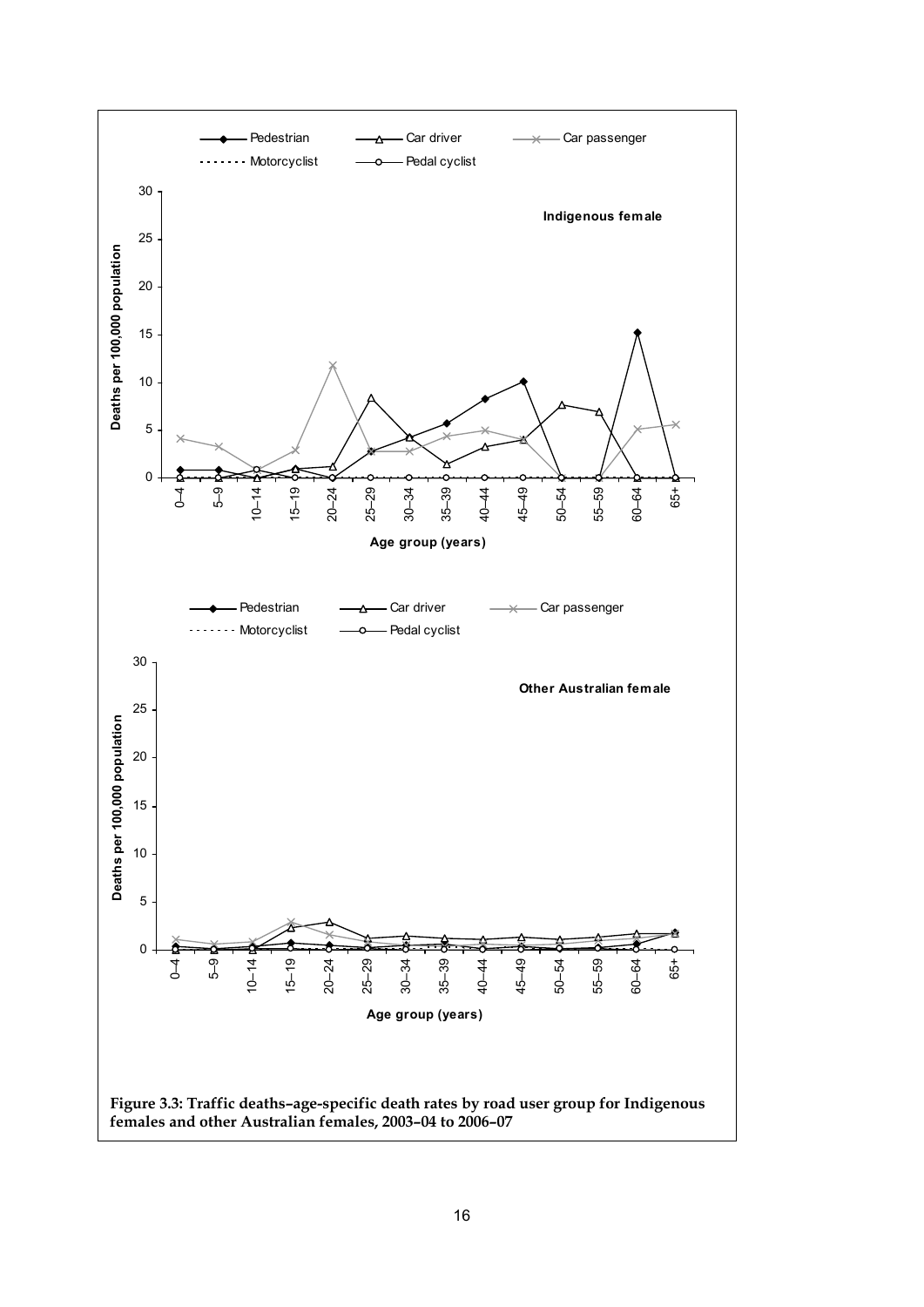Figure 3.3: Traffic deaths–age-specific death rates by road user group for Indigenous females and other Australian females, 2003–04 to 2006–07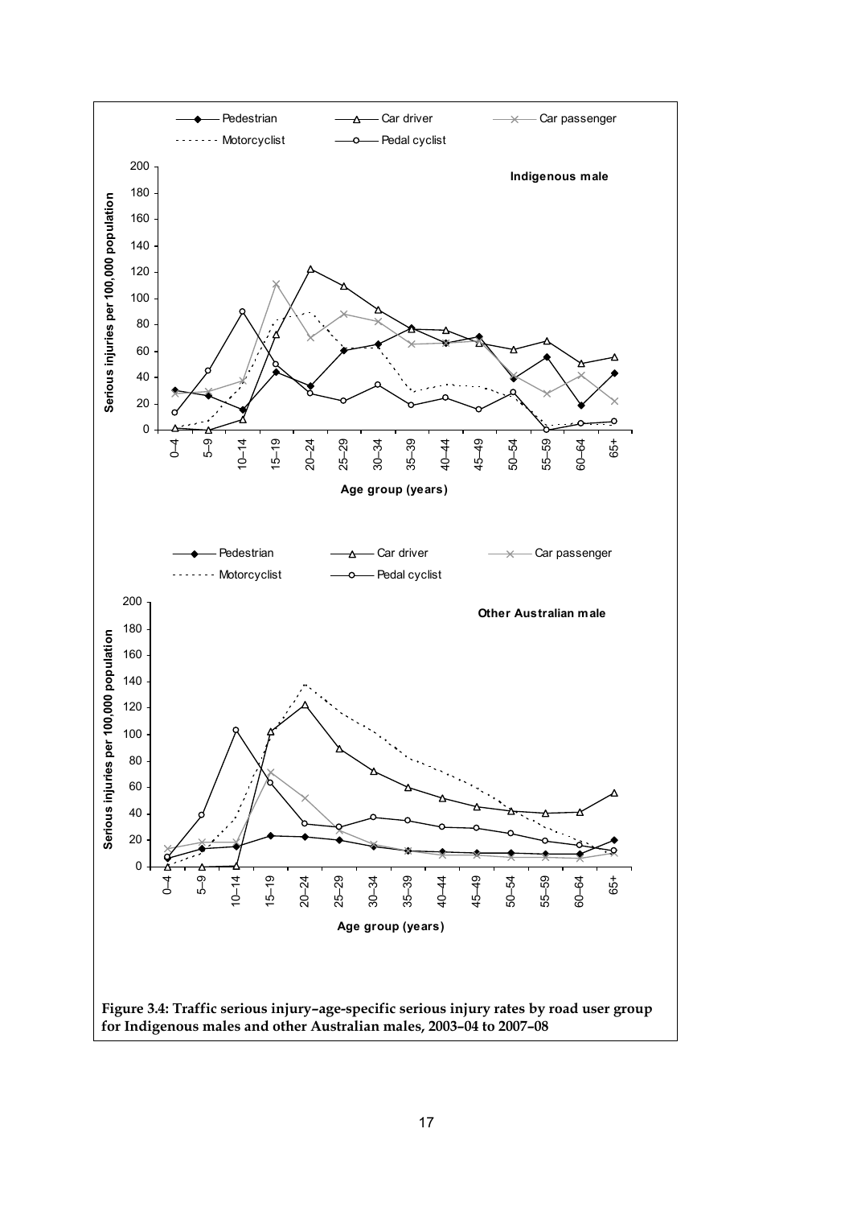Figure 3.4: Traffic serious injury–age-specific serious injury rates by road user group for Indigenous males and other Australian males, 2003–04 to 2007–08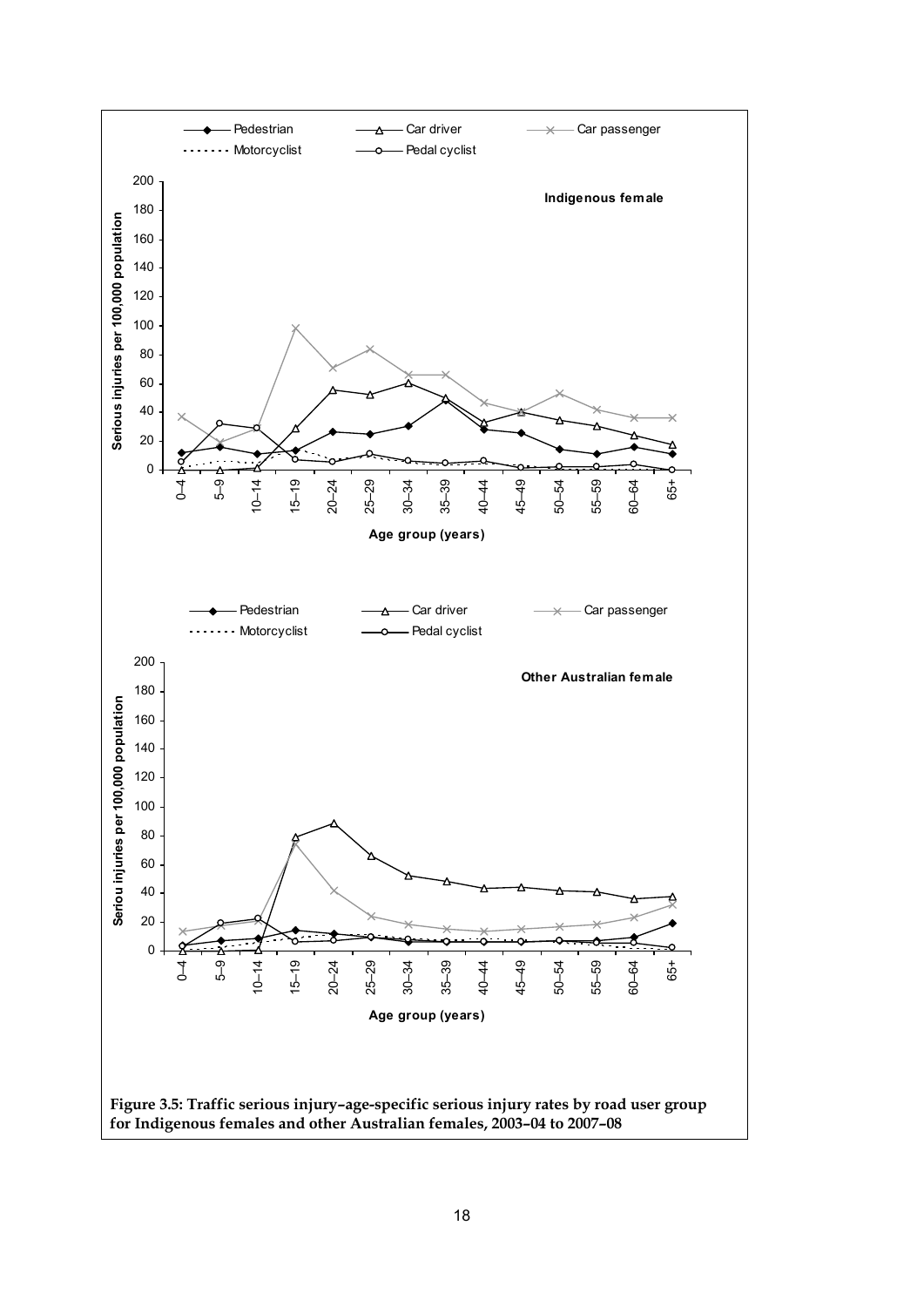**Figure 3.5: Traffic serious injury–age-specific serious injury rates by road user group for Indigenous females and other Australian females, 2003–04 to 2007–08**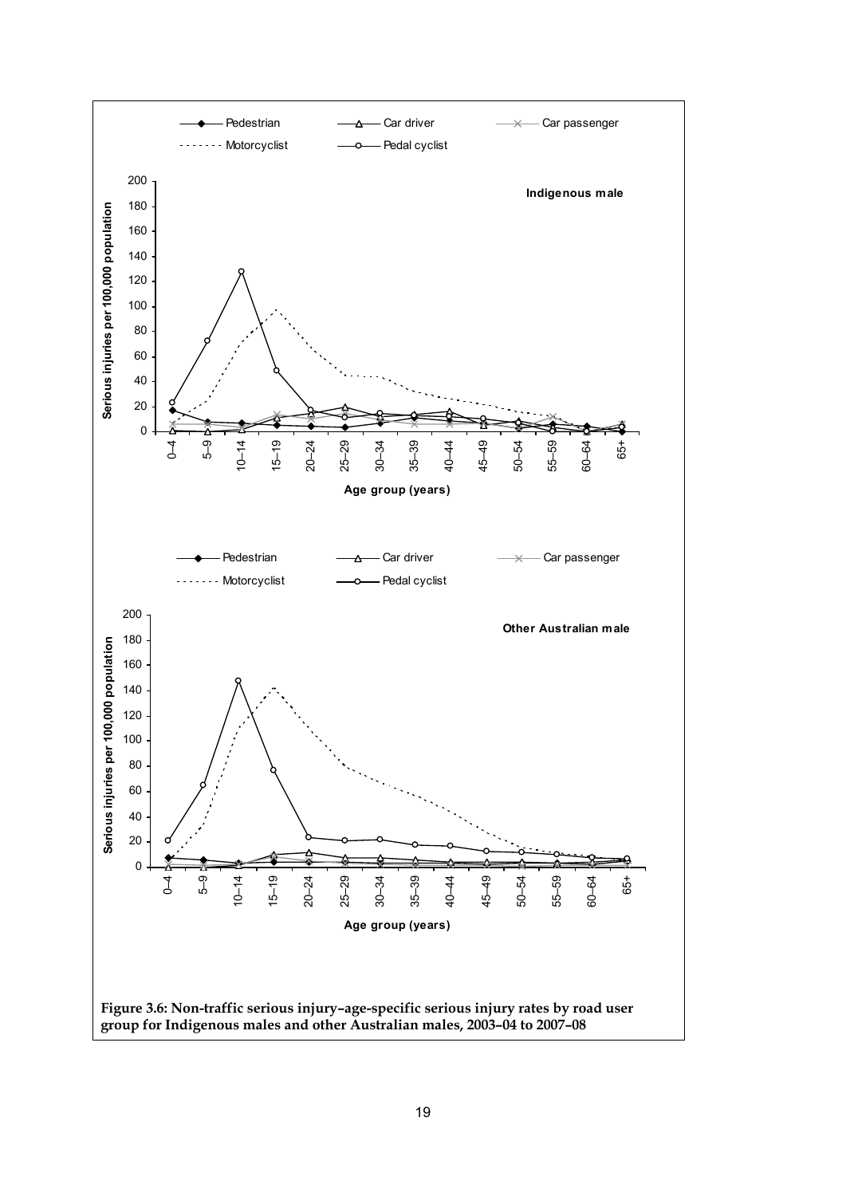**Figure 3.6: Non-traffic serious injury–age-specific serious injury rates by road user group for Indigenous males and other Australian males, 2003–04 to 2007–08**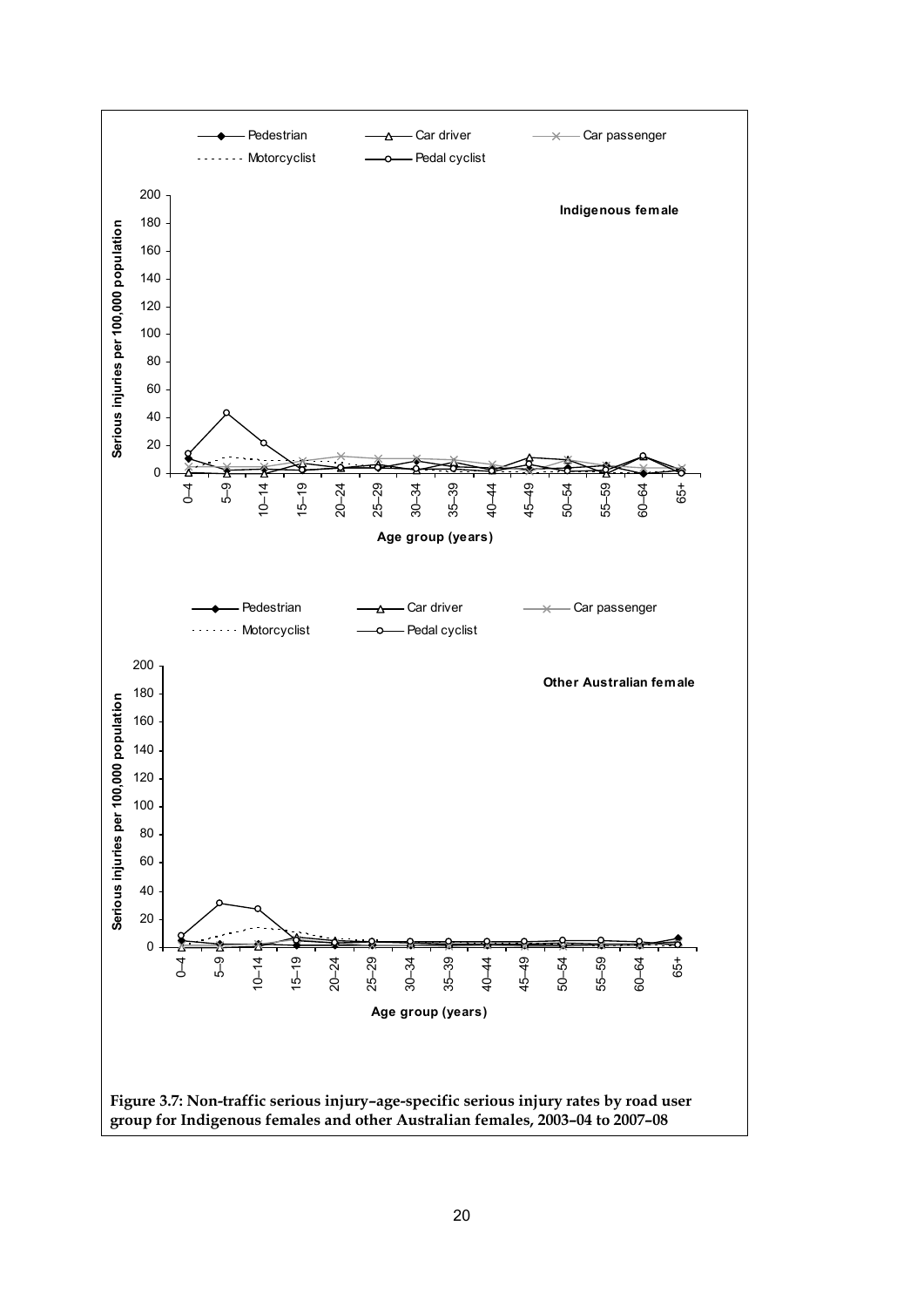**Figure 3.7: Non-traffic serious injury–age-specific serious injury rates by road user group for Indigenous females and other Australian females, 2003–04 to 2007–08**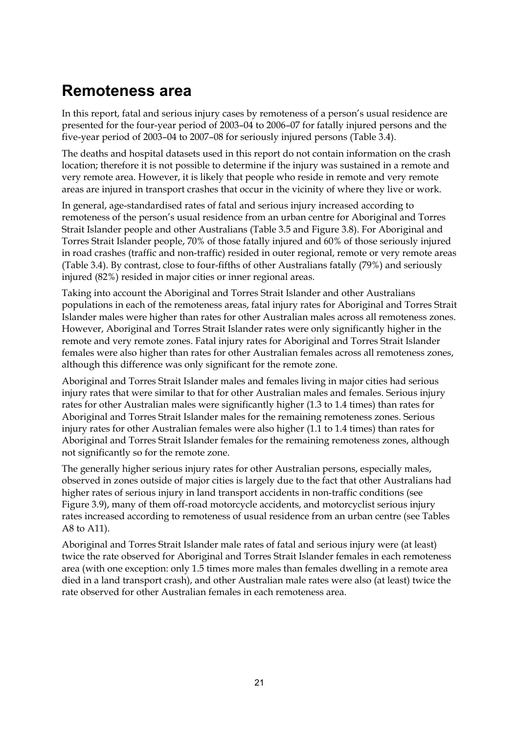## Remoteness area

In this report, fatal and serious injury cases by remoteness of a person's usual residence are presented for the four-year period of 2003–04 to 2006–07 for fatally injured persons and the five-year period of 2003–04 to 2007–08 for seriously injured persons (Table 3.4).

The deaths and hospital datasets used in this report do not contain information on the crash location; therefore it is not possible to determine if the injury was sustained in a remote and very remote area. However, it is likely that people who reside in remote and very remote areas are injured in transport crashes that occur in the vicinity of where they live or work.

In general, age-standardised rates of fatal and serious injury increased according to remoteness of the person's usual residence from an urban centre for Aboriginal and Torres Strait Islander people and other Australians (Table 3.5 and Figure 3.8). For Aboriginal and Torres Strait Islander people, 70% of those fatally injured and 60% of those seriously injured in road crashes (traffic and non-traffic) resided in outer regional, remote or very remote areas (Table 3.4). By contrast, close to four-fifths of other Australians fatally (79%) and seriously injured (82%) resided in major cities or inner regional areas.

Taking into account the Aboriginal and Torres Strait Islander and other Australians populations in each of the remoteness areas, fatal injury rates for Aboriginal and Torres Strait Islander males were higher than rates for other Australian males across all remoteness zones. However, Aboriginal and Torres Strait Islander rates were only significantly higher in the remote and very remote zones. Fatal injury rates for Aboriginal and Torres Strait Islander females were also higher than rates for other Australian females across all remoteness zones, although this difference was only significant for the remote zone.

Aboriginal and Torres Strait Islander males and females living in major cities had serious injury rates that were similar to that for other Australian males and females. Serious injury rates for other Australian males were significantly higher (1.3 to 1.4 times) than rates for Aboriginal and Torres Strait Islander males for the remaining remoteness zones. Serious injury rates for other Australian females were also higher (1.1 to 1.4 times) than rates for Aboriginal and Torres Strait Islander females for the remaining remoteness zones, although not significantly so for the remote zone.

The generally higher serious injury rates for other Australian persons, especially males, observed in zones outside of major cities is largely due to the fact that other Australians had higher rates of serious injury in land transport accidents in non-traffic conditions (see Figure 3.9), many of them off-road motorcycle accidents, and motorcyclist serious injury rates increased according to remoteness of usual residence from an urban centre (see Tables A8 to A11).

Aboriginal and Torres Strait Islander male rates of fatal and serious injury were (at least) twice the rate observed for Aboriginal and Torres Strait Islander females in each remoteness area (with one exception: only 1.5 times more males than females dwelling in a remote area died in a land transport crash), and other Australian male rates were also (at least) twice the rate observed for other Australian females in each remoteness area.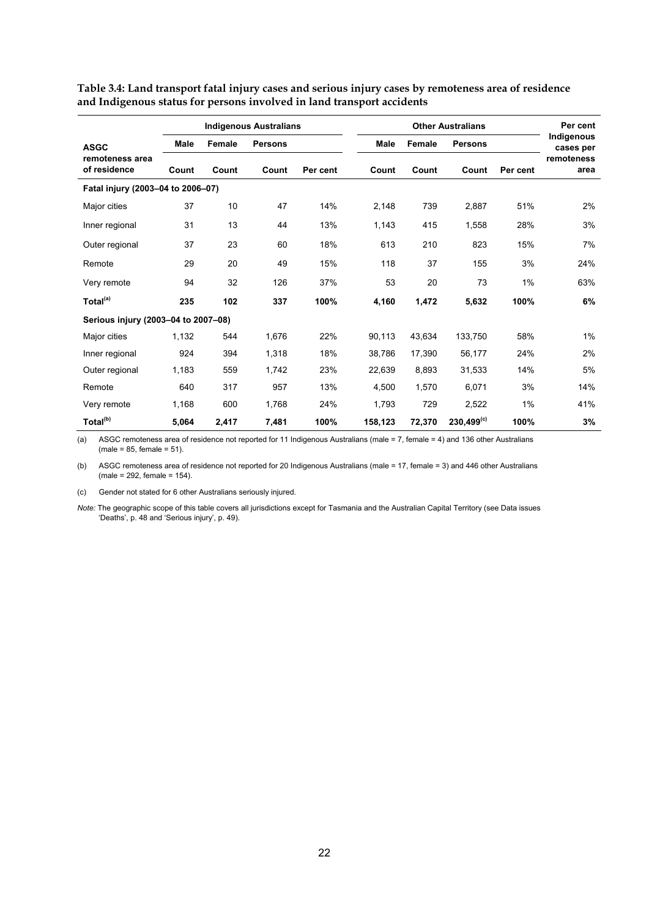**Table 3.4: Land transport fatal injury cases and serious injury cases by remoteness area of residence and Indigenous status for persons involved in land transport accidents**

| ASGC remoteness area of residence | Indigenous Australians | | | | Other Australians | | | | Per cent Indigenous cases per remoteness area |
|---|---|---|---|---|---|---|---|---|---|
| | Male | Female | Persons | | Male | Female | Persons | | |
| | Count | Count | Count | Per cent | Count | Count | Count | Per cent | |
| **Fatal injury (2003–04 to 2006–07)** | | | | | | | | | |
| Major cities | 37 | 10 | 47 | 14% | 2,148 | 739 | 2,887 | 51% | 2% |
| Inner regional | 31 | 13 | 44 | 13% | 1,143 | 415 | 1,558 | 28% | 3% |
| Outer regional | 37 | 23 | 60 | 18% | 613 | 210 | 823 | 15% | 7% |
| Remote | 29 | 20 | 49 | 15% | 118 | 37 | 155 | 3% | 24% |
| Very remote | 94 | 32 | 126 | 37% | 53 | 20 | 73 | 1% | 63% |
| **Total[(a)]** | **235** | **102** | **337** | **100%** | **4,160** | **1,472** | **5,632** | **100%** | **6%** |
| **Serious injury (2003–04 to 2007–08)** | | | | | | | | | |
| Major cities | 1,132 | 544 | 1,676 | 22% | 90,113 | 43,634 | 133,750 | 58% | 1% |
| Inner regional | 924 | 394 | 1,318 | 18% | 38,786 | 17,390 | 56,177 | 24% | 2% |
| Outer regional | 1,183 | 559 | 1,742 | 23% | 22,639 | 8,893 | 31,533 | 14% | 5% |
| Remote | 640 | 317 | 957 | 13% | 4,500 | 1,570 | 6,071 | 3% | 14% |
| Very remote | 1,168 | 600 | 1,768 | 24% | 1,793 | 729 | 2,522 | 1% | 41% |
| **Total[(b)]** | **5,064** | **2,417** | **7,481** | **100%** | **158,123** | **72,370** | **230,499[(c)]** | **100%** | **3%** |

(a) ASGC remoteness area of residence not reported for 11 Indigenous Australians (male = 7, female = 4) and 136 other Australians (male = 85, female = 51).

(b) ASGC remoteness area of residence not reported for 20 Indigenous Australians (male = 17, female = 3) and 446 other Australians (male = 292, female = 154).

(c) Gender not stated for 6 other Australians seriously injured.

*Note:* The geographic scope of this table covers all jurisdictions except for Tasmania and the Australian Capital Territory (see Data issues 'Deaths', p. 48 and 'Serious injury', p. 49).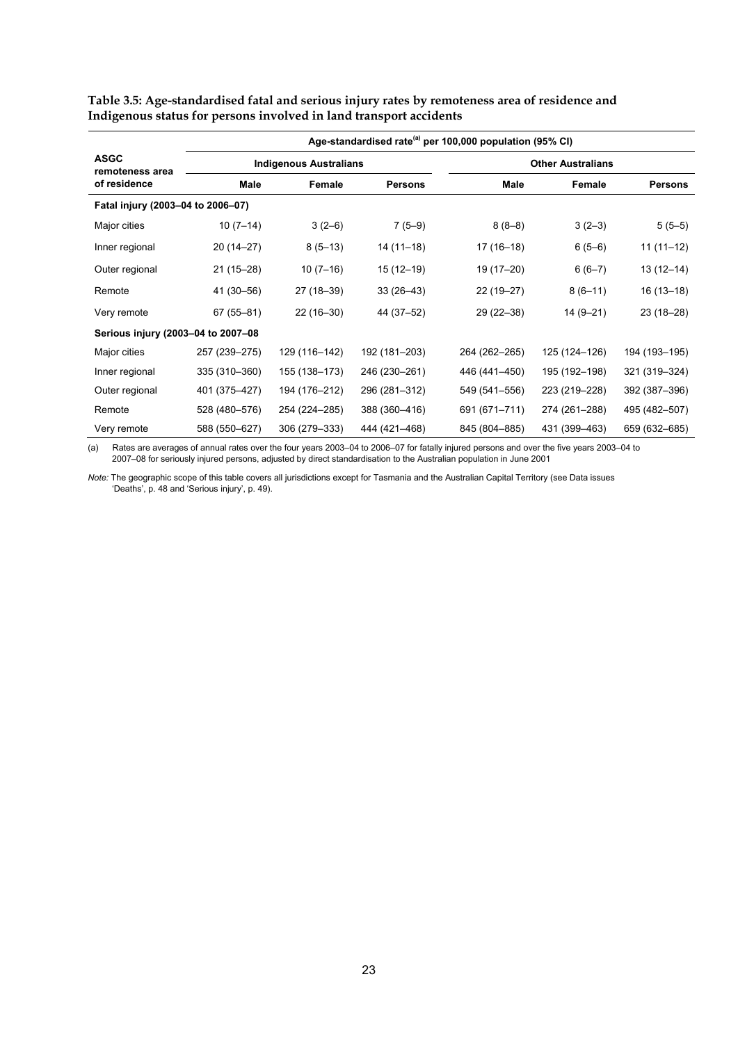**Table 3.5: Age-standardised fatal and serious injury rates by remoteness area of residence and Indigenous status for persons involved in land transport accidents**

| ASGC remoteness area of residence | Age-standardised rate[(a)] per 100,000 population (95% CI) | | | | | |
|---|---|---|---|---|---|---|
| | Indigenous Australians | | | Other Australians | | |
| | Male | Female | Persons | Male | Female | Persons |
| **Fatal injury (2003–04 to 2006–07)** | | | | | | |
| Major cities | 10 (7–14) | 3 (2–6) | 7 (5–9) | 8 (8–8) | 3 (2–3) | 5 (5–5) |
| Inner regional | 20 (14–27) | 8 (5–13) | 14 (11–18) | 17 (16–18) | 6 (5–6) | 11 (11–12) |
| Outer regional | 21 (15–28) | 10 (7–16) | 15 (12–19) | 19 (17–20) | 6 (6–7) | 13 (12–14) |
| Remote | 41 (30–56) | 27 (18–39) | 33 (26–43) | 22 (19–27) | 8 (6–11) | 16 (13–18) |
| Very remote | 67 (55–81) | 22 (16–30) | 44 (37–52) | 29 (22–38) | 14 (9–21) | 23 (18–28) |
| **Serious injury (2003–04 to 2007–08** | | | | | | |
| Major cities | 257 (239–275) | 129 (116–142) | 192 (181–203) | 264 (262–265) | 125 (124–126) | 194 (193–195) |
| Inner regional | 335 (310–360) | 155 (138–173) | 246 (230–261) | 446 (441–450) | 195 (192–198) | 321 (319–324) |
| Outer regional | 401 (375–427) | 194 (176–212) | 296 (281–312) | 549 (541–556) | 223 (219–228) | 392 (387–396) |
| Remote | 528 (480–576) | 254 (224–285) | 388 (360–416) | 691 (671–711) | 274 (261–288) | 495 (482–507) |
| Very remote | 588 (550–627) | 306 (279–333) | 444 (421–468) | 845 (804–885) | 431 (399–463) | 659 (632–685) |

(a) Rates are averages of annual rates over the four years 2003–04 to 2006–07 for fatally injured persons and over the five years 2003–04 to 2007–08 for seriously injured persons, adjusted by direct standardisation to the Australian population in June 2001

*Note:* The geographic scope of this table covers all jurisdictions except for Tasmania and the Australian Capital Territory (see Data issues 'Deaths', p. 48 and 'Serious injury', p. 49).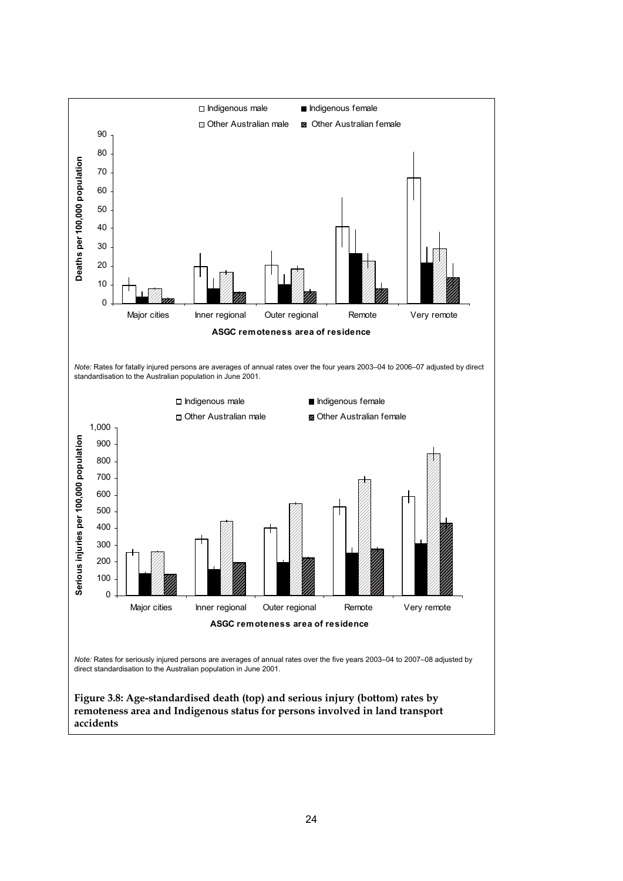*Note:* Rates for fatally injured persons are averages of annual rates over the four years 2003–04 to 2006–07 adjusted by direct standardisation to the Australian population in June 2001.

*Note:* Rates for seriously injured persons are averages of annual rates over the five years 2003–04 to 2007–08 adjusted by direct standardisation to the Australian population in June 2001.

**Figure 3.8: Age-standardised death (top) and serious injury (bottom) rates by remoteness area and Indigenous status for persons involved in land transport accidents**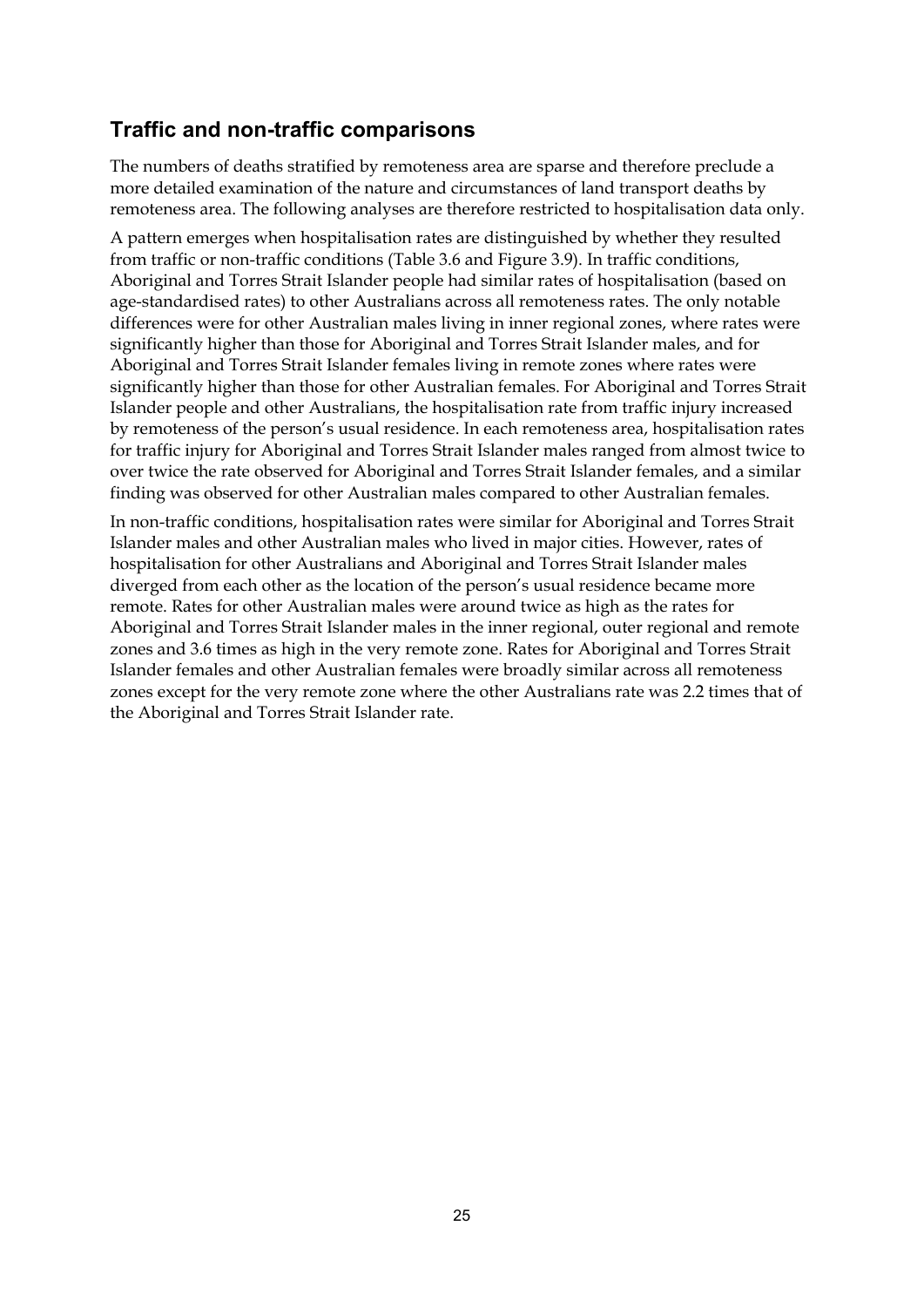## Traffic and non-traffic comparisons

The numbers of deaths stratified by remoteness area are sparse and therefore preclude a more detailed examination of the nature and circumstances of land transport deaths by remoteness area. The following analyses are therefore restricted to hospitalisation data only.

A pattern emerges when hospitalisation rates are distinguished by whether they resulted from traffic or non-traffic conditions (Table 3.6 and Figure 3.9). In traffic conditions, Aboriginal and Torres Strait Islander people had similar rates of hospitalisation (based on age-standardised rates) to other Australians across all remoteness rates. The only notable differences were for other Australian males living in inner regional zones, where rates were significantly higher than those for Aboriginal and Torres Strait Islander males, and for Aboriginal and Torres Strait Islander females living in remote zones where rates were significantly higher than those for other Australian females. For Aboriginal and Torres Strait Islander people and other Australians, the hospitalisation rate from traffic injury increased by remoteness of the person's usual residence. In each remoteness area, hospitalisation rates for traffic injury for Aboriginal and Torres Strait Islander males ranged from almost twice to over twice the rate observed for Aboriginal and Torres Strait Islander females, and a similar finding was observed for other Australian males compared to other Australian females.

In non-traffic conditions, hospitalisation rates were similar for Aboriginal and Torres Strait Islander males and other Australian males who lived in major cities. However, rates of hospitalisation for other Australians and Aboriginal and Torres Strait Islander males diverged from each other as the location of the person's usual residence became more remote. Rates for other Australian males were around twice as high as the rates for Aboriginal and Torres Strait Islander males in the inner regional, outer regional and remote zones and 3.6 times as high in the very remote zone. Rates for Aboriginal and Torres Strait Islander females and other Australian females were broadly similar across all remoteness zones except for the very remote zone where the other Australians rate was 2.2 times that of the Aboriginal and Torres Strait Islander rate.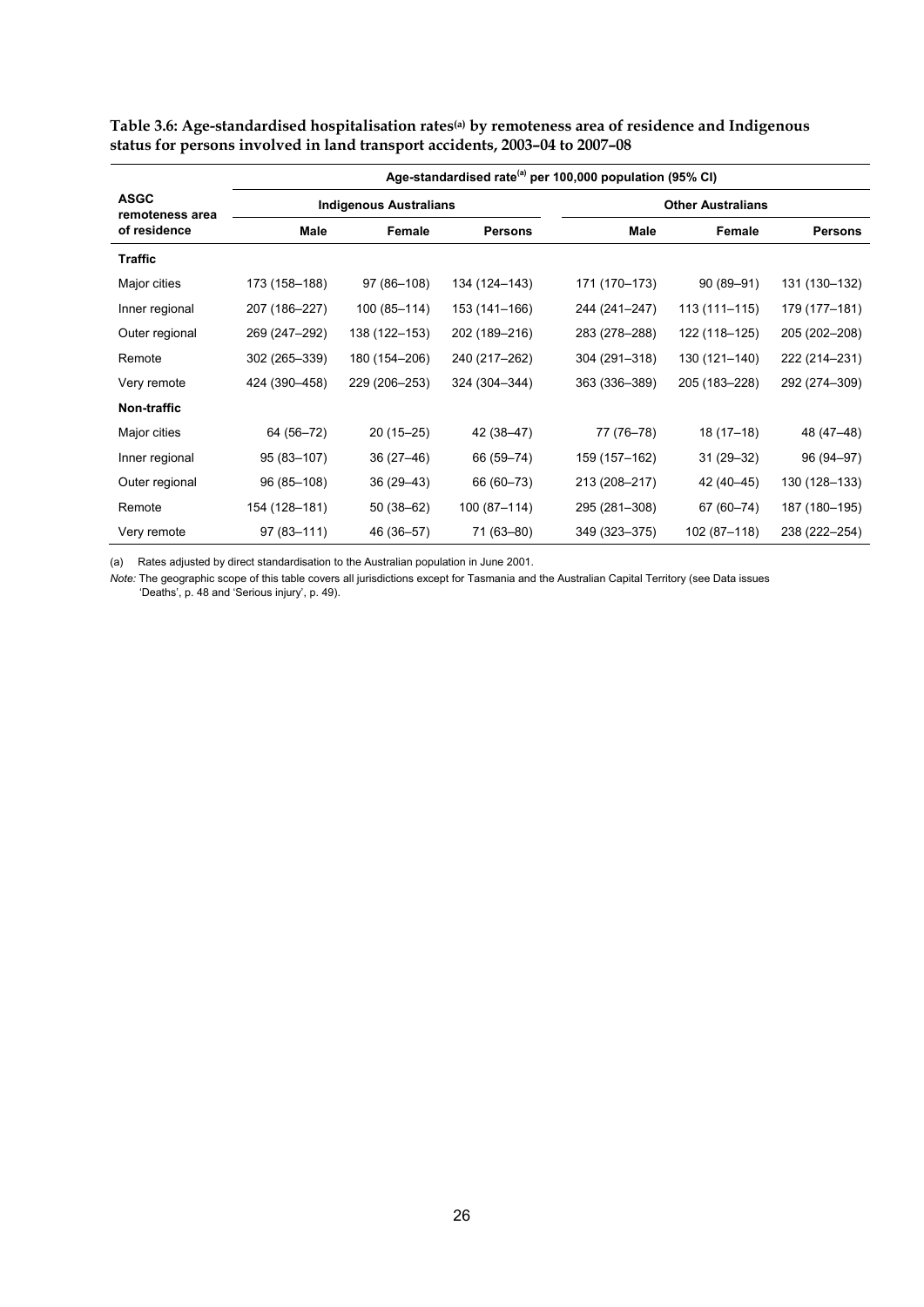**Table 3.6: Age-standardised hospitalisation rates[(a)] by remoteness area of residence and Indigenous status for persons involved in land transport accidents, 2003–04 to 2007–08**

| ASGC remoteness area of residence | Age-standardised rate[(a)] per 100,000 population (95% CI) | | | | | |
|---|---|---|---|---|---|---|
| | Indigenous Australians | | | Other Australians | | |
| | Male | Female | Persons | Male | Female | Persons |
| **Traffic** | | | | | | |
| Major cities | 173 (158–188) | 97 (86–108) | 134 (124–143) | 171 (170–173) | 90 (89–91) | 131 (130–132) |
| Inner regional | 207 (186–227) | 100 (85–114) | 153 (141–166) | 244 (241–247) | 113 (111–115) | 179 (177–181) |
| Outer regional | 269 (247–292) | 138 (122–153) | 202 (189–216) | 283 (278–288) | 122 (118–125) | 205 (202–208) |
| Remote | 302 (265–339) | 180 (154–206) | 240 (217–262) | 304 (291–318) | 130 (121–140) | 222 (214–231) |
| Very remote | 424 (390–458) | 229 (206–253) | 324 (304–344) | 363 (336–389) | 205 (183–228) | 292 (274–309) |
| **Non-traffic** | | | | | | |
| Major cities | 64 (56–72) | 20 (15–25) | 42 (38–47) | 77 (76–78) | 18 (17–18) | 48 (47–48) |
| Inner regional | 95 (83–107) | 36 (27–46) | 66 (59–74) | 159 (157–162) | 31 (29–32) | 96 (94–97) |
| Outer regional | 96 (85–108) | 36 (29–43) | 66 (60–73) | 213 (208–217) | 42 (40–45) | 130 (128–133) |
| Remote | 154 (128–181) | 50 (38–62) | 100 (87–114) | 295 (281–308) | 67 (60–74) | 187 (180–195) |
| Very remote | 97 (83–111) | 46 (36–57) | 71 (63–80) | 349 (323–375) | 102 (87–118) | 238 (222–254) |

(a) Rates adjusted by direct standardisation to the Australian population in June 2001.

*Note:* The geographic scope of this table covers all jurisdictions except for Tasmania and the Australian Capital Territory (see Data issues 'Deaths', p. 48 and 'Serious injury', p. 49).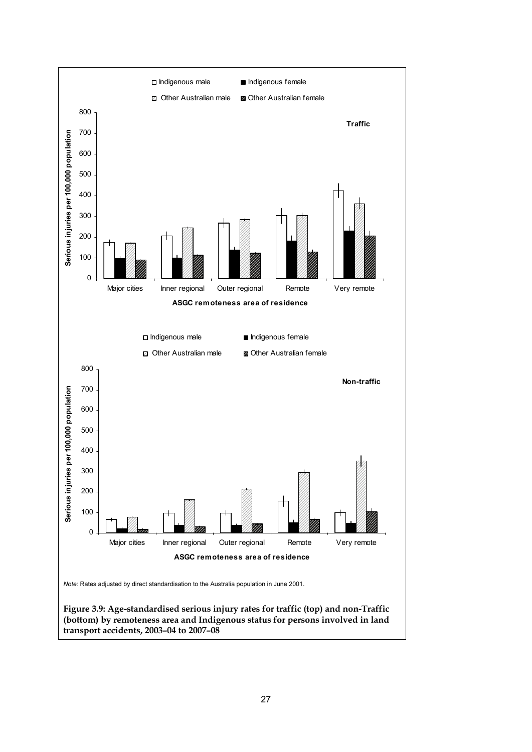□ Indigenous male ■ Indigenous female

▨ Other Australian male ▨ Other Australian female

**Traffic**

Serious injuries per 100,000 population

Major cities | Inner regional | Outer regional | Remote | Very remote

**ASGC remoteness area of residence**

□ Indigenous male ■ Indigenous female

▨ Other Australian male ▨ Other Australian female

**Non-traffic**

Serious injuries per 100,000 population

Major cities | Inner regional | Outer regional | Remote | Very remote

**ASGC remoteness area of residence**

*Note:* Rates adjusted by direct standardisation to the Australia population in June 2001.

**Figure 3.9: Age-standardised serious injury rates for traffic (top) and non-Traffic (bottom) by remoteness area and Indigenous status for persons involved in land transport accidents, 2003–04 to 2007–08**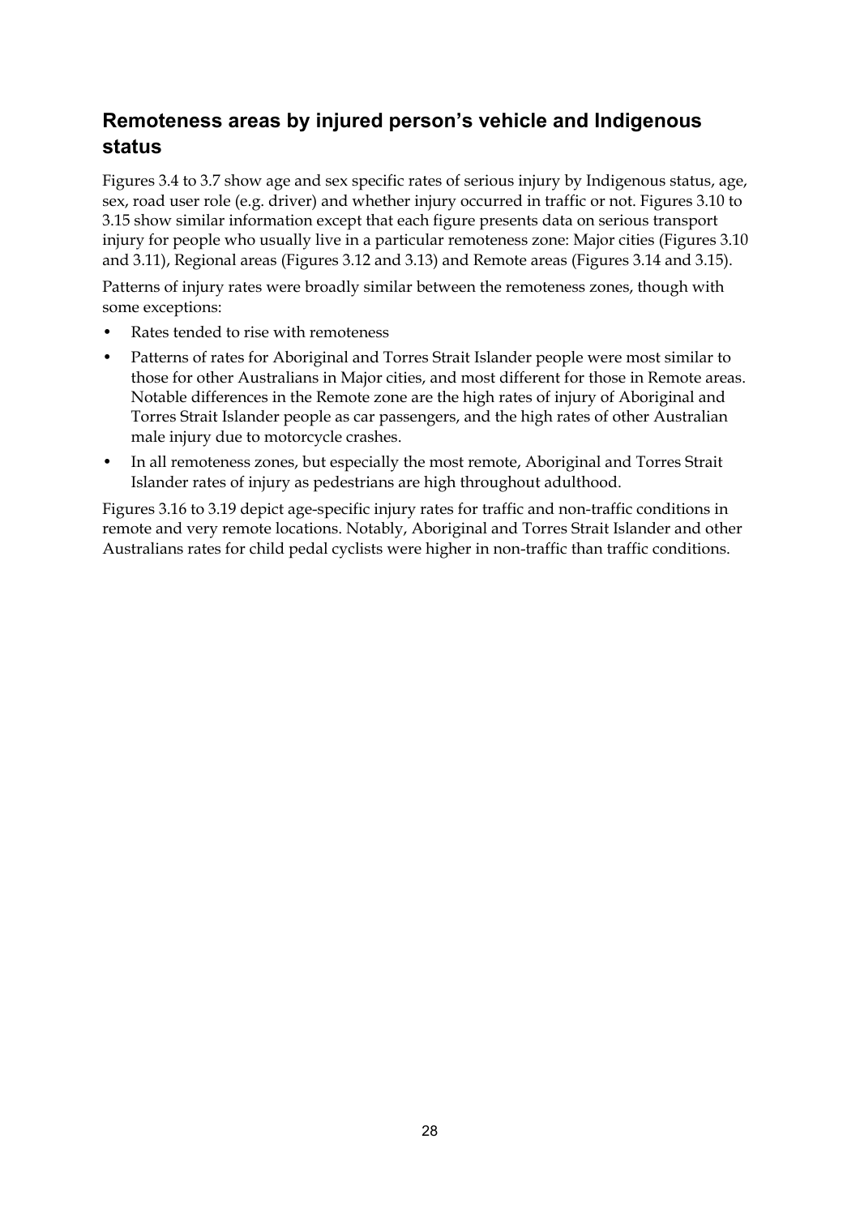## Remoteness areas by injured person's vehicle and Indigenous status

Figures 3.4 to 3.7 show age and sex specific rates of serious injury by Indigenous status, age, sex, road user role (e.g. driver) and whether injury occurred in traffic or not. Figures 3.10 to 3.15 show similar information except that each figure presents data on serious transport injury for people who usually live in a particular remoteness zone: Major cities (Figures 3.10 and 3.11), Regional areas (Figures 3.12 and 3.13) and Remote areas (Figures 3.14 and 3.15).

Patterns of injury rates were broadly similar between the remoteness zones, though with some exceptions:

- Rates tended to rise with remoteness
- Patterns of rates for Aboriginal and Torres Strait Islander people were most similar to those for other Australians in Major cities, and most different for those in Remote areas. Notable differences in the Remote zone are the high rates of injury of Aboriginal and Torres Strait Islander people as car passengers, and the high rates of other Australian male injury due to motorcycle crashes.
- In all remoteness zones, but especially the most remote, Aboriginal and Torres Strait Islander rates of injury as pedestrians are high throughout adulthood.

Figures 3.16 to 3.19 depict age-specific injury rates for traffic and non-traffic conditions in remote and very remote locations. Notably, Aboriginal and Torres Strait Islander and other Australians rates for child pedal cyclists were higher in non-traffic than traffic conditions.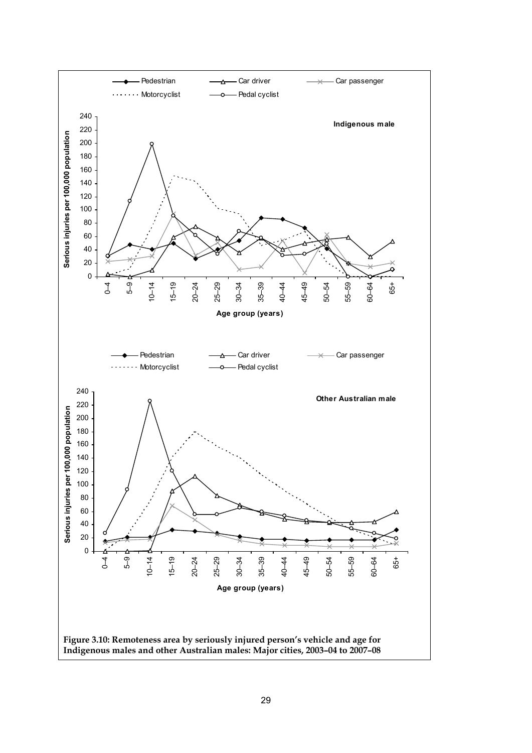**Figure 3.10: Remoteness area by seriously injured person's vehicle and age for Indigenous males and other Australian males: Major cities, 2003–04 to 2007–08**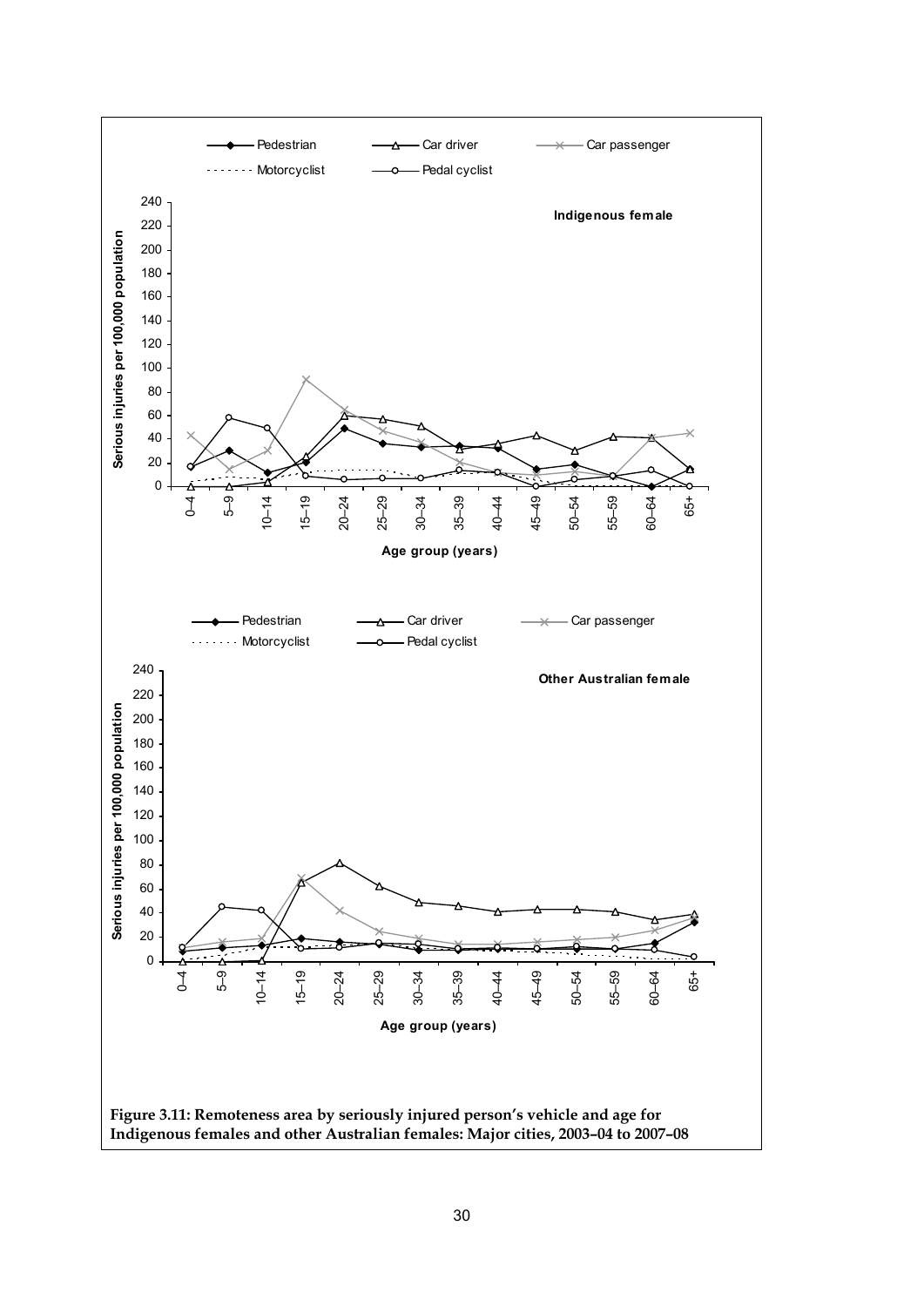**Figure 3.11: Remoteness area by seriously injured person's vehicle and age for Indigenous females and other Australian females: Major cities, 2003–04 to 2007–08**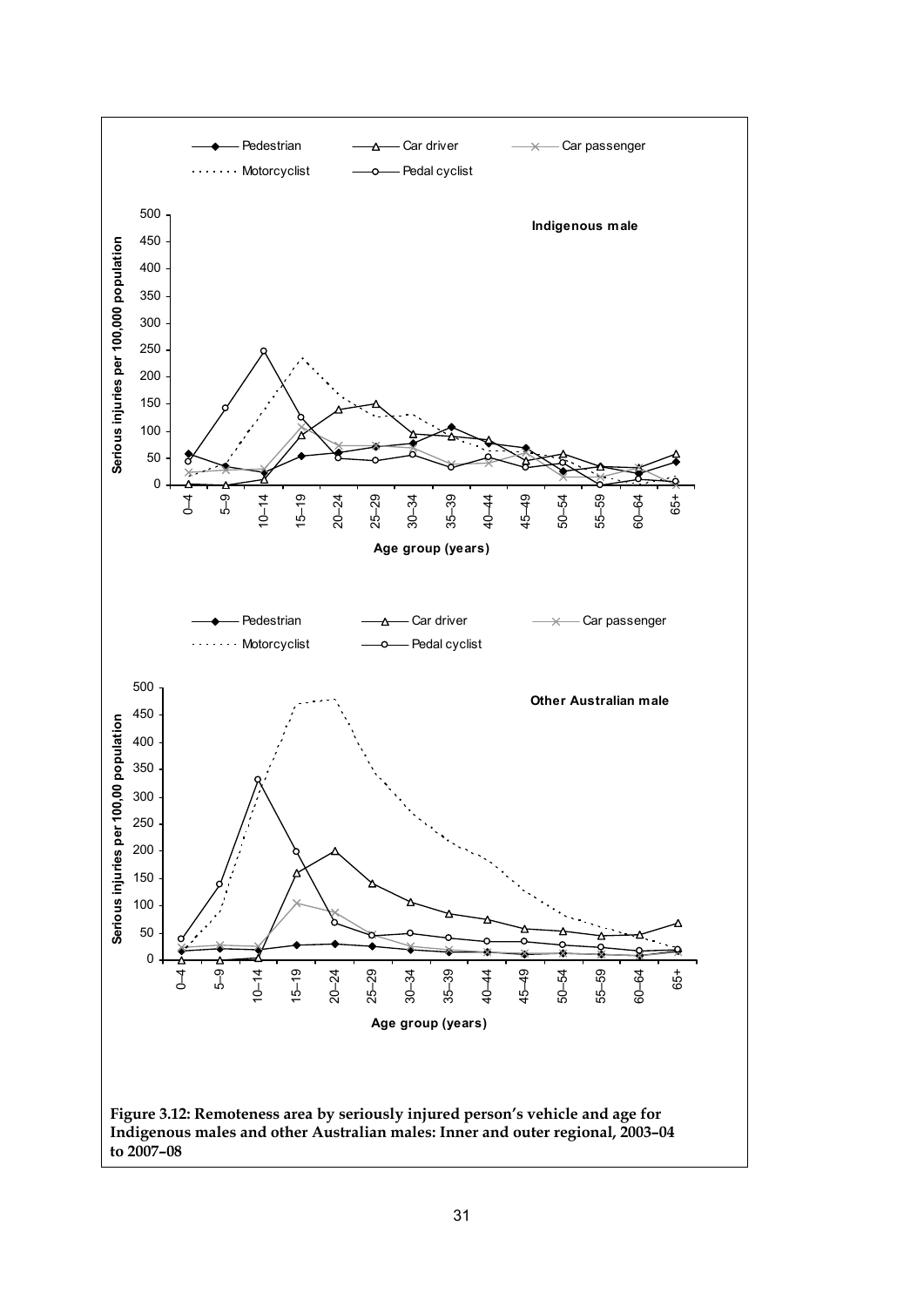Figure 3.12: Remoteness area by seriously injured person's vehicle and age for Indigenous males and other Australian males: Inner and outer regional, 2003–04 to 2007–08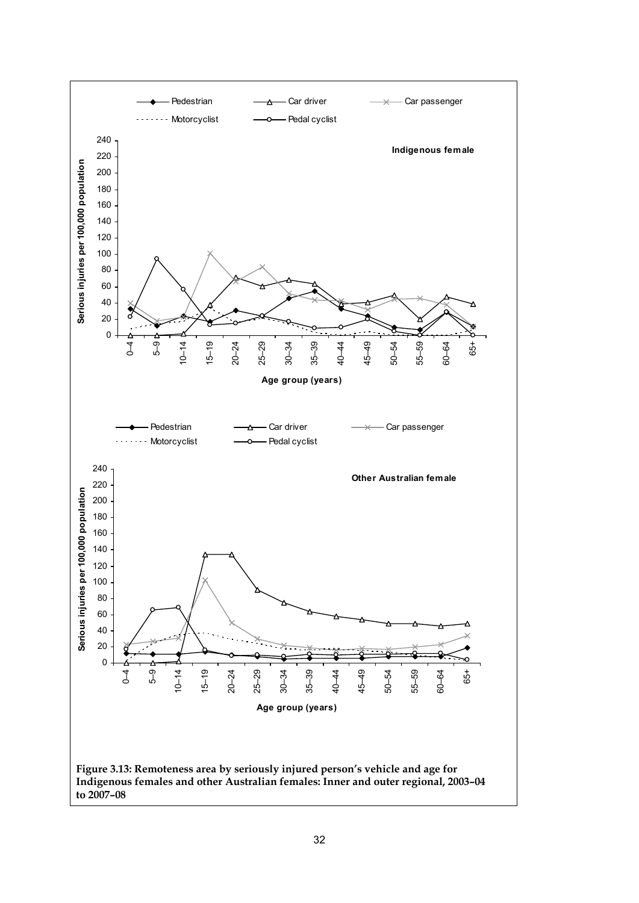Figure 3.13: Remoteness area by seriously injured person's vehicle and age for Indigenous females and other Australian females: Inner and outer regional, 2003–04 to 2007–08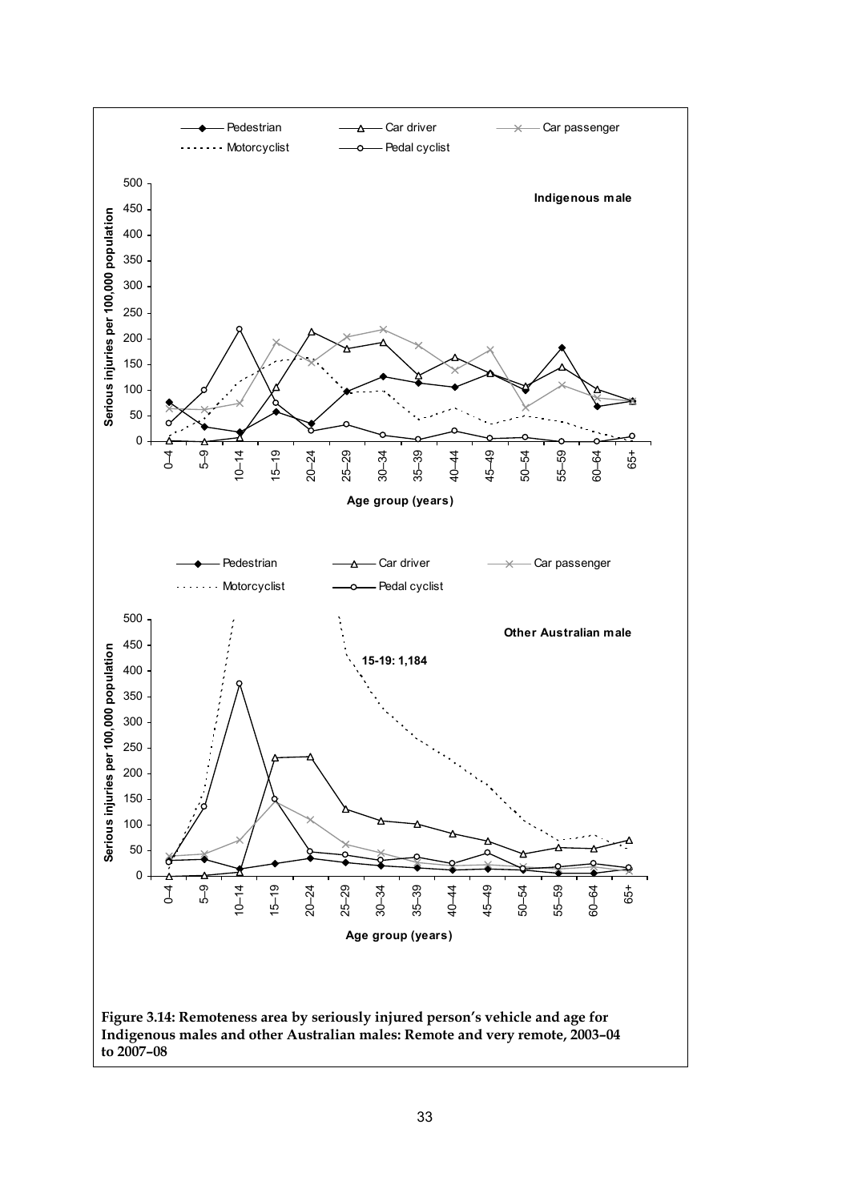**Figure 3.14: Remoteness area by seriously injured person's vehicle and age for Indigenous males and other Australian males: Remote and very remote, 2003–04 to 2007–08**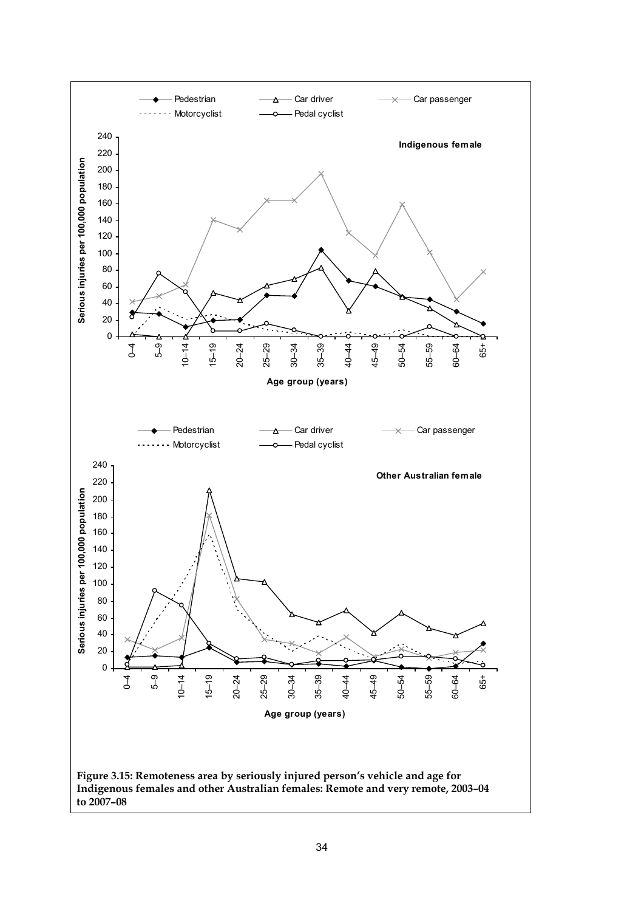**Figure 3.15: Remoteness area by seriously injured person's vehicle and age for Indigenous females and other Australian females: Remote and very remote, 2003–04 to 2007–08**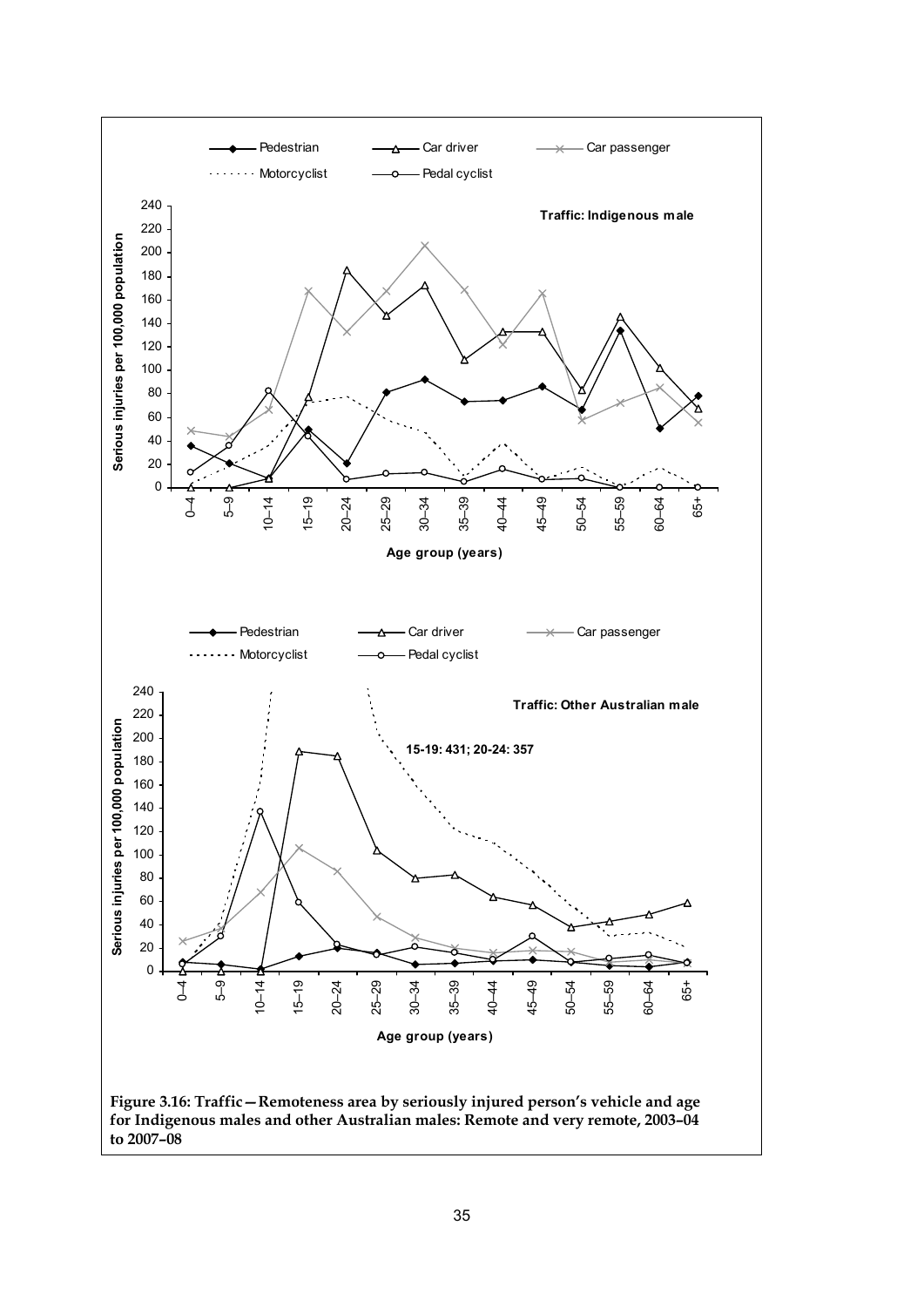Figure 3.16: Traffic—Remoteness area by seriously injured person's vehicle and age for Indigenous males and other Australian males: Remote and very remote, 2003–04 to 2007–08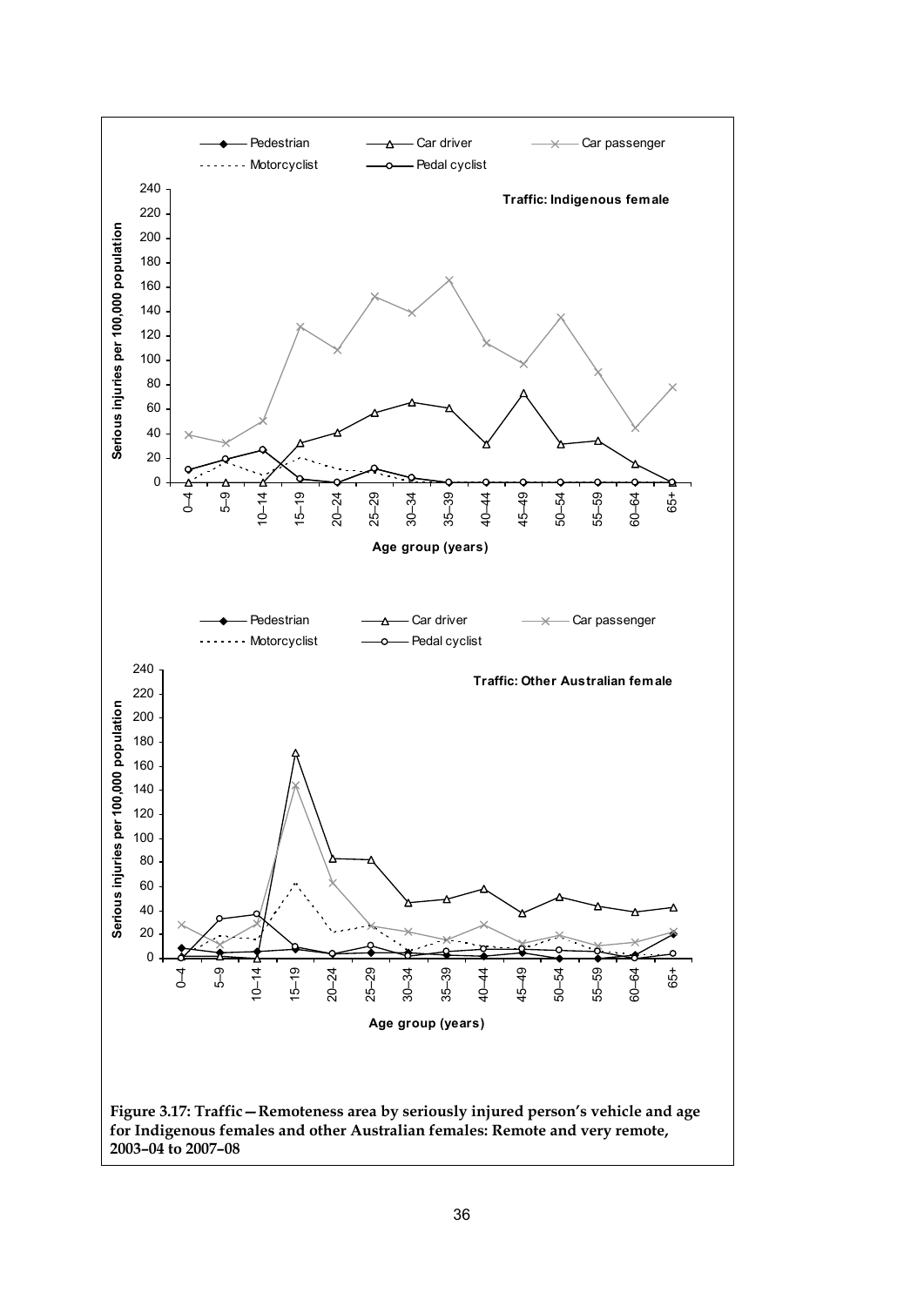Figure 3.17: Traffic—Remoteness area by seriously injured person's vehicle and age for Indigenous females and other Australian females: Remote and very remote, 2003–04 to 2007–08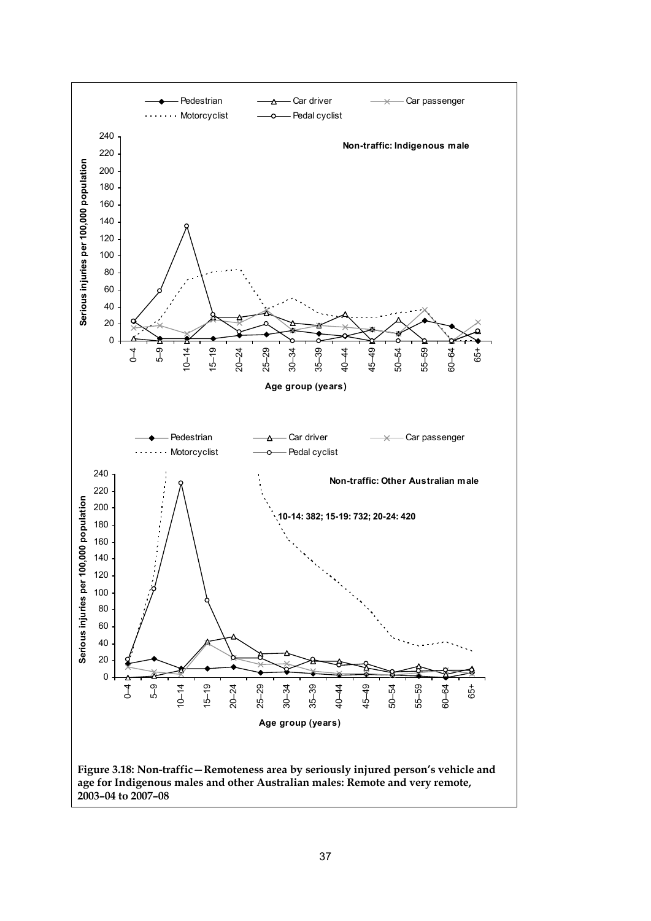Figure 3.18: Non-traffic—Remoteness area by seriously injured person's vehicle and age for Indigenous males and other Australian males: Remote and very remote, 2003–04 to 2007–08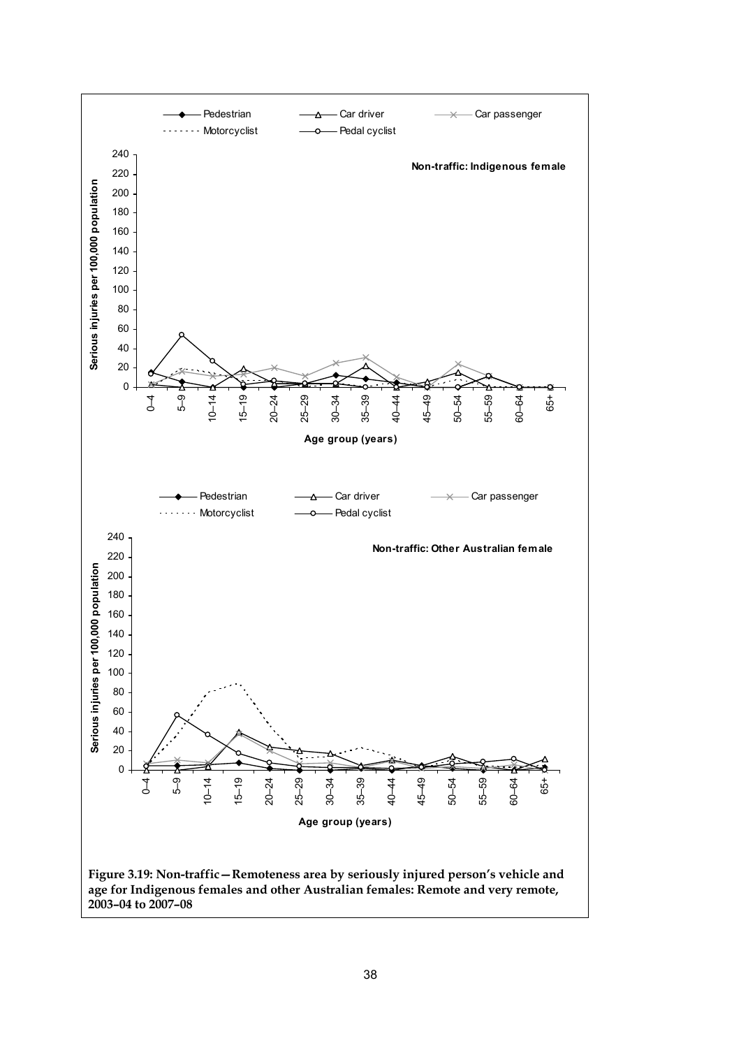Figure 3.19: Non-traffic—Remoteness area by seriously injured person's vehicle and age for Indigenous females and other Australian females: Remote and very remote, 2003–04 to 2007–08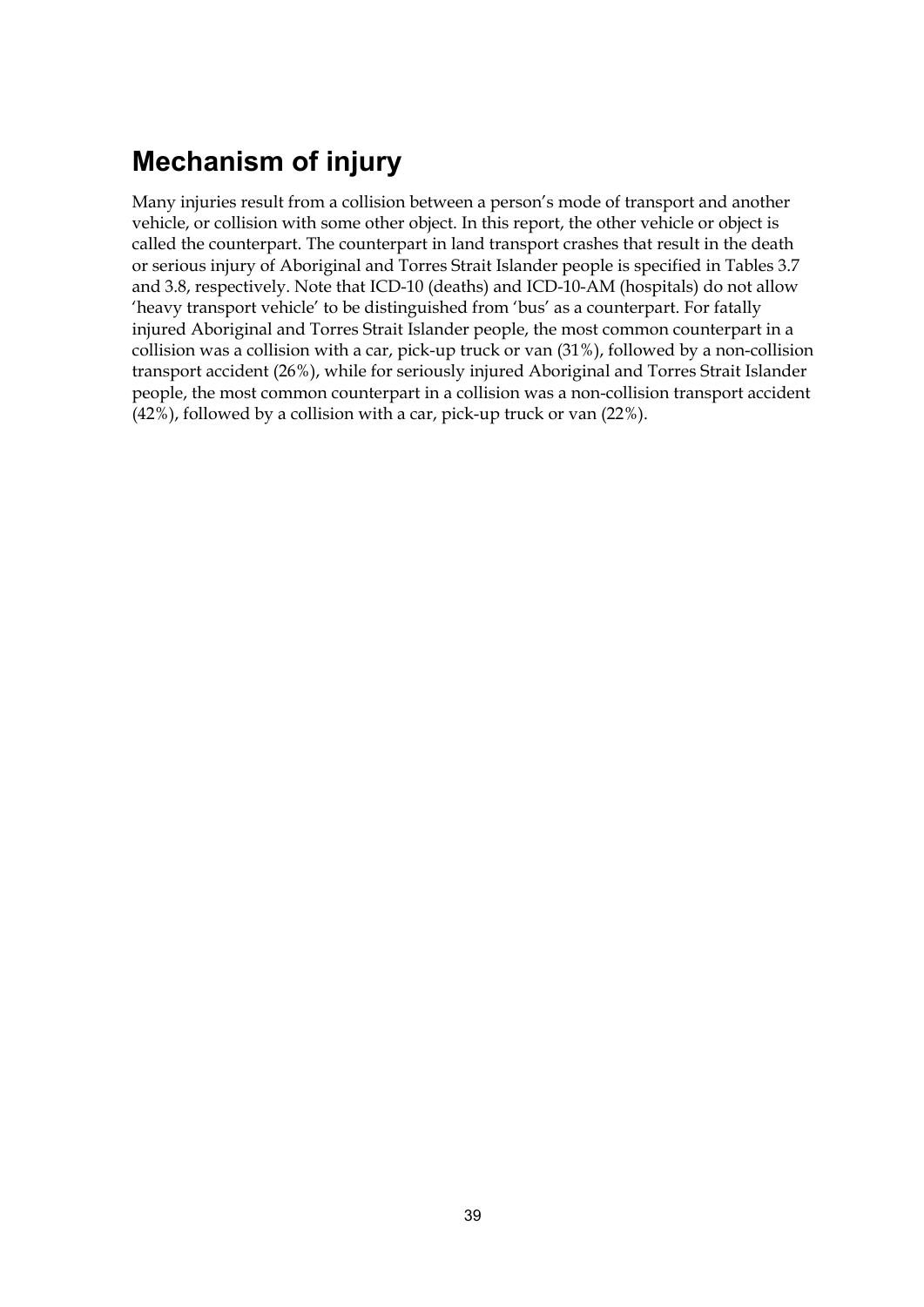## Mechanism of injury

Many injuries result from a collision between a person's mode of transport and another vehicle, or collision with some other object. In this report, the other vehicle or object is called the counterpart. The counterpart in land transport crashes that result in the death or serious injury of Aboriginal and Torres Strait Islander people is specified in Tables 3.7 and 3.8, respectively. Note that ICD-10 (deaths) and ICD-10-AM (hospitals) do not allow 'heavy transport vehicle' to be distinguished from 'bus' as a counterpart. For fatally injured Aboriginal and Torres Strait Islander people, the most common counterpart in a collision was a collision with a car, pick-up truck or van (31%), followed by a non-collision transport accident (26%), while for seriously injured Aboriginal and Torres Strait Islander people, the most common counterpart in a collision was a non-collision transport accident (42%), followed by a collision with a car, pick-up truck or van (22%).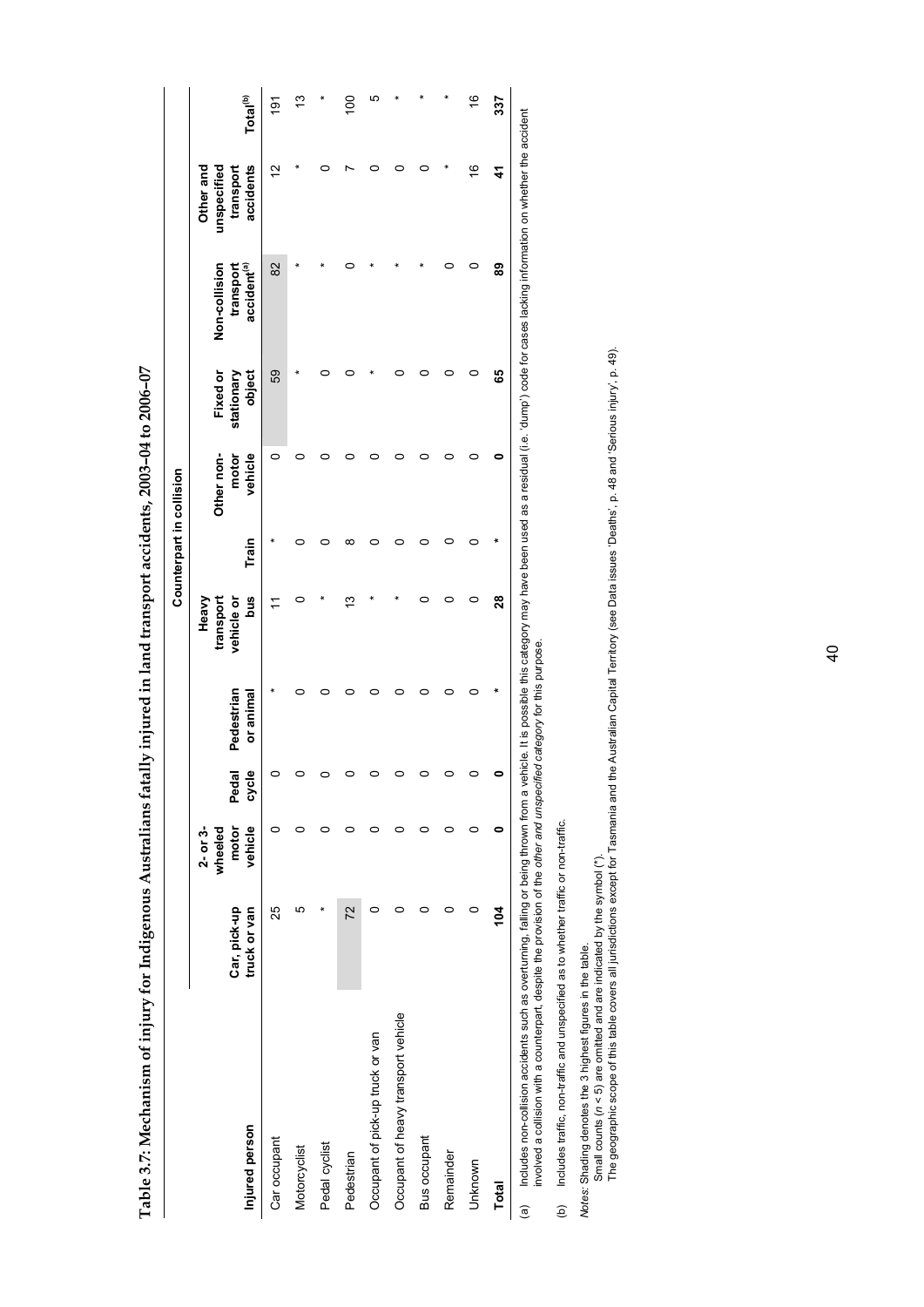**Table 3.7: Mechanism of injury for Indigenous Australians fatally injured in land transport accidents, 2003–04 to 2006–07**

| | Counterpart in collision | | | | | | | | | | |
|---|---|---|---|---|---|---|---|---|---|---|---|
| Injured person | Car, pick-up truck or van | 2- or 3-wheeled motor vehicle | Pedal cycle | Pedestrian or animal | Heavy transport vehicle or bus | Train | Other non-motor vehicle | Fixed or stationary object | Non-collision transport accident[(a)] | Other and unspecified transport accidents | Total[(b)] |
| Car occupant | 25 | 0 | 0 | * | 11 | * | 0 | 59 | 82 | 12 | 191 |
| Motorcyclist | 5 | 0 | 0 | 0 | 0 | 0 | 0 | * | * | * | 13 |
| Pedal cyclist | * | 0 | 0 | 0 | * | 0 | 0 | 0 | * | 0 | * |
| Pedestrian | 72 | 0 | 0 | 0 | 13 | 8 | 0 | 0 | 0 | 7 | 100 |
| Occupant of pick-up truck or van | 0 | 0 | 0 | 0 | * | 0 | 0 | * | * | 0 | 5 |
| Occupant of heavy transport vehicle | 0 | 0 | 0 | 0 | * | 0 | 0 | 0 | * | 0 | * |
| Bus occupant | 0 | 0 | 0 | 0 | 0 | 0 | 0 | 0 | * | 0 | * |
| Remainder | 0 | 0 | 0 | 0 | 0 | 0 | 0 | 0 | 0 | * | * |
| Unknown | 0 | 0 | 0 | 0 | 0 | 0 | 0 | 0 | 0 | 16 | 16 |
| **Total** | **104** | **0** | **0** | * | **28** | * | **0** | **65** | **89** | **41** | **337** |

(a) Includes non-collision accidents such as overturning, falling or being thrown from a vehicle. It is possible this category may have been used as a residual (i.e. 'dump') code for cases lacking information on whether the accident involved a collision with a counterpart, despite the provision of the *other and unspecified category* for this purpose.

(b) Includes traffic, non-traffic and unspecified as to whether traffic or non-traffic.

*Notes:* Shading denotes the 3 highest figures in the table.
Small counts ($n < 5$) are omitted and are indicated by the symbol (*).
The geographic scope of this table covers all jurisdictions except for Tasmania and the Australian Capital Territory (see Data issues 'Deaths', p. 48 and 'Serious injury', p. 49).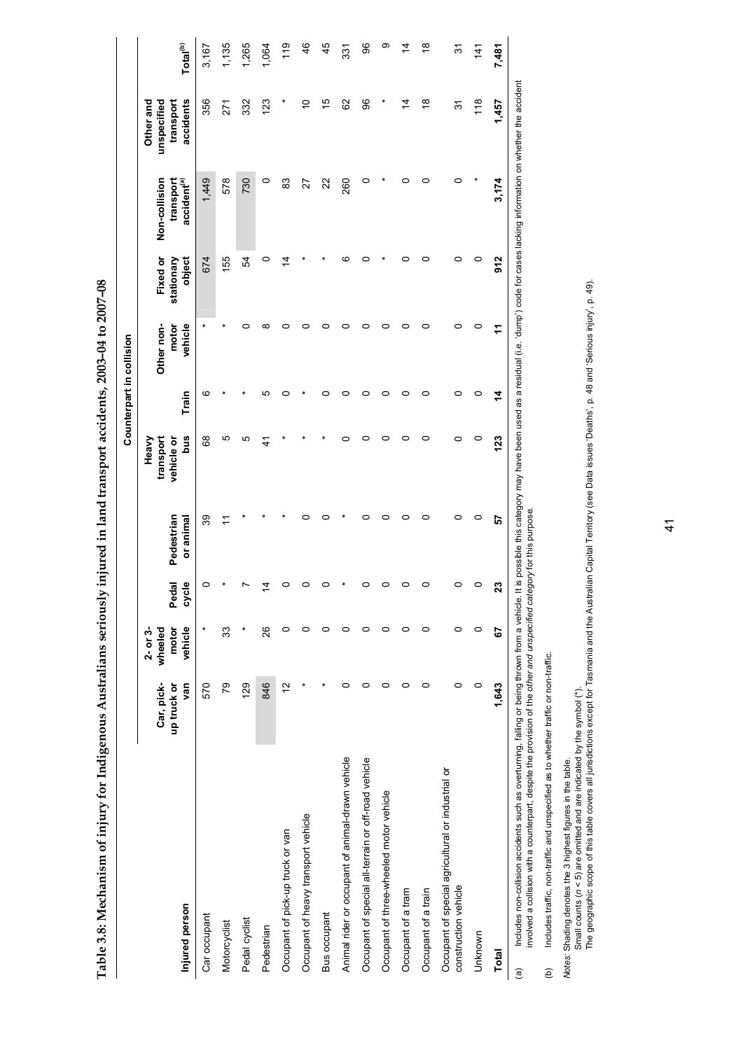**Table 3.8: Mechanism of injury for Indigenous Australians seriously injured in land transport accidents, 2003–04 to 2007–08**

| Injured person | Counterpart in collision | | | | | | | | | Other and unspecified transport accidents | Total[(b)] |
|---|---|---|---|---|---|---|---|---|---|---|---|
| | Car, pick-up truck or van | 2- or 3-wheeled motor vehicle | Pedal cycle | Pedestrian or animal | Heavy transport vehicle or bus | Train | Other non-motor vehicle | Fixed or stationary object | Non-collision transport accident[(a)] | | |
| Car occupant | 570 | * | 0 | 39 | 68 | 6 | * | 674 | 1,449 | 356 | 3,167 |
| Motorcyclist | 79 | 33 | * | 11 | 5 | * | * | 155 | 578 | 271 | 1,135 |
| Pedal cyclist | 129 | * | 7 | * | 5 | * | 0 | 54 | 730 | 332 | 1,265 |
| Pedestrian | 846 | 26 | 14 | * | 41 | 5 | 8 | 0 | 0 | 123 | 1,064 |
| Occupant of pick-up truck or van | 12 | 0 | 0 | * | * | 0 | 0 | 14 | 83 | * | 119 |
| Occupant of heavy transport vehicle | * | 0 | 0 | 0 | * | * | 0 | * | 27 | 10 | 46 |
| Bus occupant | * | 0 | 0 | 0 | * | 0 | 0 | * | 22 | 15 | 45 |
| Animal rider or occupant of animal-drawn vehicle | 0 | 0 | * | * | 0 | 0 | 0 | 6 | 260 | 62 | 331 |
| Occupant of special all-terrain or off-road vehicle | 0 | 0 | 0 | 0 | 0 | 0 | 0 | 0 | 0 | 96 | 96 |
| Occupant of three-wheeled motor vehicle | 0 | 0 | 0 | 0 | 0 | 0 | 0 | * | * | * | 9 |
| Occupant of a tram | 0 | 0 | 0 | 0 | 0 | 0 | 0 | 0 | 0 | 14 | 14 |
| Occupant of a train | 0 | 0 | 0 | 0 | 0 | 0 | 0 | 0 | 0 | 18 | 18 |
| Occupant of special agricultural or industrial or construction vehicle | 0 | 0 | 0 | 0 | 0 | 0 | 0 | 0 | 0 | 31 | 31 |
| Unknown | 0 | 0 | 0 | 0 | 0 | 0 | 0 | 0 | * | 118 | 141 |
| **Total** | **1,643** | **67** | **23** | **57** | **123** | **14** | **11** | **912** | **3,174** | **1,457** | **7,481** |

(a) Includes non-collision accidents such as overturning, falling or being thrown from a vehicle. It is possible this category may have been used as a residual (i.e. 'dump') code for cases lacking information on whether the accident involved a collision with a counterpart, despite the provision of the *other and unspecified category* for this purpose.

(b) Includes traffic, non-traffic and unspecified as to whether traffic or non-traffic.

*Notes:* Shading denotes the 3 highest figures in the table.
Small counts ($n$ < 5) are omitted and are indicated by the symbol (*).
The geographic scope of this table covers all jurisdictions except for Tasmania and the Australian Capital Territory (see Data issues 'Deaths', p. 48 and 'Serious injury', p. 49).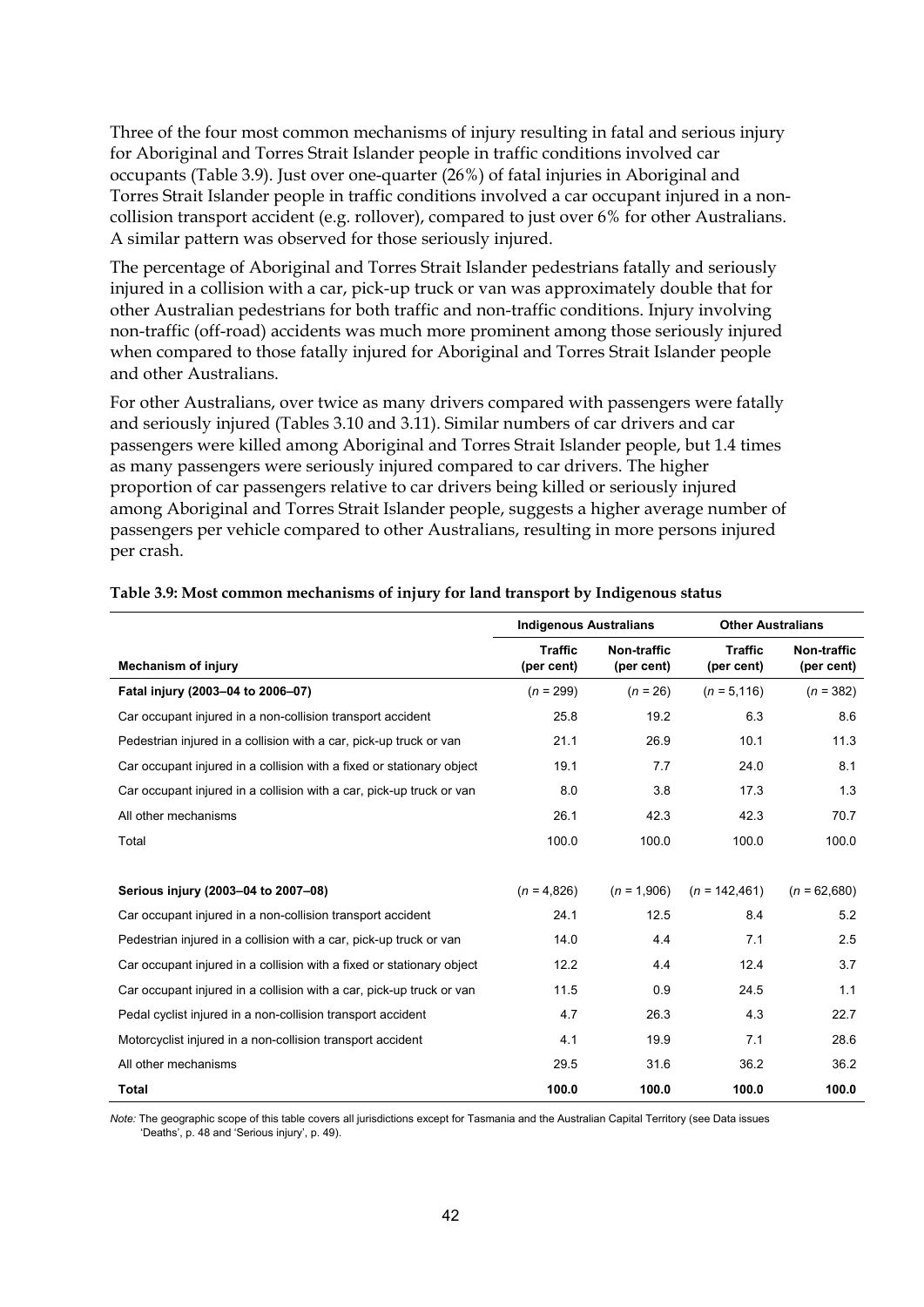Three of the four most common mechanisms of injury resulting in fatal and serious injury for Aboriginal and Torres Strait Islander people in traffic conditions involved car occupants (Table 3.9). Just over one-quarter (26%) of fatal injuries in Aboriginal and Torres Strait Islander people in traffic conditions involved a car occupant injured in a non-collision transport accident (e.g. rollover), compared to just over 6% for other Australians. A similar pattern was observed for those seriously injured.

The percentage of Aboriginal and Torres Strait Islander pedestrians fatally and seriously injured in a collision with a car, pick-up truck or van was approximately double that for other Australian pedestrians for both traffic and non-traffic conditions. Injury involving non-traffic (off-road) accidents was much more prominent among those seriously injured when compared to those fatally injured for Aboriginal and Torres Strait Islander people and other Australians.

For other Australians, over twice as many drivers compared with passengers were fatally and seriously injured (Tables 3.10 and 3.11). Similar numbers of car drivers and car passengers were killed among Aboriginal and Torres Strait Islander people, but 1.4 times as many passengers were seriously injured compared to car drivers. The higher proportion of car passengers relative to car drivers being killed or seriously injured among Aboriginal and Torres Strait Islander people, suggests a higher average number of passengers per vehicle compared to other Australians, resulting in more persons injured per crash.

**Table 3.9: Most common mechanisms of injury for land transport by Indigenous status**

| | Indigenous Australians | | Other Australians | |
|---|---|---|---|---|
| **Mechanism of injury** | **Traffic (per cent)** | **Non-traffic (per cent)** | **Traffic (per cent)** | **Non-traffic (per cent)** |
| **Fatal injury (2003–04 to 2006–07)** | (*n* = 299) | (*n* = 26) | (*n* = 5,116) | (*n* = 382) |
| Car occupant injured in a non-collision transport accident | 25.8 | 19.2 | 6.3 | 8.6 |
| Pedestrian injured in a collision with a car, pick-up truck or van | 21.1 | 26.9 | 10.1 | 11.3 |
| Car occupant injured in a collision with a fixed or stationary object | 19.1 | 7.7 | 24.0 | 8.1 |
| Car occupant injured in a collision with a car, pick-up truck or van | 8.0 | 3.8 | 17.3 | 1.3 |
| All other mechanisms | 26.1 | 42.3 | 42.3 | 70.7 |
| Total | 100.0 | 100.0 | 100.0 | 100.0 |
| | | | | |
| **Serious injury (2003–04 to 2007–08)** | (*n* = 4,826) | (*n* = 1,906) | (*n* = 142,461) | (*n* = 62,680) |
| Car occupant injured in a non-collision transport accident | 24.1 | 12.5 | 8.4 | 5.2 |
| Pedestrian injured in a collision with a car, pick-up truck or van | 14.0 | 4.4 | 7.1 | 2.5 |
| Car occupant injured in a collision with a fixed or stationary object | 12.2 | 4.4 | 12.4 | 3.7 |
| Car occupant injured in a collision with a car, pick-up truck or van | 11.5 | 0.9 | 24.5 | 1.1 |
| Pedal cyclist injured in a non-collision transport accident | 4.7 | 26.3 | 4.3 | 22.7 |
| Motorcyclist injured in a non-collision transport accident | 4.1 | 19.9 | 7.1 | 28.6 |
| All other mechanisms | 29.5 | 31.6 | 36.2 | 36.2 |
| **Total** | **100.0** | **100.0** | **100.0** | **100.0** |

*Note:* The geographic scope of this table covers all jurisdictions except for Tasmania and the Australian Capital Territory (see Data issues 'Deaths', p. 48 and 'Serious injury', p. 49).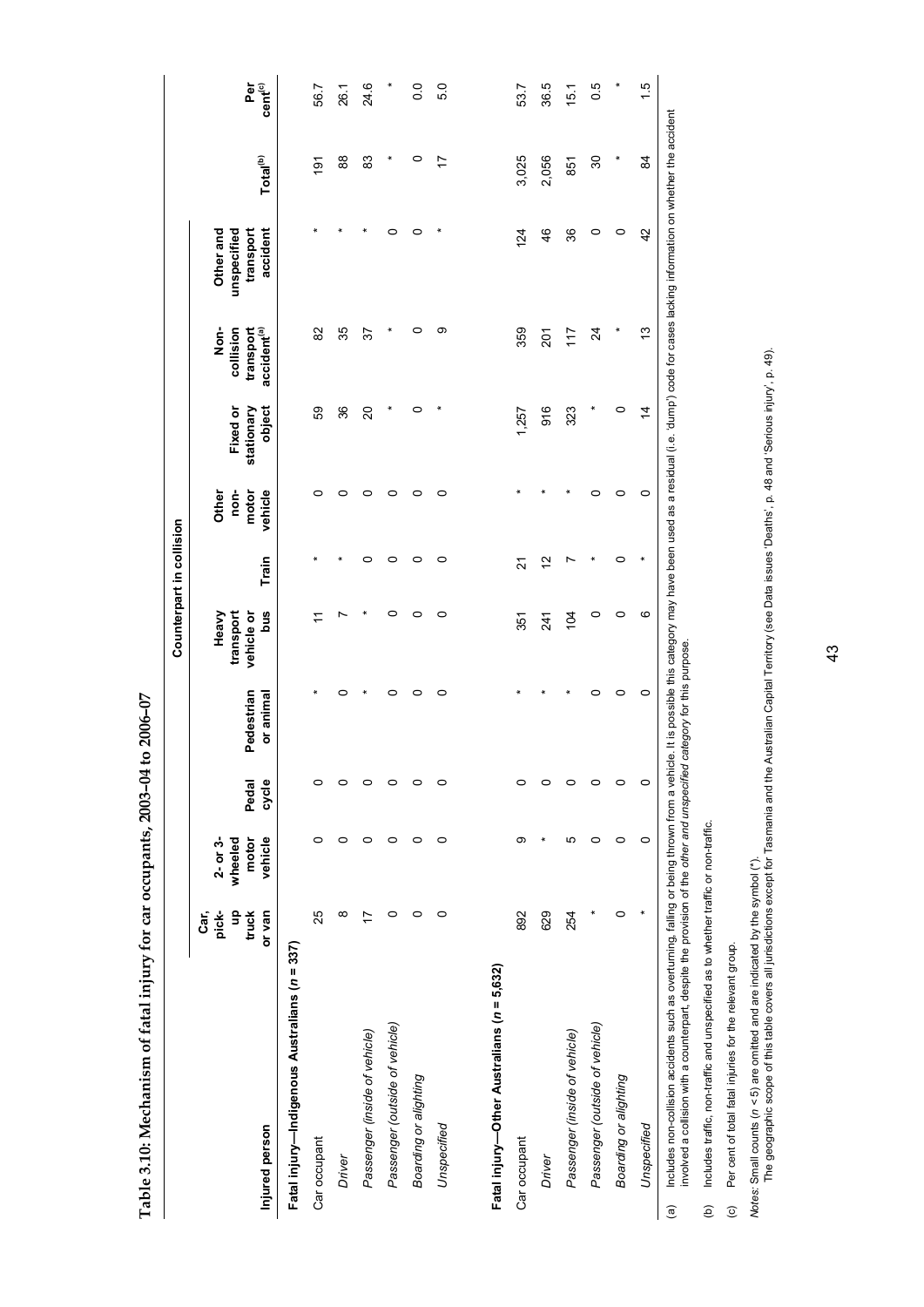**Table 3.10: Mechanism of fatal injury for car occupants, 2003–04 to 2006–07**

| Injured person | Counterpart in collision | | | | | | | | | | | |
|---|---|---|---|---|---|---|---|---|---|---|---|---|
| | Car, pick-up truck or van | 2- or 3-wheeled motor vehicle | Pedal cycle | Pedestrian or animal | Heavy transport vehicle or bus | Train | Other non-motor vehicle | Fixed or stationary object | Non-collision transport accident[(a)] | Other and unspecified transport accident | Total[(b)] | Per cent[(c)] |
| **Fatal injury—Indigenous Australians (n = 337)** | | | | | | | | | | | | |
| Car occupant | 25 | 0 | 0 | * | 11 | * | 0 | 59 | 82 | * | 191 | 56.7 |
| *Driver* | 8 | 0 | 0 | 0 | 7 | * | 0 | 36 | 35 | * | 88 | 26.1 |
| *Passenger (inside of vehicle)* | 17 | 0 | 0 | * | * | 0 | 0 | 20 | 37 | * | 83 | 24.6 |
| *Passenger (outside of vehicle)* | 0 | 0 | 0 | 0 | 0 | 0 | 0 | * | * | 0 | * | * |
| *Boarding or alighting* | 0 | 0 | 0 | 0 | 0 | 0 | 0 | 0 | 0 | 0 | 0 | 0.0 |
| *Unspecified* | 0 | 0 | 0 | 0 | 0 | 0 | 0 | * | 9 | * | 17 | 5.0 |
| **Fatal injury—Other Australians (n = 5,632)** | | | | | | | | | | | | |
| Car occupant | 892 | 9 | 0 | * | 351 | 21 | * | 1,257 | 359 | 124 | 3,025 | 53.7 |
| *Driver* | 629 | * | 0 | * | 241 | 12 | * | 916 | 201 | 46 | 2,056 | 36.5 |
| *Passenger (inside of vehicle)* | 254 | 5 | 0 | * | 104 | 7 | * | 323 | 117 | 36 | 851 | 15.1 |
| *Passenger (outside of vehicle)* | * | 0 | 0 | 0 | 0 | * | 0 | * | 24 | 0 | 30 | 0.5 |
| *Boarding or alighting* | 0 | 0 | 0 | 0 | 0 | 0 | 0 | 0 | * | 0 | * | * |
| *Unspecified* | * | 0 | 0 | 0 | 6 | * | 0 | 14 | 13 | 42 | 84 | 1.5 |

(a) Includes non-collision accidents such as overturning, falling or being thrown from a vehicle. It is possible this category may have been used as a residual (i.e. 'dump') code for cases lacking information on whether the accident involved a collision with a counterpart, despite the provision of the *other and unspecified category* for this purpose.

(b) Includes traffic, non-traffic and unspecified as to whether traffic or non-traffic.

(c) Per cent of total fatal injuries for the relevant group.

*Notes:* Small counts (n < 5) are omitted and are indicated by the symbol (*).
The geographic scope of this table covers all jurisdictions except for Tasmania and the Australian Capital Territory (see Data issues 'Deaths', p. 48 and 'Serious injury', p. 49).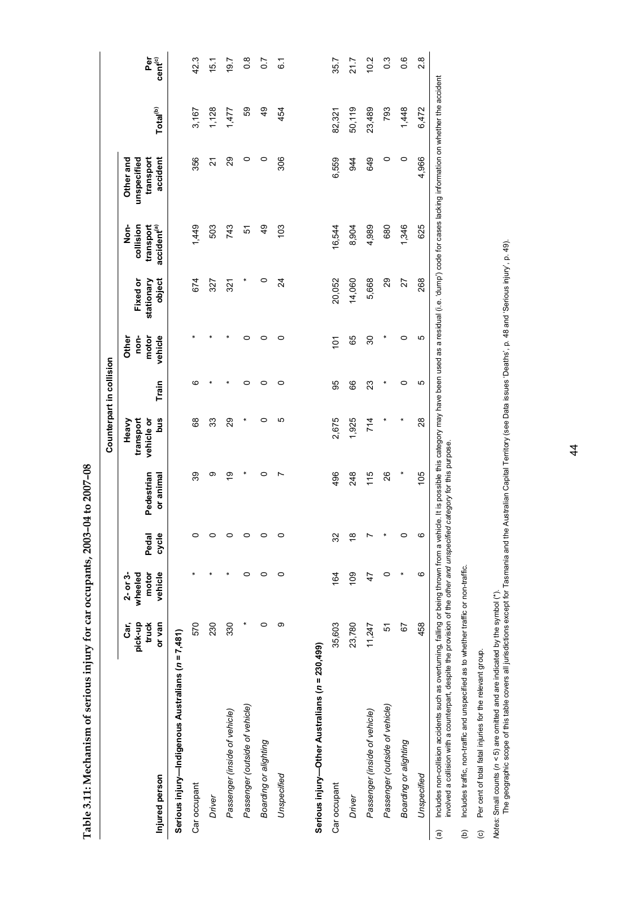**Table 3.11: Mechanism of serious injury for car occupants, 2003–04 to 2007–08**

| Injured person | Counterpart in collision | | | | | | | | | | | |
|---|---|---|---|---|---|---|---|---|---|---|---|---|
| | Car, pick-up truck or van | 2- or 3-wheeled motor vehicle | Pedal cycle | Pedestrian or animal | Heavy transport vehicle or bus | Train | Other non-motor vehicle | Fixed or stationary object | Non-collision transport accident[(a)] | Other and unspecified transport accident | Total[(b)] | Per cent[(c)] |
| **Serious injury—Indigenous Australians (*n* = 7,481)** | | | | | | | | | | | | |
| Car occupant | 570 | * | 0 | 39 | 68 | 6 | * | 674 | 1,449 | 356 | 3,167 | 42.3 |
| *Driver* | 230 | * | 0 | 9 | 33 | * | * | 327 | 503 | 21 | 1,128 | 15.1 |
| *Passenger (inside of vehicle)* | 330 | * | 0 | 19 | 29 | * | * | 321 | 743 | 29 | 1,477 | 19.7 |
| *Passenger (outside of vehicle)* | * | 0 | 0 | * | * | 0 | 0 | * | 51 | 0 | 59 | 0.8 |
| *Boarding or alighting* | 0 | 0 | 0 | 0 | 0 | 0 | 0 | 0 | 49 | 0 | 49 | 0.7 |
| *Unspecified* | 9 | 0 | 0 | 7 | 5 | 0 | 0 | 24 | 103 | 306 | 454 | 6.1 |
| **Serious injury—Other Australians (*n* = 230,499)** | | | | | | | | | | | | |
| Car occupant | 35,603 | 164 | 32 | 496 | 2,675 | 95 | 101 | 20,052 | 16,544 | 6,559 | 82,321 | 35.7 |
| *Driver* | 23,780 | 109 | 18 | 248 | 1,925 | 66 | 65 | 14,060 | 8,904 | 944 | 50,119 | 21.7 |
| *Passenger (inside of vehicle)* | 11,247 | 47 | 7 | 115 | 714 | 23 | 30 | 5,668 | 4,989 | 649 | 23,489 | 10.2 |
| *Passenger (outside of vehicle)* | 51 | 0 | * | 26 | * | * | * | 29 | 680 | 0 | 793 | 0.3 |
| *Boarding or alighting* | 67 | * | 0 | * | * | 0 | 0 | 27 | 1,346 | 0 | 1,448 | 0.6 |
| *Unspecified* | 458 | 6 | 6 | 105 | 28 | 5 | 5 | 268 | 625 | 4,966 | 6,472 | 2.8 |

(a) Includes non-collision accidents such as overturning, falling or being thrown from a vehicle. It is possible this category may have been used as a residual (i.e. 'dump') code for cases lacking information on whether the accident involved a collision with a counterpart, despite the provision of the *other and unspecified category* for this purpose.

(b) Includes traffic, non-traffic and unspecified as to whether traffic or non-traffic.

(c) Per cent of total fatal injuries for the relevant group.

*Notes:* Small counts (*n* < 5) are omitted and are indicated by the symbol (*).
The geographic scope of this table covers all jurisdictions except for Tasmania and the Australian Capital Territory (see Data issues 'Deaths', p. 48 and 'Serious injury', p. 49).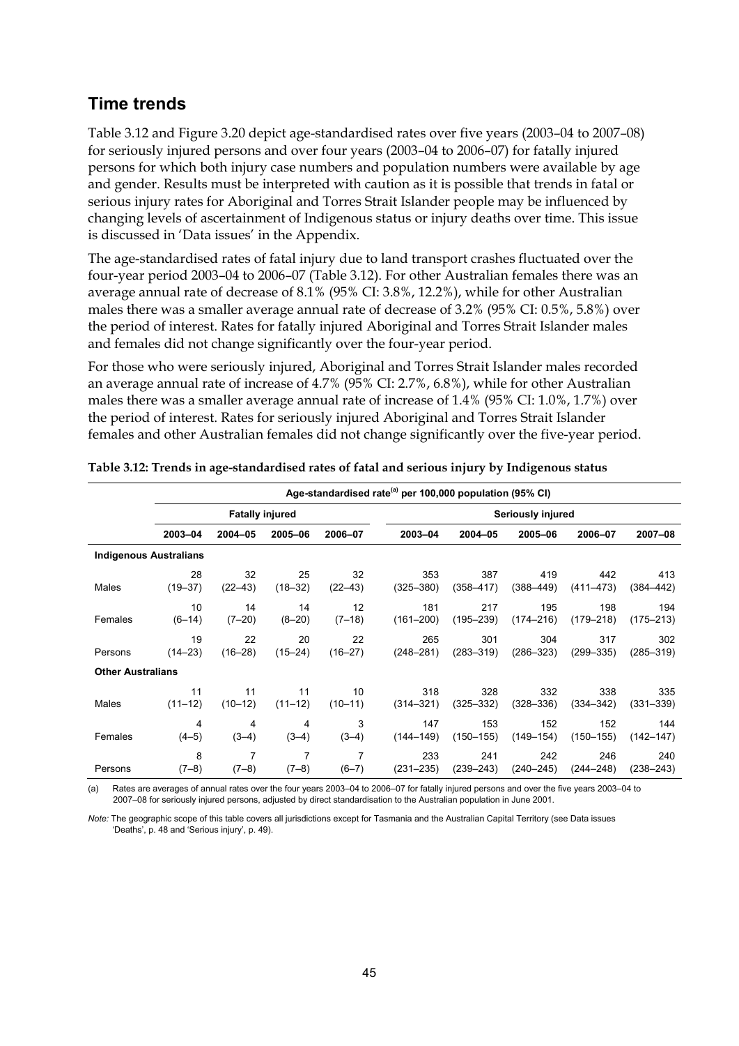## Time trends

Table 3.12 and Figure 3.20 depict age-standardised rates over five years (2003–04 to 2007–08) for seriously injured persons and over four years (2003–04 to 2006–07) for fatally injured persons for which both injury case numbers and population numbers were available by age and gender. Results must be interpreted with caution as it is possible that trends in fatal or serious injury rates for Aboriginal and Torres Strait Islander people may be influenced by changing levels of ascertainment of Indigenous status or injury deaths over time. This issue is discussed in 'Data issues' in the Appendix.

The age-standardised rates of fatal injury due to land transport crashes fluctuated over the four-year period 2003–04 to 2006–07 (Table 3.12). For other Australian females there was an average annual rate of decrease of 8.1% (95% CI: 3.8%, 12.2%), while for other Australian males there was a smaller average annual rate of decrease of 3.2% (95% CI: 0.5%, 5.8%) over the period of interest. Rates for fatally injured Aboriginal and Torres Strait Islander males and females did not change significantly over the four-year period.

For those who were seriously injured, Aboriginal and Torres Strait Islander males recorded an average annual rate of increase of 4.7% (95% CI: 2.7%, 6.8%), while for other Australian males there was a smaller average annual rate of increase of 1.4% (95% CI: 1.0%, 1.7%) over the period of interest. Rates for seriously injured Aboriginal and Torres Strait Islander females and other Australian females did not change significantly over the five-year period.

**Table 3.12: Trends in age-standardised rates of fatal and serious injury by Indigenous status**

| | Age-standardised rate[(a)] per 100,000 population (95% CI) | | | | | | | | |
|---|---|---|---|---|---|---|---|---|---|
| | Fatally injured | | | | Seriously injured | | | | |
| | 2003–04 | 2004–05 | 2005–06 | 2006–07 | 2003–04 | 2004–05 | 2005–06 | 2006–07 | 2007–08 |
| **Indigenous Australians** | | | | | | | | | |
| Males | 28 (19–37) | 32 (22–43) | 25 (18–32) | 32 (22–43) | 353 (325–380) | 387 (358–417) | 419 (388–449) | 442 (411–473) | 413 (384–442) |
| Females | 10 (6–14) | 14 (7–20) | 14 (8–20) | 12 (7–18) | 181 (161–200) | 217 (195–239) | 195 (174–216) | 198 (179–218) | 194 (175–213) |
| Persons | 19 (14–23) | 22 (16–28) | 20 (15–24) | 22 (16–27) | 265 (248–281) | 301 (283–319) | 304 (286–323) | 317 (299–335) | 302 (285–319) |
| **Other Australians** | | | | | | | | | |
| Males | 11 (11–12) | 11 (10–12) | 11 (11–12) | 10 (10–11) | 318 (314–321) | 328 (325–332) | 332 (328–336) | 338 (334–342) | 335 (331–339) |
| Females | 4 (4–5) | 4 (3–4) | 4 (3–4) | 3 (3–4) | 147 (144–149) | 153 (150–155) | 152 (149–154) | 152 (150–155) | 144 (142–147) |
| Persons | 8 (7–8) | 7 (7–8) | 7 (7–8) | 7 (6–7) | 233 (231–235) | 241 (239–243) | 242 (240–245) | 246 (244–248) | 240 (238–243) |

(a) Rates are averages of annual rates over the four years 2003–04 to 2006–07 for fatally injured persons and over the five years 2003–04 to 2007–08 for seriously injured persons, adjusted by direct standardisation to the Australian population in June 2001.

*Note:* The geographic scope of this table covers all jurisdictions except for Tasmania and the Australian Capital Territory (see Data issues 'Deaths', p. 48 and 'Serious injury', p. 49).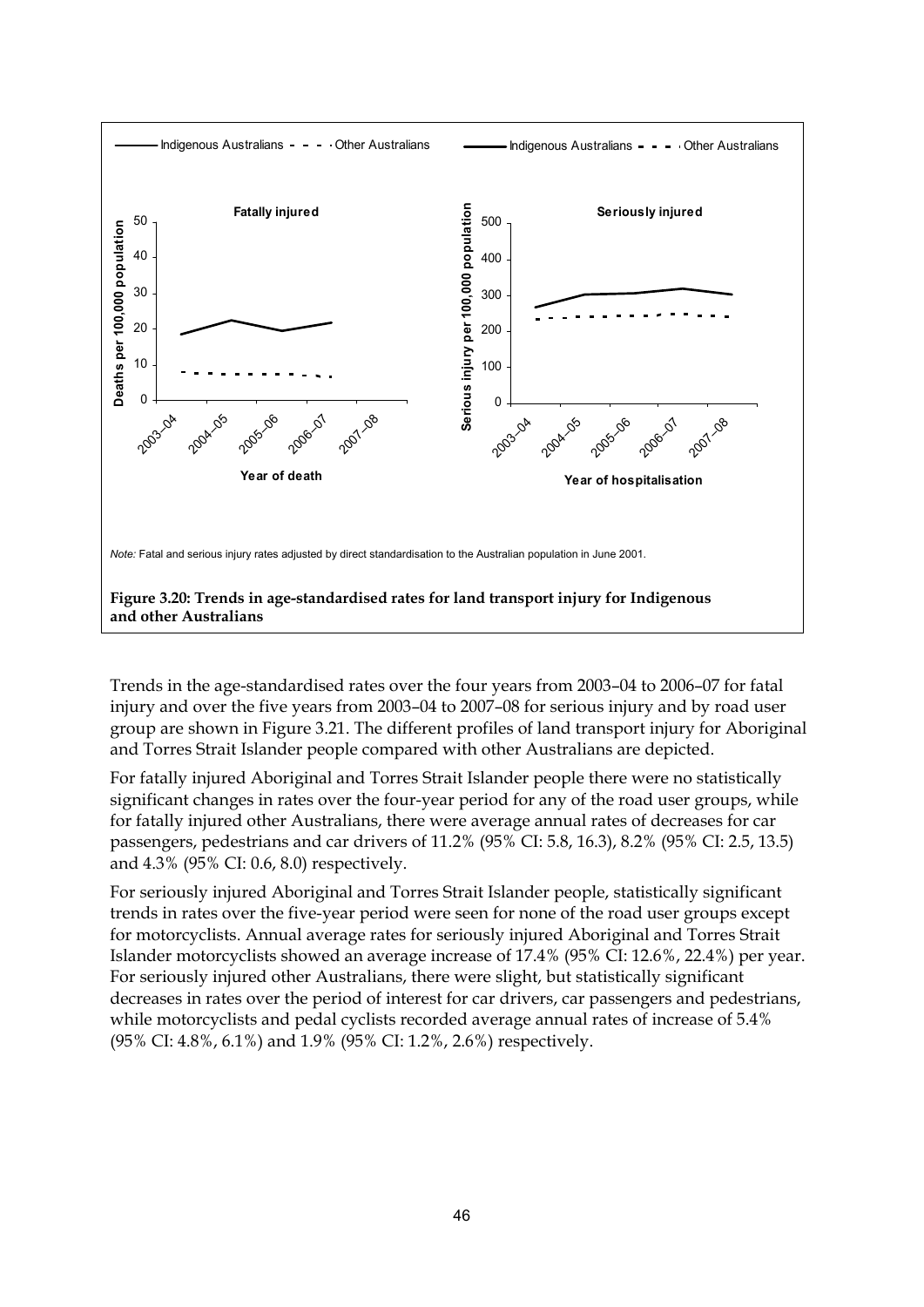Note: Fatal and serious injury rates adjusted by direct standardisation to the Australian population in June 2001.

**Figure 3.20: Trends in age-standardised rates for land transport injury for Indigenous and other Australians**

Trends in the age-standardised rates over the four years from 2003–04 to 2006–07 for fatal injury and over the five years from 2003–04 to 2007–08 for serious injury and by road user group are shown in Figure 3.21. The different profiles of land transport injury for Aboriginal and Torres Strait Islander people compared with other Australians are depicted.

For fatally injured Aboriginal and Torres Strait Islander people there were no statistically significant changes in rates over the four-year period for any of the road user groups, while for fatally injured other Australians, there were average annual rates of decreases for car passengers, pedestrians and car drivers of 11.2% (95% CI: 5.8, 16.3), 8.2% (95% CI: 2.5, 13.5) and 4.3% (95% CI: 0.6, 8.0) respectively.

For seriously injured Aboriginal and Torres Strait Islander people, statistically significant trends in rates over the five-year period were seen for none of the road user groups except for motorcyclists. Annual average rates for seriously injured Aboriginal and Torres Strait Islander motorcyclists showed an average increase of 17.4% (95% CI: 12.6%, 22.4%) per year. For seriously injured other Australians, there were slight, but statistically significant decreases in rates over the period of interest for car drivers, car passengers and pedestrians, while motorcyclists and pedal cyclists recorded average annual rates of increase of 5.4% (95% CI: 4.8%, 6.1%) and 1.9% (95% CI: 1.2%, 2.6%) respectively.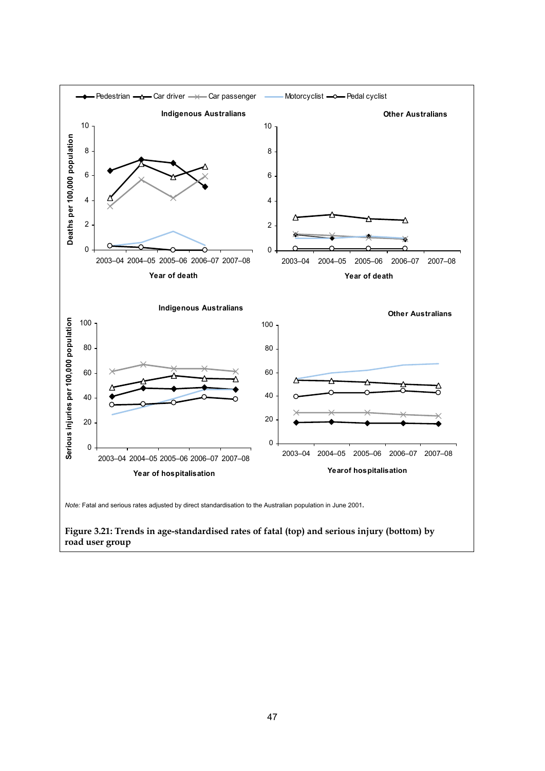Note: Fatal and serious rates adjusted by direct standardisation to the Australian population in June 2001.

**Figure 3.21: Trends in age-standardised rates of fatal (top) and serious injury (bottom) by road user group**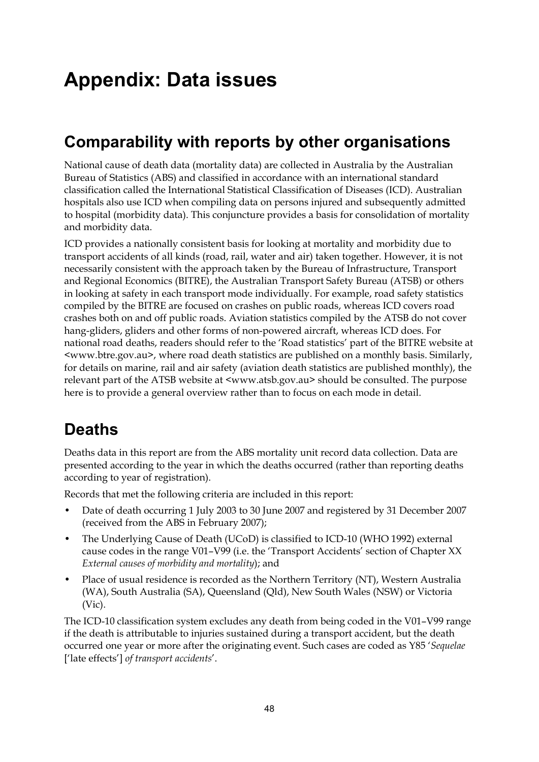# Appendix: Data issues

## Comparability with reports by other organisations

National cause of death data (mortality data) are collected in Australia by the Australian Bureau of Statistics (ABS) and classified in accordance with an international standard classification called the International Statistical Classification of Diseases (ICD). Australian hospitals also use ICD when compiling data on persons injured and subsequently admitted to hospital (morbidity data). This conjuncture provides a basis for consolidation of mortality and morbidity data.

ICD provides a nationally consistent basis for looking at mortality and morbidity due to transport accidents of all kinds (road, rail, water and air) taken together. However, it is not necessarily consistent with the approach taken by the Bureau of Infrastructure, Transport and Regional Economics (BITRE), the Australian Transport Safety Bureau (ATSB) or others in looking at safety in each transport mode individually. For example, road safety statistics compiled by the BITRE are focused on crashes on public roads, whereas ICD covers road crashes both on and off public roads. Aviation statistics compiled by the ATSB do not cover hang-gliders, gliders and other forms of non-powered aircraft, whereas ICD does. For national road deaths, readers should refer to the 'Road statistics' part of the BITRE website at <www.btre.gov.au>, where road death statistics are published on a monthly basis. Similarly, for details on marine, rail and air safety (aviation death statistics are published monthly), the relevant part of the ATSB website at <www.atsb.gov.au> should be consulted. The purpose here is to provide a general overview rather than to focus on each mode in detail.

## Deaths

Deaths data in this report are from the ABS mortality unit record data collection. Data are presented according to the year in which the deaths occurred (rather than reporting deaths according to year of registration).

Records that met the following criteria are included in this report:

- Date of death occurring 1 July 2003 to 30 June 2007 and registered by 31 December 2007 (received from the ABS in February 2007);
- The Underlying Cause of Death (UCoD) is classified to ICD-10 (WHO 1992) external cause codes in the range V01–V99 (i.e. the 'Transport Accidents' section of Chapter XX *External causes of morbidity and mortality*); and
- Place of usual residence is recorded as the Northern Territory (NT), Western Australia (WA), South Australia (SA), Queensland (Qld), New South Wales (NSW) or Victoria (Vic).

The ICD-10 classification system excludes any death from being coded in the V01–V99 range if the death is attributable to injuries sustained during a transport accident, but the death occurred one year or more after the originating event. Such cases are coded as Y85 '*Sequelae* ['late effects'] *of transport accidents*'.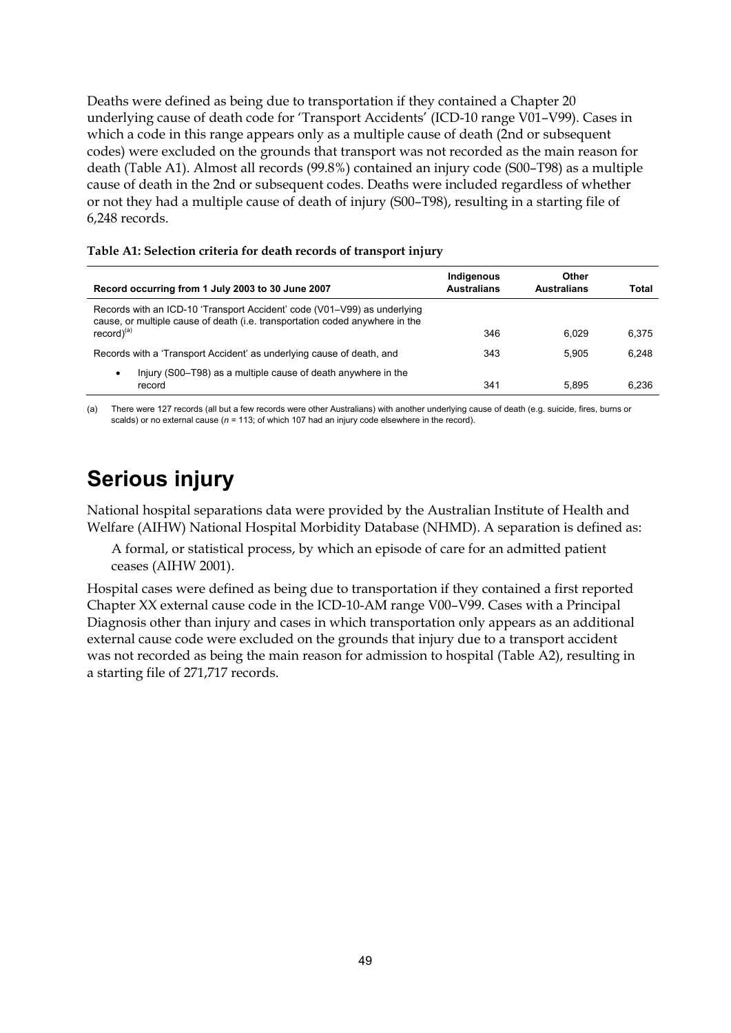Deaths were defined as being due to transportation if they contained a Chapter 20 underlying cause of death code for 'Transport Accidents' (ICD-10 range V01–V99). Cases in which a code in this range appears only as a multiple cause of death (2nd or subsequent codes) were excluded on the grounds that transport was not recorded as the main reason for death (Table A1). Almost all records (99.8%) contained an injury code (S00–T98) as a multiple cause of death in the 2nd or subsequent codes. Deaths were included regardless of whether or not they had a multiple cause of death of injury (S00–T98), resulting in a starting file of 6,248 records.

**Table A1: Selection criteria for death records of transport injury**

| Record occurring from 1 July 2003 to 30 June 2007 | Indigenous Australians | Other Australians | Total |
|---|---|---|---|
| Records with an ICD-10 'Transport Accident' code (V01–V99) as underlying cause, or multiple cause of death (i.e. transportation coded anywhere in the record)[(a)] | 346 | 6,029 | 6,375 |
| Records with a 'Transport Accident' as underlying cause of death, and | 343 | 5,905 | 6,248 |
| • Injury (S00–T98) as a multiple cause of death anywhere in the record | 341 | 5,895 | 6,236 |

(a) There were 127 records (all but a few records were other Australians) with another underlying cause of death (e.g. suicide, fires, burns or scalds) or no external cause (*n* = 113; of which 107 had an injury code elsewhere in the record).

# Serious injury

National hospital separations data were provided by the Australian Institute of Health and Welfare (AIHW) National Hospital Morbidity Database (NHMD). A separation is defined as:

> A formal, or statistical process, by which an episode of care for an admitted patient ceases (AIHW 2001).

Hospital cases were defined as being due to transportation if they contained a first reported Chapter XX external cause code in the ICD-10-AM range V00–V99. Cases with a Principal Diagnosis other than injury and cases in which transportation only appears as an additional external cause code were excluded on the grounds that injury due to a transport accident was not recorded as being the main reason for admission to hospital (Table A2), resulting in a starting file of 271,717 records.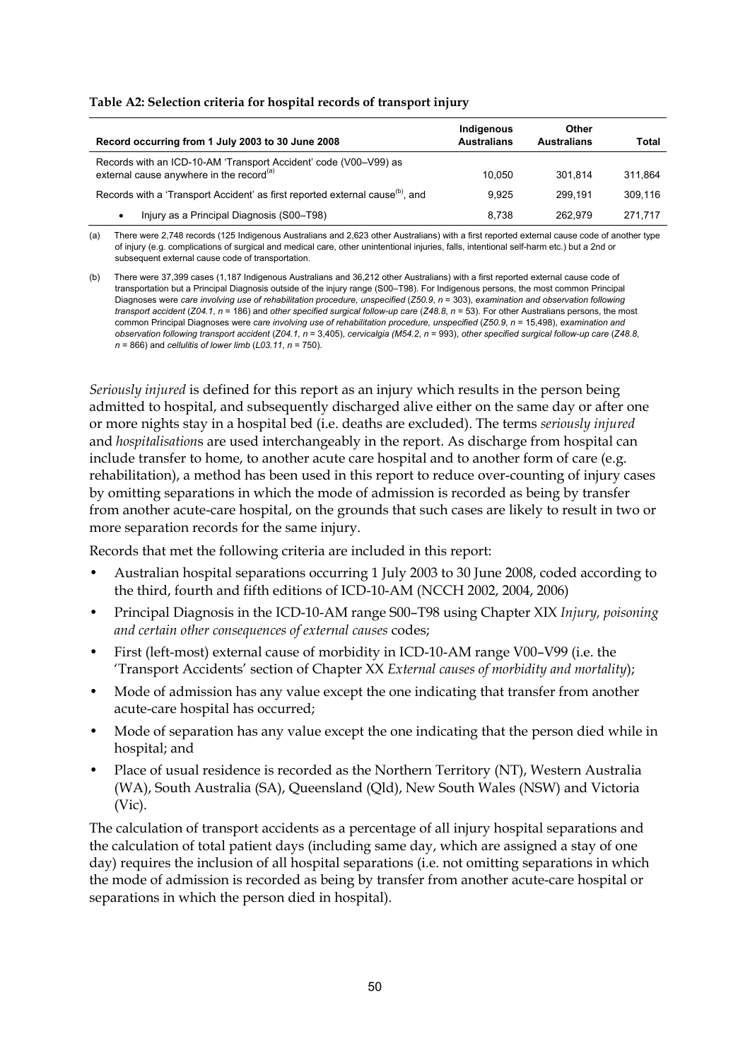**Table A2: Selection criteria for hospital records of transport injury**

| Record occurring from 1 July 2003 to 30 June 2008 | Indigenous Australians | Other Australians | Total |
|---|---|---|---|
| Records with an ICD-10-AM 'Transport Accident' code (V00–V99) as external cause anywhere in the record[(a)] | 10,050 | 301,814 | 311,864 |
| Records with a 'Transport Accident' as first reported external cause[(b)], and | 9,925 | 299,191 | 309,116 |
| • Injury as a Principal Diagnosis (S00–T98) | 8,738 | 262,979 | 271,717 |

(a) There were 2,748 records (125 Indigenous Australians and 2,623 other Australians) with a first reported external cause code of another type of injury (e.g. complications of surgical and medical care, other unintentional injuries, falls, intentional self-harm etc.) but a 2nd or subsequent external cause code of transportation.

(b) There were 37,399 cases (1,187 Indigenous Australians and 36,212 other Australians) with a first reported external cause code of transportation but a Principal Diagnosis outside of the injury range (S00–T98). For Indigenous persons, the most common Principal Diagnoses were *care involving use of rehabilitation procedure, unspecified* (*Z50.9*, *n* = 303), *examination and observation following transport accident* (*Z04.1*, *n* = 186) and *other specified surgical follow-up care* (*Z48.8*, *n* = 53). For other Australians persons, the most common Principal Diagnoses were *care involving use of rehabilitation procedure, unspecified* (*Z50.9*, *n* = 15,498), *examination and observation following transport accident* (*Z04.1*, *n* = 3,405), *cervicalgia (M54.2*, *n* = 993), *other specified surgical follow-up care* (*Z48.8*, *n* = 866) and *cellulitis of lower limb* (*L03.11*, *n* = 750).

*Seriously injured* is defined for this report as an injury which results in the person being admitted to hospital, and subsequently discharged alive either on the same day or after one or more nights stay in a hospital bed (i.e. deaths are excluded). The terms *seriously injured* and *hospitalisations* are used interchangeably in the report. As discharge from hospital can include transfer to home, to another acute care hospital and to another form of care (e.g. rehabilitation), a method has been used in this report to reduce over-counting of injury cases by omitting separations in which the mode of admission is recorded as being by transfer from another acute-care hospital, on the grounds that such cases are likely to result in two or more separation records for the same injury.

Records that met the following criteria are included in this report:

- Australian hospital separations occurring 1 July 2003 to 30 June 2008, coded according to the third, fourth and fifth editions of ICD-10-AM (NCCH 2002, 2004, 2006)
- Principal Diagnosis in the ICD-10-AM range S00–T98 using Chapter XIX *Injury, poisoning and certain other consequences of external causes* codes;
- First (left-most) external cause of morbidity in ICD-10-AM range V00–V99 (i.e. the 'Transport Accidents' section of Chapter XX *External causes of morbidity and mortality*);
- Mode of admission has any value except the one indicating that transfer from another acute-care hospital has occurred;
- Mode of separation has any value except the one indicating that the person died while in hospital; and
- Place of usual residence is recorded as the Northern Territory (NT), Western Australia (WA), South Australia (SA), Queensland (Qld), New South Wales (NSW) and Victoria (Vic).

The calculation of transport accidents as a percentage of all injury hospital separations and the calculation of total patient days (including same day, which are assigned a stay of one day) requires the inclusion of all hospital separations (i.e. not omitting separations in which the mode of admission is recorded as being by transfer from another acute-care hospital or separations in which the person died in hospital).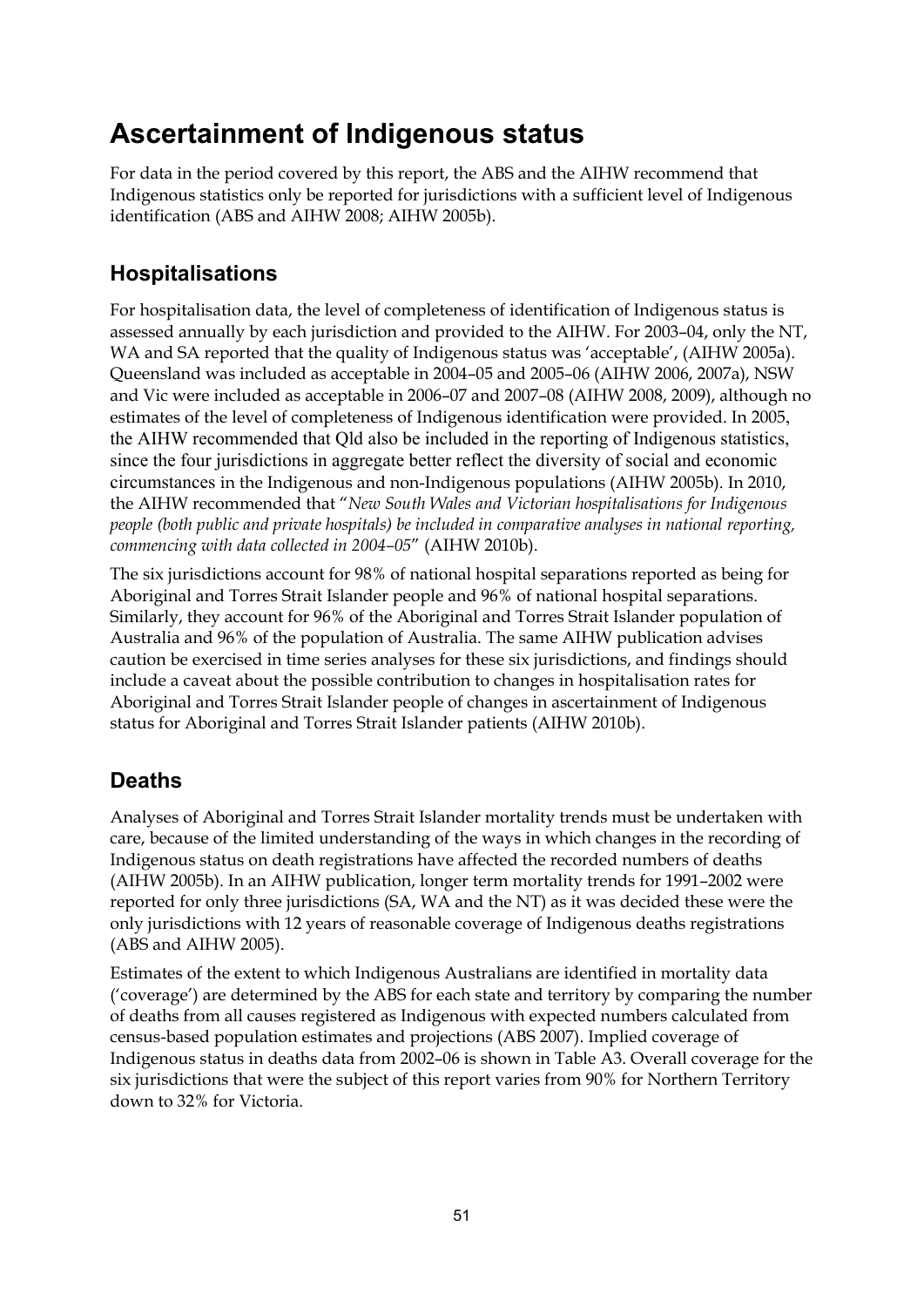# Ascertainment of Indigenous status

For data in the period covered by this report, the ABS and the AIHW recommend that Indigenous statistics only be reported for jurisdictions with a sufficient level of Indigenous identification (ABS and AIHW 2008; AIHW 2005b).

## Hospitalisations

For hospitalisation data, the level of completeness of identification of Indigenous status is assessed annually by each jurisdiction and provided to the AIHW. For 2003–04, only the NT, WA and SA reported that the quality of Indigenous status was 'acceptable', (AIHW 2005a). Queensland was included as acceptable in 2004–05 and 2005–06 (AIHW 2006, 2007a), NSW and Vic were included as acceptable in 2006–07 and 2007–08 (AIHW 2008, 2009), although no estimates of the level of completeness of Indigenous identification were provided. In 2005, the AIHW recommended that Qld also be included in the reporting of Indigenous statistics, since the four jurisdictions in aggregate better reflect the diversity of social and economic circumstances in the Indigenous and non-Indigenous populations (AIHW 2005b). In 2010, the AIHW recommended that "*New South Wales and Victorian hospitalisations for Indigenous people (both public and private hospitals) be included in comparative analyses in national reporting, commencing with data collected in 2004–05*" (AIHW 2010b).

The six jurisdictions account for 98% of national hospital separations reported as being for Aboriginal and Torres Strait Islander people and 96% of national hospital separations. Similarly, they account for 96% of the Aboriginal and Torres Strait Islander population of Australia and 96% of the population of Australia. The same AIHW publication advises caution be exercised in time series analyses for these six jurisdictions, and findings should include a caveat about the possible contribution to changes in hospitalisation rates for Aboriginal and Torres Strait Islander people of changes in ascertainment of Indigenous status for Aboriginal and Torres Strait Islander patients (AIHW 2010b).

## Deaths

Analyses of Aboriginal and Torres Strait Islander mortality trends must be undertaken with care, because of the limited understanding of the ways in which changes in the recording of Indigenous status on death registrations have affected the recorded numbers of deaths (AIHW 2005b). In an AIHW publication, longer term mortality trends for 1991–2002 were reported for only three jurisdictions (SA, WA and the NT) as it was decided these were the only jurisdictions with 12 years of reasonable coverage of Indigenous deaths registrations (ABS and AIHW 2005).

Estimates of the extent to which Indigenous Australians are identified in mortality data ('coverage') are determined by the ABS for each state and territory by comparing the number of deaths from all causes registered as Indigenous with expected numbers calculated from census-based population estimates and projections (ABS 2007). Implied coverage of Indigenous status in deaths data from 2002–06 is shown in Table A3. Overall coverage for the six jurisdictions that were the subject of this report varies from 90% for Northern Territory down to 32% for Victoria.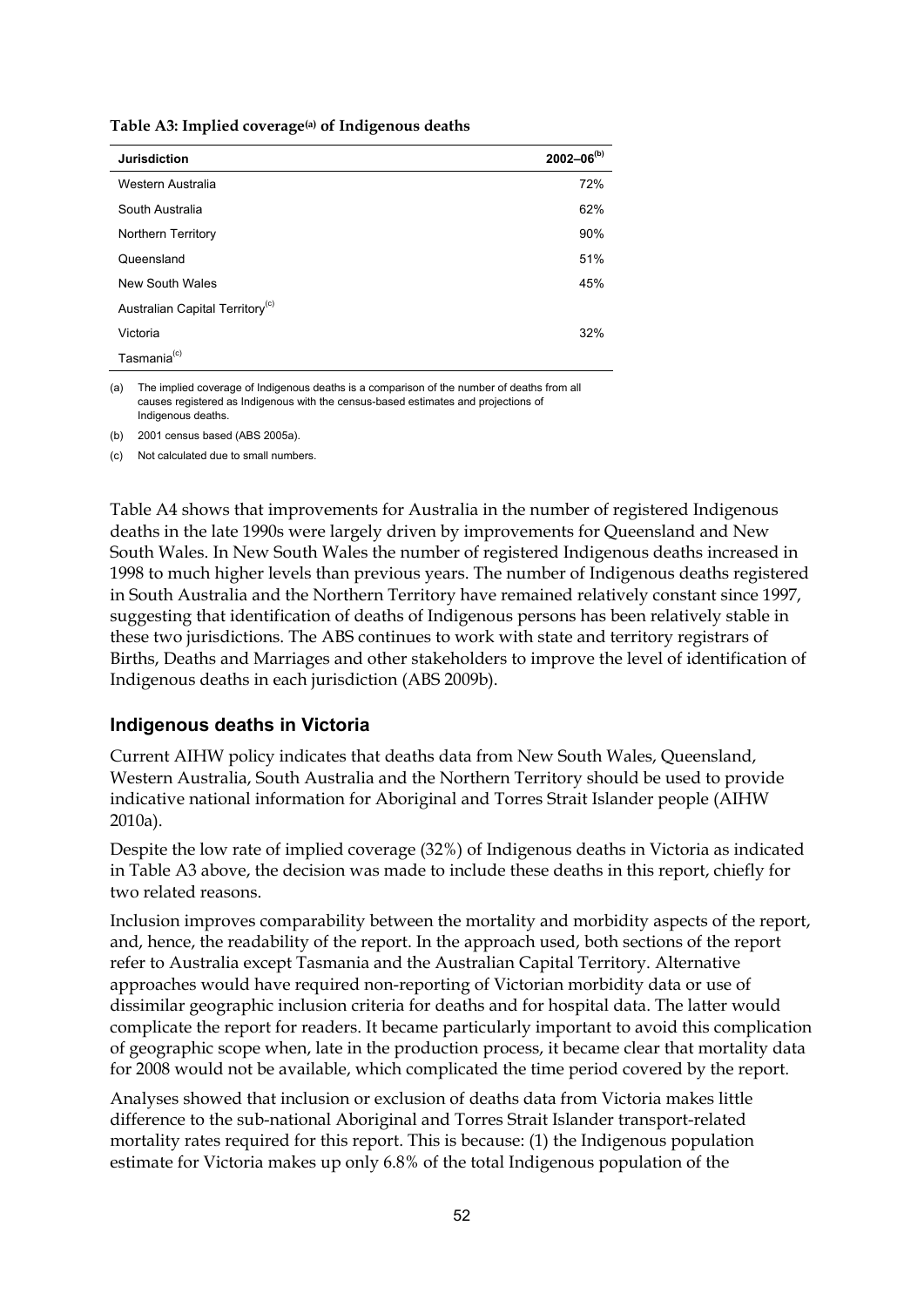**Table A3: Implied coverage[(a)] of Indigenous deaths**

| Jurisdiction | 2002–06[(b)] |
| --- | --- |
| Western Australia | 72% |
| South Australia | 62% |
| Northern Territory | 90% |
| Queensland | 51% |
| New South Wales | 45% |
| Australian Capital Territory[(c)] | |
| Victoria | 32% |
| Tasmania[(c)] | |

(a) The implied coverage of Indigenous deaths is a comparison of the number of deaths from all causes registered as Indigenous with the census-based estimates and projections of Indigenous deaths.

(b) 2001 census based (ABS 2005a).

(c) Not calculated due to small numbers.

Table A4 shows that improvements for Australia in the number of registered Indigenous deaths in the late 1990s were largely driven by improvements for Queensland and New South Wales. In New South Wales the number of registered Indigenous deaths increased in 1998 to much higher levels than previous years. The number of Indigenous deaths registered in South Australia and the Northern Territory have remained relatively constant since 1997, suggesting that identification of deaths of Indigenous persons has been relatively stable in these two jurisdictions. The ABS continues to work with state and territory registrars of Births, Deaths and Marriages and other stakeholders to improve the level of identification of Indigenous deaths in each jurisdiction (ABS 2009b).

## Indigenous deaths in Victoria

Current AIHW policy indicates that deaths data from New South Wales, Queensland, Western Australia, South Australia and the Northern Territory should be used to provide indicative national information for Aboriginal and Torres Strait Islander people (AIHW 2010a).

Despite the low rate of implied coverage (32%) of Indigenous deaths in Victoria as indicated in Table A3 above, the decision was made to include these deaths in this report, chiefly for two related reasons.

Inclusion improves comparability between the mortality and morbidity aspects of the report, and, hence, the readability of the report. In the approach used, both sections of the report refer to Australia except Tasmania and the Australian Capital Territory. Alternative approaches would have required non-reporting of Victorian morbidity data or use of dissimilar geographic inclusion criteria for deaths and for hospital data. The latter would complicate the report for readers. It became particularly important to avoid this complication of geographic scope when, late in the production process, it became clear that mortality data for 2008 would not be available, which complicated the time period covered by the report.

Analyses showed that inclusion or exclusion of deaths data from Victoria makes little difference to the sub-national Aboriginal and Torres Strait Islander transport-related mortality rates required for this report. This is because: (1) the Indigenous population estimate for Victoria makes up only 6.8% of the total Indigenous population of the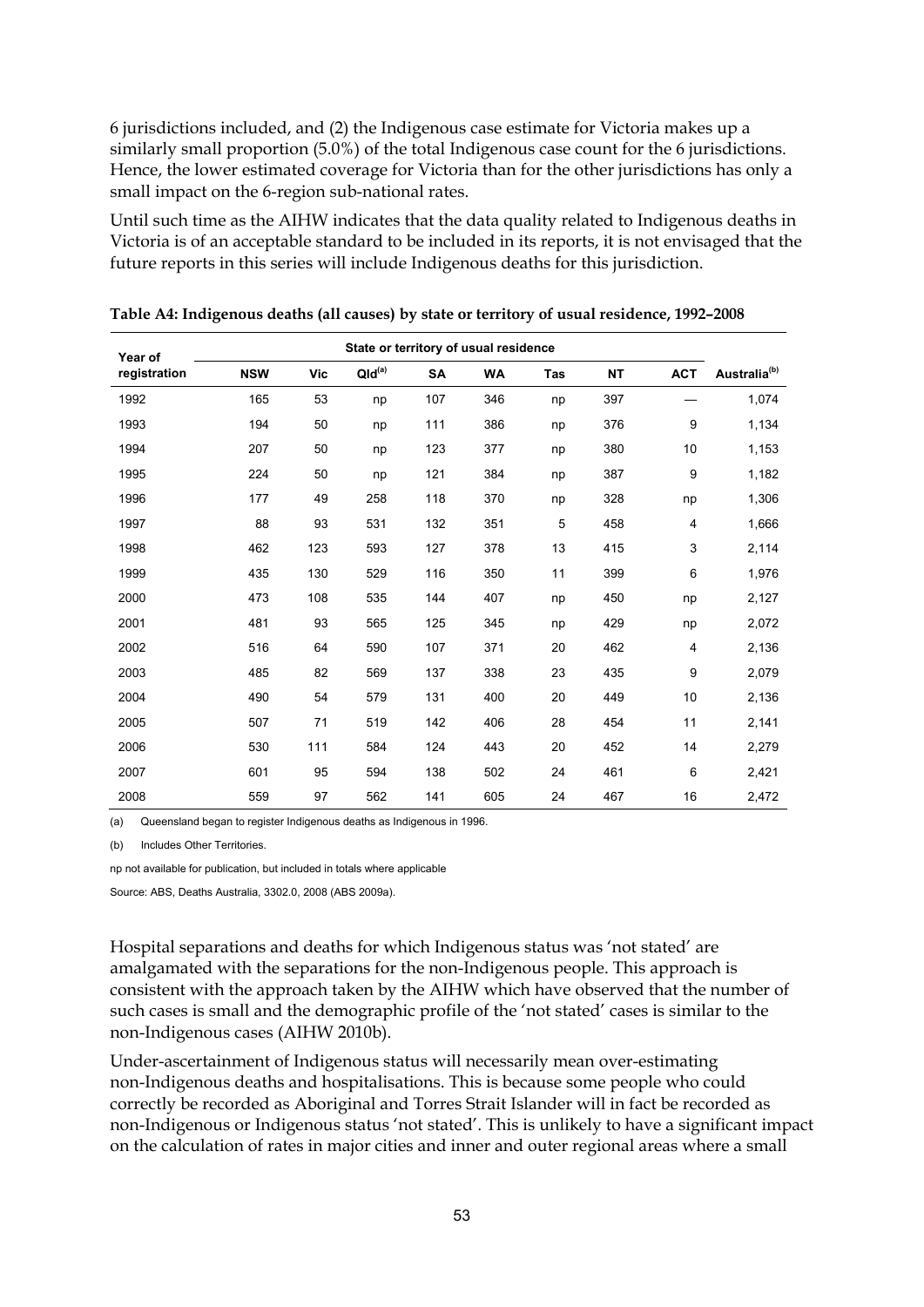6 jurisdictions included, and (2) the Indigenous case estimate for Victoria makes up a similarly small proportion (5.0%) of the total Indigenous case count for the 6 jurisdictions. Hence, the lower estimated coverage for Victoria than for the other jurisdictions has only a small impact on the 6-region sub-national rates.

Until such time as the AIHW indicates that the data quality related to Indigenous deaths in Victoria is of an acceptable standard to be included in its reports, it is not envisaged that the future reports in this series will include Indigenous deaths for this jurisdiction.

**Table A4: Indigenous deaths (all causes) by state or territory of usual residence, 1992–2008**

| Year of registration | State or territory of usual residence | | | | | | | | |
|---|---|---|---|---|---|---|---|---|---|
| | NSW | Vic | Qld(a) | SA | WA | Tas | NT | ACT | Australia(b) |
| 1992 | 165 | 53 | np | 107 | 346 | np | 397 | — | 1,074 |
| 1993 | 194 | 50 | np | 111 | 386 | np | 376 | 9 | 1,134 |
| 1994 | 207 | 50 | np | 123 | 377 | np | 380 | 10 | 1,153 |
| 1995 | 224 | 50 | np | 121 | 384 | np | 387 | 9 | 1,182 |
| 1996 | 177 | 49 | 258 | 118 | 370 | np | 328 | np | 1,306 |
| 1997 | 88 | 93 | 531 | 132 | 351 | 5 | 458 | 4 | 1,666 |
| 1998 | 462 | 123 | 593 | 127 | 378 | 13 | 415 | 3 | 2,114 |
| 1999 | 435 | 130 | 529 | 116 | 350 | 11 | 399 | 6 | 1,976 |
| 2000 | 473 | 108 | 535 | 144 | 407 | np | 450 | np | 2,127 |
| 2001 | 481 | 93 | 565 | 125 | 345 | np | 429 | np | 2,072 |
| 2002 | 516 | 64 | 590 | 107 | 371 | 20 | 462 | 4 | 2,136 |
| 2003 | 485 | 82 | 569 | 137 | 338 | 23 | 435 | 9 | 2,079 |
| 2004 | 490 | 54 | 579 | 131 | 400 | 20 | 449 | 10 | 2,136 |
| 2005 | 507 | 71 | 519 | 142 | 406 | 28 | 454 | 11 | 2,141 |
| 2006 | 530 | 111 | 584 | 124 | 443 | 20 | 452 | 14 | 2,279 |
| 2007 | 601 | 95 | 594 | 138 | 502 | 24 | 461 | 6 | 2,421 |
| 2008 | 559 | 97 | 562 | 141 | 605 | 24 | 467 | 16 | 2,472 |

(a) Queensland began to register Indigenous deaths as Indigenous in 1996.

(b) Includes Other Territories.

np not available for publication, but included in totals where applicable

Source: ABS, Deaths Australia, 3302.0, 2008 (ABS 2009a).

Hospital separations and deaths for which Indigenous status was 'not stated' are amalgamated with the separations for the non-Indigenous people. This approach is consistent with the approach taken by the AIHW which have observed that the number of such cases is small and the demographic profile of the 'not stated' cases is similar to the non-Indigenous cases (AIHW 2010b).

Under-ascertainment of Indigenous status will necessarily mean over-estimating non-Indigenous deaths and hospitalisations. This is because some people who could correctly be recorded as Aboriginal and Torres Strait Islander will in fact be recorded as non-Indigenous or Indigenous status 'not stated'. This is unlikely to have a significant impact on the calculation of rates in major cities and inner and outer regional areas where a small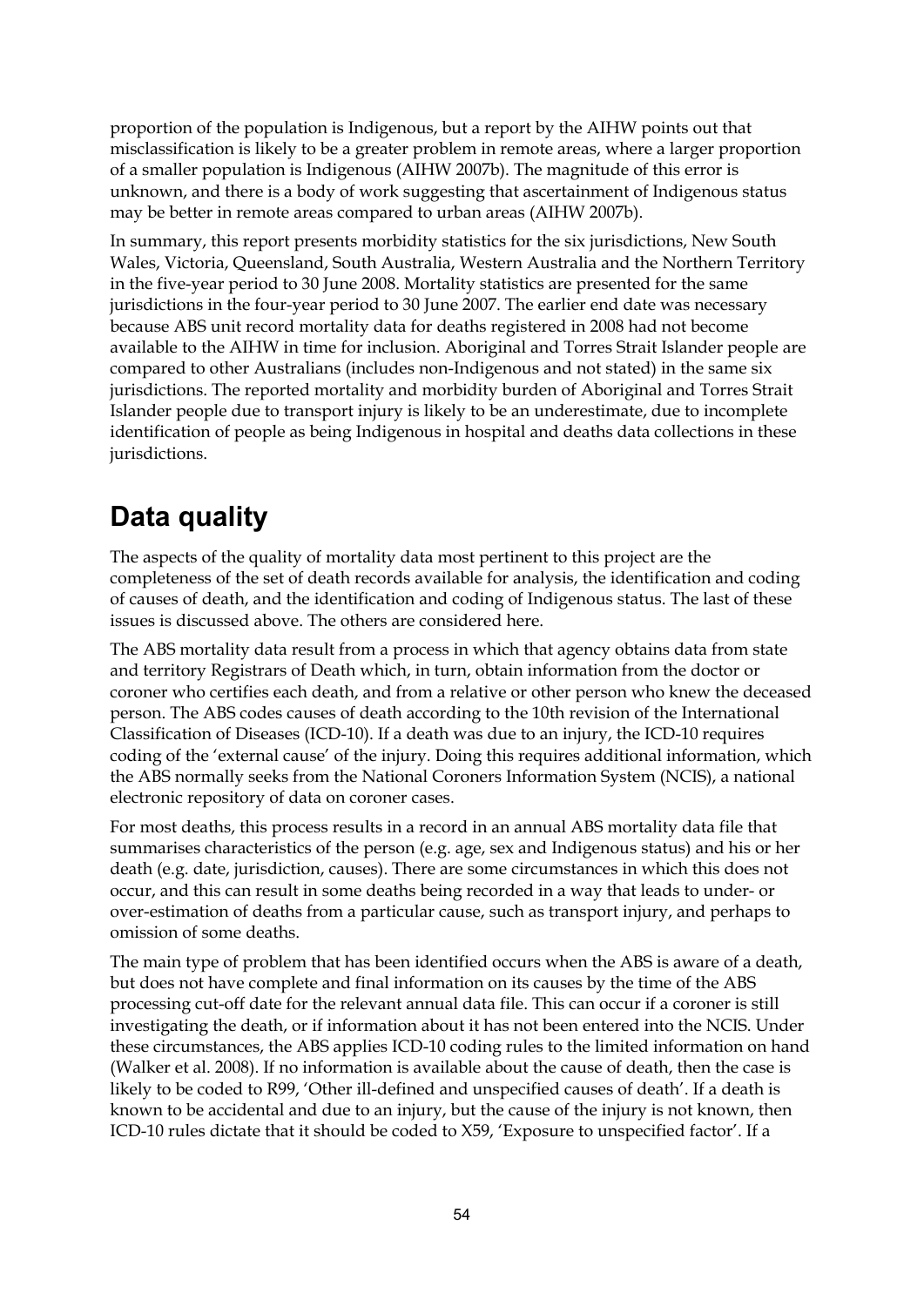proportion of the population is Indigenous, but a report by the AIHW points out that misclassification is likely to be a greater problem in remote areas, where a larger proportion of a smaller population is Indigenous (AIHW 2007b). The magnitude of this error is unknown, and there is a body of work suggesting that ascertainment of Indigenous status may be better in remote areas compared to urban areas (AIHW 2007b).

In summary, this report presents morbidity statistics for the six jurisdictions, New South Wales, Victoria, Queensland, South Australia, Western Australia and the Northern Territory in the five-year period to 30 June 2008. Mortality statistics are presented for the same jurisdictions in the four-year period to 30 June 2007. The earlier end date was necessary because ABS unit record mortality data for deaths registered in 2008 had not become available to the AIHW in time for inclusion. Aboriginal and Torres Strait Islander people are compared to other Australians (includes non-Indigenous and not stated) in the same six jurisdictions. The reported mortality and morbidity burden of Aboriginal and Torres Strait Islander people due to transport injury is likely to be an underestimate, due to incomplete identification of people as being Indigenous in hospital and deaths data collections in these jurisdictions.

# Data quality

The aspects of the quality of mortality data most pertinent to this project are the completeness of the set of death records available for analysis, the identification and coding of causes of death, and the identification and coding of Indigenous status. The last of these issues is discussed above. The others are considered here.

The ABS mortality data result from a process in which that agency obtains data from state and territory Registrars of Death which, in turn, obtain information from the doctor or coroner who certifies each death, and from a relative or other person who knew the deceased person. The ABS codes causes of death according to the 10th revision of the International Classification of Diseases (ICD-10). If a death was due to an injury, the ICD-10 requires coding of the 'external cause' of the injury. Doing this requires additional information, which the ABS normally seeks from the National Coroners Information System (NCIS), a national electronic repository of data on coroner cases.

For most deaths, this process results in a record in an annual ABS mortality data file that summarises characteristics of the person (e.g. age, sex and Indigenous status) and his or her death (e.g. date, jurisdiction, causes). There are some circumstances in which this does not occur, and this can result in some deaths being recorded in a way that leads to under- or over-estimation of deaths from a particular cause, such as transport injury, and perhaps to omission of some deaths.

The main type of problem that has been identified occurs when the ABS is aware of a death, but does not have complete and final information on its causes by the time of the ABS processing cut-off date for the relevant annual data file. This can occur if a coroner is still investigating the death, or if information about it has not been entered into the NCIS. Under these circumstances, the ABS applies ICD-10 coding rules to the limited information on hand (Walker et al. 2008). If no information is available about the cause of death, then the case is likely to be coded to R99, 'Other ill-defined and unspecified causes of death'. If a death is known to be accidental and due to an injury, but the cause of the injury is not known, then ICD-10 rules dictate that it should be coded to X59, 'Exposure to unspecified factor'. If a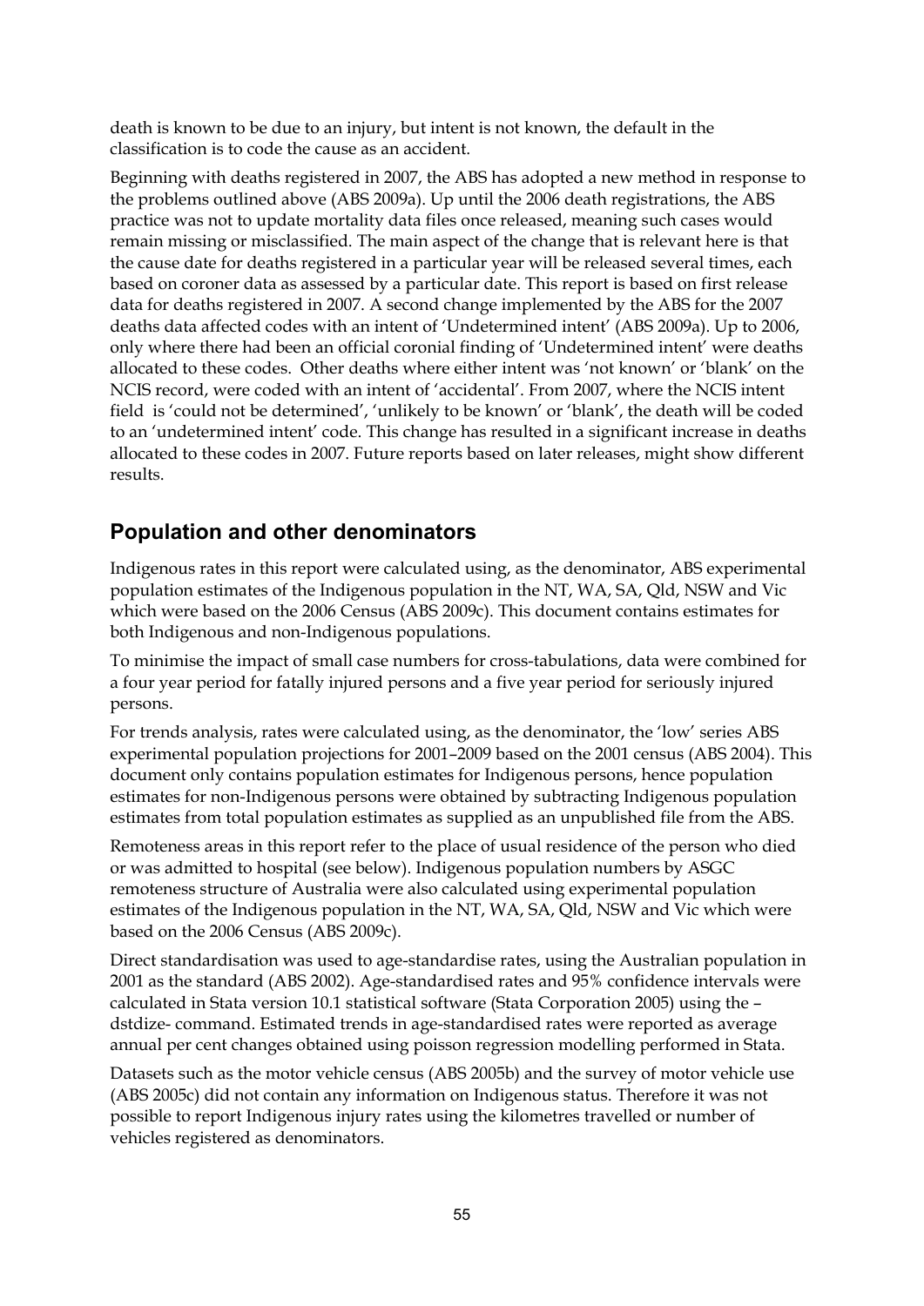death is known to be due to an injury, but intent is not known, the default in the classification is to code the cause as an accident.

Beginning with deaths registered in 2007, the ABS has adopted a new method in response to the problems outlined above (ABS 2009a). Up until the 2006 death registrations, the ABS practice was not to update mortality data files once released, meaning such cases would remain missing or misclassified. The main aspect of the change that is relevant here is that the cause date for deaths registered in a particular year will be released several times, each based on coroner data as assessed by a particular date. This report is based on first release data for deaths registered in 2007. A second change implemented by the ABS for the 2007 deaths data affected codes with an intent of 'Undetermined intent' (ABS 2009a). Up to 2006, only where there had been an official coronial finding of 'Undetermined intent' were deaths allocated to these codes. Other deaths where either intent was 'not known' or 'blank' on the NCIS record, were coded with an intent of 'accidental'. From 2007, where the NCIS intent field is 'could not be determined', 'unlikely to be known' or 'blank', the death will be coded to an 'undetermined intent' code. This change has resulted in a significant increase in deaths allocated to these codes in 2007. Future reports based on later releases, might show different results.

## Population and other denominators

Indigenous rates in this report were calculated using, as the denominator, ABS experimental population estimates of the Indigenous population in the NT, WA, SA, Qld, NSW and Vic which were based on the 2006 Census (ABS 2009c). This document contains estimates for both Indigenous and non-Indigenous populations.

To minimise the impact of small case numbers for cross-tabulations, data were combined for a four year period for fatally injured persons and a five year period for seriously injured persons.

For trends analysis, rates were calculated using, as the denominator, the 'low' series ABS experimental population projections for 2001–2009 based on the 2001 census (ABS 2004). This document only contains population estimates for Indigenous persons, hence population estimates for non-Indigenous persons were obtained by subtracting Indigenous population estimates from total population estimates as supplied as an unpublished file from the ABS.

Remoteness areas in this report refer to the place of usual residence of the person who died or was admitted to hospital (see below). Indigenous population numbers by ASGC remoteness structure of Australia were also calculated using experimental population estimates of the Indigenous population in the NT, WA, SA, Qld, NSW and Vic which were based on the 2006 Census (ABS 2009c).

Direct standardisation was used to age-standardise rates, using the Australian population in 2001 as the standard (ABS 2002). Age-standardised rates and 95% confidence intervals were calculated in Stata version 10.1 statistical software (Stata Corporation 2005) using the –dstdize- command. Estimated trends in age-standardised rates were reported as average annual per cent changes obtained using poisson regression modelling performed in Stata.

Datasets such as the motor vehicle census (ABS 2005b) and the survey of motor vehicle use (ABS 2005c) did not contain any information on Indigenous status. Therefore it was not possible to report Indigenous injury rates using the kilometres travelled or number of vehicles registered as denominators.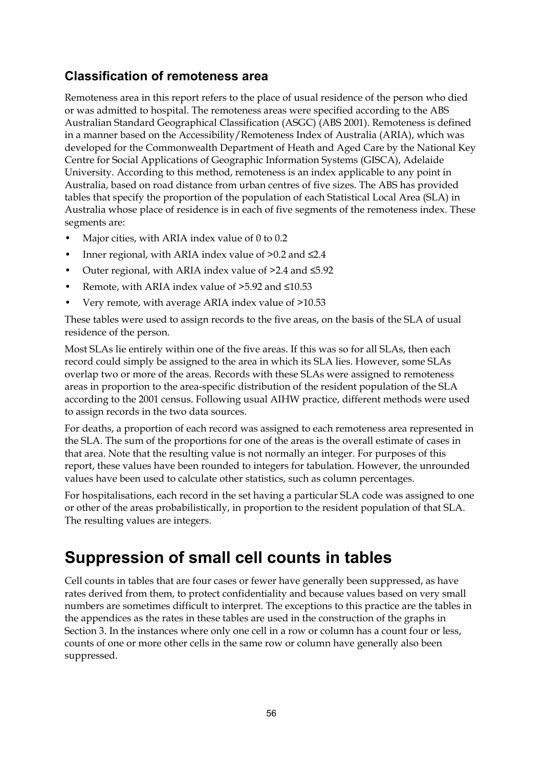### Classification of remoteness area

Remoteness area in this report refers to the place of usual residence of the person who died or was admitted to hospital. The remoteness areas were specified according to the ABS Australian Standard Geographical Classification (ASGC) (ABS 2001). Remoteness is defined in a manner based on the Accessibility/Remoteness Index of Australia (ARIA), which was developed for the Commonwealth Department of Heath and Aged Care by the National Key Centre for Social Applications of Geographic Information Systems (GISCA), Adelaide University. According to this method, remoteness is an index applicable to any point in Australia, based on road distance from urban centres of five sizes. The ABS has provided tables that specify the proportion of the population of each Statistical Local Area (SLA) in Australia whose place of residence is in each of five segments of the remoteness index. These segments are:

- Major cities, with ARIA index value of 0 to 0.2
- Inner regional, with ARIA index value of >0.2 and ≤2.4
- Outer regional, with ARIA index value of >2.4 and ≤5.92
- Remote, with ARIA index value of >5.92 and ≤10.53
- Very remote, with average ARIA index value of >10.53

These tables were used to assign records to the five areas, on the basis of the SLA of usual residence of the person.

Most SLAs lie entirely within one of the five areas. If this was so for all SLAs, then each record could simply be assigned to the area in which its SLA lies. However, some SLAs overlap two or more of the areas. Records with these SLAs were assigned to remoteness areas in proportion to the area-specific distribution of the resident population of the SLA according to the 2001 census. Following usual AIHW practice, different methods were used to assign records in the two data sources.

For deaths, a proportion of each record was assigned to each remoteness area represented in the SLA. The sum of the proportions for one of the areas is the overall estimate of cases in that area. Note that the resulting value is not normally an integer. For purposes of this report, these values have been rounded to integers for tabulation. However, the unrounded values have been used to calculate other statistics, such as column percentages.

For hospitalisations, each record in the set having a particular SLA code was assigned to one or other of the areas probabilistically, in proportion to the resident population of that SLA. The resulting values are integers.

# Suppression of small cell counts in tables

Cell counts in tables that are four cases or fewer have generally been suppressed, as have rates derived from them, to protect confidentiality and because values based on very small numbers are sometimes difficult to interpret. The exceptions to this practice are the tables in the appendices as the rates in these tables are used in the construction of the graphs in Section 3. In the instances where only one cell in a row or column has a count four or less, counts of one or more other cells in the same row or column have generally also been suppressed.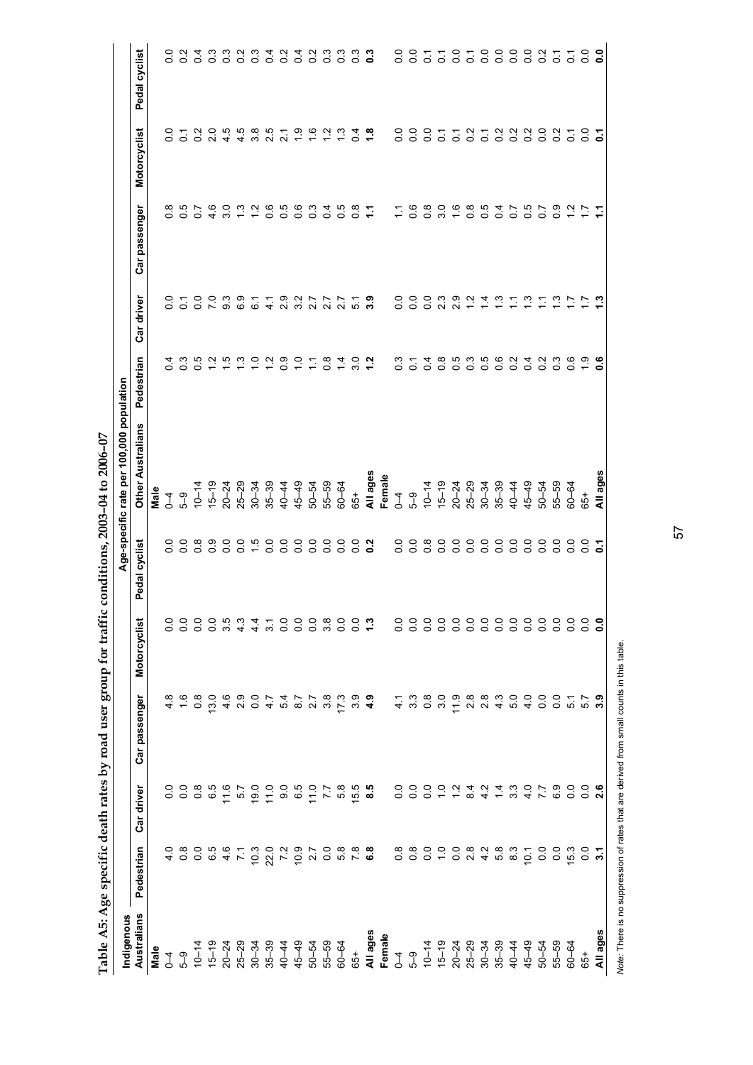# Table A5: Age specific death rates by road user group for traffic conditions, 2003–04 to 2006–07

| Indigenous Australians | Pedestrian | Car driver | Car passenger | Motorcyclist | Pedal cyclist | Other Australians | Pedestrian | Car driver | Car passenger | Motorcyclist | Pedal cyclist |
|---|---|---|---|---|---|---|---|---|---|---|---|
| | Age-specific rate per 100,000 population | | | | | | | | | | |
| **Male** | | | | | | **Male** | | | | | |
| 0–4 | 4.0 | 0.0 | 4.8 | 0.0 | 0.0 | 0–4 | 0.4 | 0.0 | 0.8 | 0.0 | 0.0 |
| 5–9 | 0.8 | 0.0 | 1.6 | 0.0 | 0.0 | 5–9 | 0.3 | 0.1 | 0.5 | 0.1 | 0.2 |
| 10–14 | 0.0 | 0.8 | 0.8 | 0.0 | 0.8 | 10–14 | 0.5 | 0.0 | 0.7 | 0.2 | 0.4 |
| 15–19 | 6.5 | 6.5 | 13.0 | 0.0 | 0.9 | 15–19 | 1.2 | 7.0 | 4.6 | 2.0 | 0.3 |
| 20–24 | 4.6 | 11.6 | 4.6 | 3.5 | 0.0 | 20–24 | 1.5 | 9.3 | 3.0 | 4.5 | 0.3 |
| 25–29 | 7.1 | 5.7 | 2.9 | 4.3 | 0.0 | 25–29 | 1.3 | 6.9 | 1.3 | 4.5 | 0.2 |
| 30–34 | 10.3 | 19.0 | 0.0 | 4.4 | 1.5 | 30–34 | 1.0 | 6.1 | 1.2 | 3.8 | 0.3 |
| 35–39 | 22.0 | 11.0 | 4.7 | 3.1 | 0.0 | 35–39 | 1.2 | 4.1 | 0.6 | 2.5 | 0.4 |
| 40–44 | 7.2 | 9.0 | 5.4 | 0.0 | 0.0 | 40–44 | 0.9 | 2.9 | 0.5 | 2.1 | 0.2 |
| 45–49 | 10.9 | 6.5 | 8.7 | 0.0 | 0.0 | 45–49 | 1.0 | 3.2 | 0.6 | 1.9 | 0.4 |
| 50–54 | 2.7 | 11.0 | 2.7 | 0.0 | 0.0 | 50–54 | 1.1 | 2.7 | 0.3 | 1.6 | 0.2 |
| 55–59 | 0.0 | 7.7 | 3.8 | 3.8 | 0.0 | 55–59 | 0.8 | 2.7 | 0.4 | 1.2 | 0.3 |
| 60–64 | 5.8 | 5.8 | 17.3 | 0.0 | 0.0 | 60–64 | 1.4 | 2.7 | 0.5 | 1.3 | 0.3 |
| 65+ | 7.8 | 15.5 | 3.9 | 0.0 | 0.0 | 65+ | 3.0 | 5.1 | 0.8 | 0.4 | 0.3 |
| **All ages** | **6.8** | **8.5** | **4.9** | **1.3** | **0.2** | **All ages** | **1.2** | **3.9** | **1.1** | **1.8** | **0.3** |
| **Female** | | | | | | **Female** | | | | | |
| 0–4 | 0.8 | 0.0 | 4.1 | 0.0 | 0.0 | 0–4 | 0.3 | 0.0 | 1.1 | 0.0 | 0.0 |
| 5–9 | 0.8 | 0.0 | 3.3 | 0.0 | 0.0 | 5–9 | 0.1 | 0.0 | 0.6 | 0.0 | 0.0 |
| 10–14 | 0.0 | 0.0 | 0.8 | 0.0 | 0.8 | 10–14 | 0.4 | 0.0 | 0.8 | 0.0 | 0.1 |
| 15–19 | 1.0 | 1.0 | 3.0 | 0.0 | 0.0 | 15–19 | 0.8 | 2.3 | 3.0 | 0.1 | 0.1 |
| 20–24 | 0.0 | 1.2 | 11.9 | 0.0 | 0.0 | 20–24 | 0.5 | 2.9 | 1.6 | 0.1 | 0.0 |
| 25–29 | 2.8 | 8.4 | 2.8 | 0.0 | 0.0 | 25–29 | 0.3 | 1.2 | 0.8 | 0.2 | 0.1 |
| 30–34 | 4.2 | 4.2 | 2.8 | 0.0 | 0.0 | 30–34 | 0.5 | 1.4 | 0.5 | 0.1 | 0.0 |
| 35–39 | 5.8 | 1.4 | 4.3 | 0.0 | 0.0 | 35–39 | 0.6 | 1.3 | 0.4 | 0.2 | 0.0 |
| 40–44 | 8.3 | 3.3 | 5.0 | 0.0 | 0.0 | 40–44 | 0.2 | 1.1 | 0.7 | 0.2 | 0.0 |
| 45–49 | 10.1 | 4.0 | 4.0 | 0.0 | 0.0 | 45–49 | 0.4 | 1.3 | 0.5 | 0.2 | 0.0 |
| 50–54 | 0.0 | 7.7 | 0.0 | 0.0 | 0.0 | 50–54 | 0.2 | 1.1 | 0.7 | 0.0 | 0.2 |
| 55–59 | 0.0 | 6.9 | 0.0 | 0.0 | 0.0 | 55–59 | 0.3 | 1.3 | 0.9 | 0.2 | 0.1 |
| 60–64 | 15.3 | 0.0 | 5.1 | 0.0 | 0.0 | 60–64 | 0.6 | 1.7 | 1.2 | 0.1 | 0.1 |
| 65+ | 0.0 | 0.0 | 5.7 | 0.0 | 0.0 | 65+ | 1.9 | 1.7 | 1.7 | 0.0 | 0.0 |
| **All ages** | **3.1** | **2.6** | **3.9** | **0.0** | **0.1** | **All ages** | **0.6** | **1.3** | **1.1** | **0.1** | **0.0** |

*Note:* There is no suppression of rates that are derived from small counts in this table.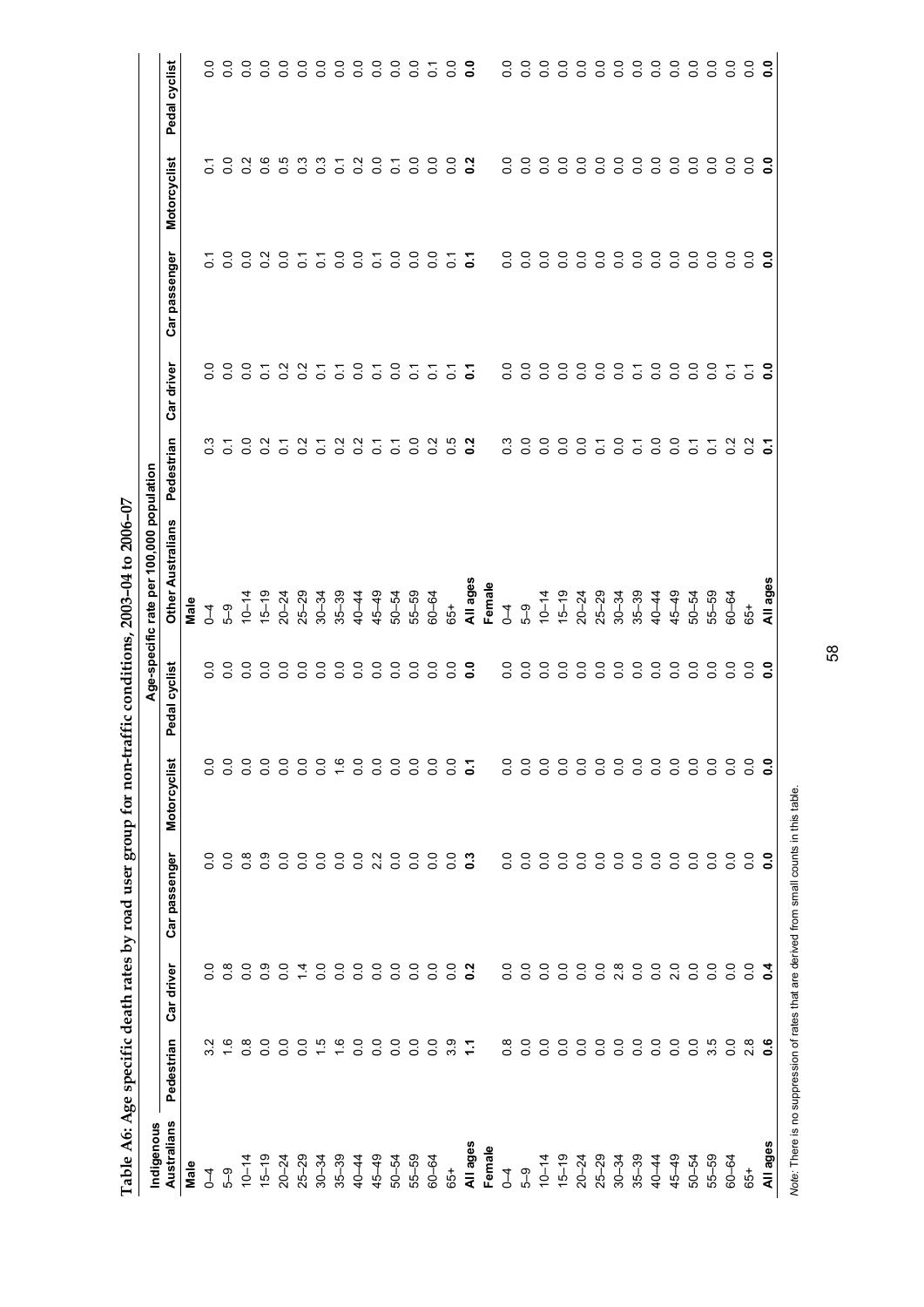**Table A6: Age specific death rates by road user group for non-traffic conditions, 2003–04 to 2006–07**

| Indigenous Australians | Pedestrian | Car driver | Car passenger | Motorcyclist | Pedal cyclist | Other Australians | Pedestrian | Car driver | Car passenger | Motorcyclist | Pedal cyclist |
|---|---|---|---|---|---|---|---|---|---|---|---|
| | Age-specific rate per 100,000 population | | | | | | | | | | |
| **Male** | | | | | | **Male** | | | | | |
| 0–4 | 3.2 | 0.0 | 0.0 | 0.0 | 0.0 | 0–4 | 0.3 | 0.0 | 0.1 | 0.1 | 0.0 |
| 5–9 | 1.6 | 0.8 | 0.0 | 0.0 | 0.0 | 5–9 | 0.1 | 0.0 | 0.0 | 0.0 | 0.0 |
| 10–14 | 0.8 | 0.0 | 0.8 | 0.0 | 0.0 | 10–14 | 0.0 | 0.0 | 0.0 | 0.2 | 0.0 |
| 15–19 | 0.0 | 0.9 | 0.9 | 0.0 | 0.0 | 15–19 | 0.2 | 0.1 | 0.2 | 0.6 | 0.0 |
| 20–24 | 0.0 | 0.0 | 0.0 | 0.0 | 0.0 | 20–24 | 0.1 | 0.2 | 0.0 | 0.5 | 0.0 |
| 25–29 | 0.0 | 1.4 | 0.0 | 0.0 | 0.0 | 25–29 | 0.2 | 0.2 | 0.1 | 0.3 | 0.0 |
| 30–34 | 1.5 | 0.0 | 0.0 | 0.0 | 0.0 | 30–34 | 0.1 | 0.1 | 0.1 | 0.3 | 0.0 |
| 35–39 | 1.6 | 0.0 | 0.0 | 1.6 | 0.0 | 35–39 | 0.2 | 0.1 | 0.0 | 0.1 | 0.0 |
| 40–44 | 0.0 | 0.0 | 0.0 | 0.0 | 0.0 | 40–44 | 0.2 | 0.0 | 0.0 | 0.2 | 0.0 |
| 45–49 | 0.0 | 0.0 | 2.2 | 0.0 | 0.0 | 45–49 | 0.1 | 0.1 | 0.1 | 0.0 | 0.0 |
| 50–54 | 0.0 | 0.0 | 0.0 | 0.0 | 0.0 | 50–54 | 0.1 | 0.0 | 0.0 | 0.1 | 0.0 |
| 55–59 | 0.0 | 0.0 | 0.0 | 0.0 | 0.0 | 55–59 | 0.0 | 0.1 | 0.0 | 0.0 | 0.0 |
| 60–64 | 0.0 | 0.0 | 0.0 | 0.0 | 0.0 | 60–64 | 0.2 | 0.1 | 0.0 | 0.0 | 0.1 |
| 65+ | 3.9 | 0.0 | 0.0 | 0.0 | 0.0 | 65+ | 0.5 | 0.1 | 0.1 | 0.0 | 0.0 |
| **All ages** | **1.1** | **0.2** | **0.3** | **0.1** | **0.0** | **All ages** | **0.2** | **0.1** | **0.1** | **0.2** | **0.0** |
| **Female** | | | | | | **Female** | | | | | |
| 0–4 | 0.8 | 0.0 | 0.0 | 0.0 | 0.0 | 0–4 | 0.3 | 0.0 | 0.0 | 0.0 | 0.0 |
| 5–9 | 0.0 | 0.0 | 0.0 | 0.0 | 0.0 | 5–9 | 0.0 | 0.0 | 0.0 | 0.0 | 0.0 |
| 10–14 | 0.0 | 0.0 | 0.0 | 0.0 | 0.0 | 10–14 | 0.0 | 0.0 | 0.0 | 0.0 | 0.0 |
| 15–19 | 0.0 | 0.0 | 0.0 | 0.0 | 0.0 | 15–19 | 0.0 | 0.0 | 0.0 | 0.0 | 0.0 |
| 20–24 | 0.0 | 0.0 | 0.0 | 0.0 | 0.0 | 20–24 | 0.0 | 0.0 | 0.0 | 0.0 | 0.0 |
| 25–29 | 0.0 | 0.0 | 0.0 | 0.0 | 0.0 | 25–29 | 0.1 | 0.0 | 0.0 | 0.0 | 0.0 |
| 30–34 | 0.0 | 2.8 | 0.0 | 0.0 | 0.0 | 30–34 | 0.0 | 0.0 | 0.0 | 0.0 | 0.0 |
| 35–39 | 0.0 | 0.0 | 0.0 | 0.0 | 0.0 | 35–39 | 0.1 | 0.1 | 0.0 | 0.0 | 0.0 |
| 40–44 | 0.0 | 0.0 | 0.0 | 0.0 | 0.0 | 40–44 | 0.0 | 0.0 | 0.0 | 0.0 | 0.0 |
| 45–49 | 0.0 | 2.0 | 0.0 | 0.0 | 0.0 | 45–49 | 0.0 | 0.0 | 0.0 | 0.0 | 0.0 |
| 50–54 | 0.0 | 0.0 | 0.0 | 0.0 | 0.0 | 50–54 | 0.1 | 0.0 | 0.0 | 0.0 | 0.0 |
| 55–59 | 3.5 | 0.0 | 0.0 | 0.0 | 0.0 | 55–59 | 0.1 | 0.0 | 0.0 | 0.0 | 0.0 |
| 60–64 | 0.0 | 0.0 | 0.0 | 0.0 | 0.0 | 60–64 | 0.2 | 0.1 | 0.0 | 0.0 | 0.0 |
| 65+ | 2.8 | 0.0 | 0.0 | 0.0 | 0.0 | 65+ | 0.2 | 0.1 | 0.0 | 0.0 | 0.0 |
| **All ages** | **0.6** | **0.4** | **0.0** | **0.0** | **0.0** | **All ages** | **0.1** | **0.0** | **0.0** | **0.0** | **0.0** |

*Note:* There is no suppression of rates that are derived from small counts in this table.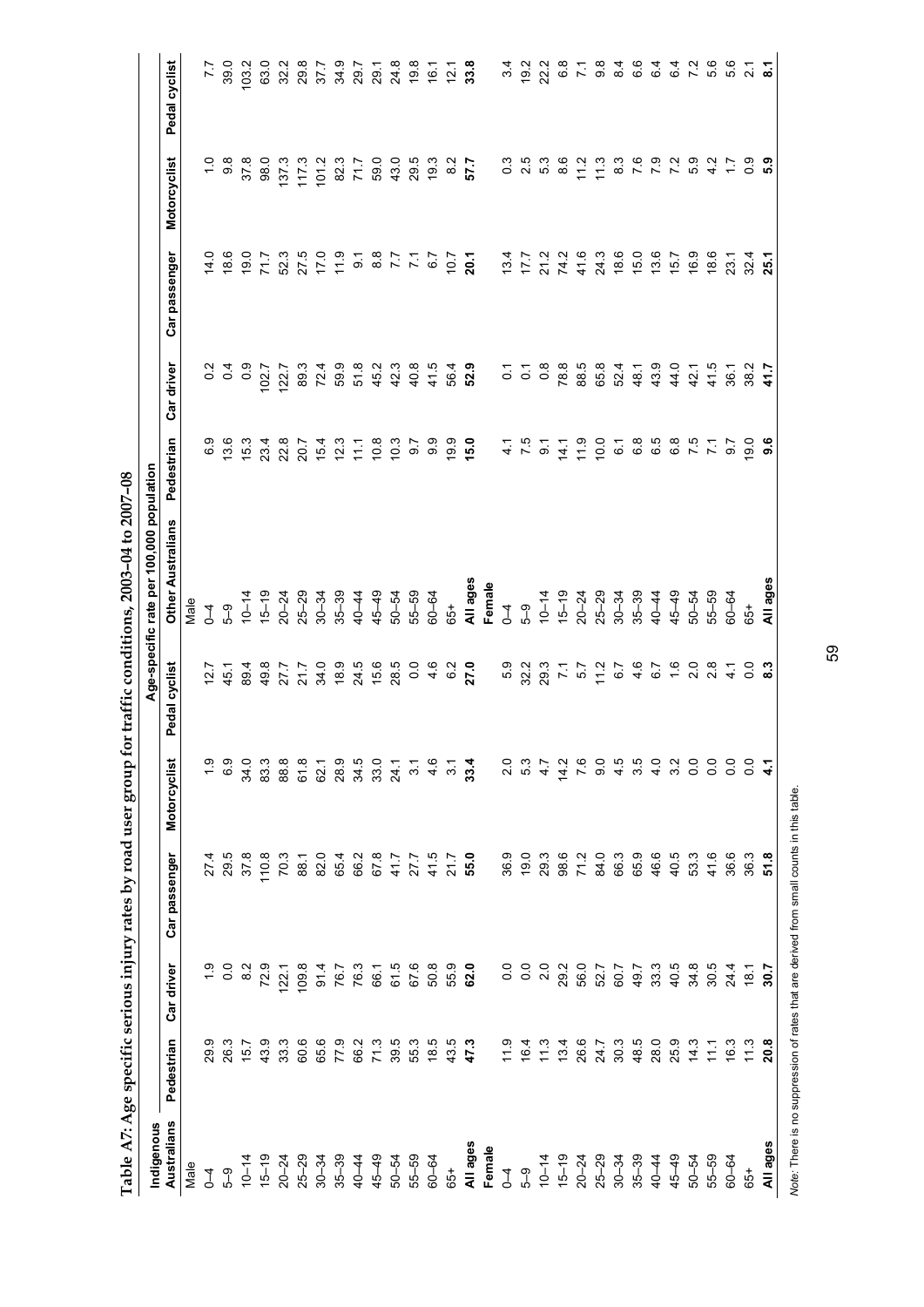**Table A7: Age specific serious injury rates by road user group for traffic conditions, 2003–04 to 2007–08**

| Indigenous Australians | Age-specific rate per 100,000 population | | | | | Other Australians | | | | | |
|---|---|---|---|---|---|---|---|---|---|---|---|
| | Pedestrian | Car driver | Car passenger | Motorcyclist | Pedal cyclist | | Pedestrian | Car driver | Car passenger | Motorcyclist | Pedal cyclist |
| Male | | | | | | Male | | | | | |
| 0–4 | 29.9 | 1.9 | 27.4 | 1.9 | 12.7 | 0–4 | 6.9 | 0.2 | 14.0 | 1.0 | 7.7 |
| 5–9 | 26.3 | 0.0 | 29.5 | 6.9 | 45.1 | 5–9 | 13.6 | 0.4 | 18.6 | 9.8 | 39.0 |
| 10–14 | 15.7 | 8.2 | 37.8 | 34.0 | 89.4 | 10–14 | 15.3 | 0.9 | 19.0 | 37.8 | 103.2 |
| 15–19 | 43.9 | 72.9 | 110.8 | 83.3 | 49.8 | 15–19 | 23.4 | 102.7 | 71.7 | 98.0 | 63.0 |
| 20–24 | 33.3 | 122.1 | 70.3 | 88.8 | 27.7 | 20–24 | 22.8 | 122.7 | 52.3 | 137.3 | 32.2 |
| 25–29 | 60.6 | 109.8 | 88.1 | 61.8 | 21.7 | 25–29 | 20.7 | 89.3 | 27.5 | 117.3 | 29.8 |
| 30–34 | 65.6 | 91.4 | 82.0 | 62.1 | 34.0 | 30–34 | 15.4 | 72.4 | 17.0 | 101.2 | 37.7 |
| 35–39 | 77.9 | 76.7 | 65.4 | 28.9 | 18.9 | 35–39 | 12.3 | 59.9 | 11.9 | 82.3 | 34.9 |
| 40–44 | 66.2 | 76.3 | 66.2 | 34.5 | 24.5 | 40–44 | 11.1 | 51.8 | 9.1 | 71.7 | 29.7 |
| 45–49 | 71.3 | 66.1 | 67.8 | 33.0 | 15.6 | 45–49 | 10.8 | 45.2 | 8.8 | 59.0 | 29.1 |
| 50–54 | 39.5 | 61.5 | 41.7 | 24.1 | 28.5 | 50–54 | 10.3 | 42.3 | 7.7 | 43.0 | 24.8 |
| 55–59 | 55.3 | 67.6 | 27.7 | 3.1 | 0.0 | 55–59 | 9.7 | 40.8 | 7.1 | 29.5 | 19.8 |
| 60–64 | 18.5 | 50.8 | 41.5 | 4.6 | 4.6 | 60–64 | 9.9 | 41.5 | 6.7 | 19.3 | 16.1 |
| 65+ | 43.5 | 55.9 | 21.7 | 3.1 | 6.2 | 65+ | 19.9 | 56.4 | 10.7 | 8.2 | 12.1 |
| **All ages** | **47.3** | **62.0** | **55.0** | **33.4** | **27.0** | **All ages** | **15.0** | **52.9** | **20.1** | **57.7** | **33.8** |
| **Female** | | | | | | **Female** | | | | | |
| 0–4 | 11.9 | 0.0 | 36.9 | 2.0 | 5.9 | 0–4 | 4.1 | 0.1 | 13.4 | 0.3 | 3.4 |
| 5–9 | 16.4 | 0.0 | 19.0 | 5.3 | 32.2 | 5–9 | 7.5 | 0.1 | 17.7 | 2.5 | 19.2 |
| 10–14 | 11.3 | 2.0 | 29.3 | 4.7 | 29.3 | 10–14 | 9.1 | 0.8 | 21.2 | 5.3 | 22.2 |
| 15–19 | 13.4 | 29.2 | 98.6 | 14.2 | 7.1 | 15–19 | 14.1 | 78.8 | 74.2 | 8.6 | 6.8 |
| 20–24 | 26.6 | 56.0 | 71.2 | 7.6 | 5.7 | 20–24 | 11.9 | 88.5 | 41.6 | 11.2 | 7.1 |
| 25–29 | 24.7 | 52.7 | 84.0 | 9.0 | 11.2 | 25–29 | 10.0 | 65.8 | 24.3 | 11.3 | 9.8 |
| 30–34 | 30.3 | 60.7 | 66.3 | 4.5 | 6.7 | 30–34 | 6.1 | 52.4 | 18.6 | 8.3 | 8.4 |
| 35–39 | 48.5 | 49.7 | 65.9 | 3.5 | 4.6 | 35–39 | 6.8 | 48.1 | 15.0 | 7.6 | 6.6 |
| 40–44 | 28.0 | 33.3 | 46.6 | 4.0 | 6.7 | 40–44 | 6.5 | 43.9 | 13.6 | 7.9 | 6.4 |
| 45–49 | 25.9 | 40.5 | 40.5 | 3.2 | 1.6 | 45–49 | 6.8 | 44.0 | 15.7 | 7.2 | 6.4 |
| 50–54 | 14.3 | 34.8 | 53.3 | 0.0 | 2.0 | 50–54 | 7.5 | 42.1 | 16.9 | 5.9 | 7.2 |
| 55–59 | 11.1 | 30.5 | 41.6 | 0.0 | 2.8 | 55–59 | 7.1 | 41.5 | 18.6 | 4.2 | 5.6 |
| 60–64 | 16.3 | 24.4 | 36.6 | 0.0 | 4.1 | 60–64 | 9.7 | 36.1 | 23.1 | 1.7 | 5.6 |
| 65+ | 11.3 | 18.1 | 36.3 | 0.0 | 0.0 | 65+ | 19.0 | 38.2 | 32.4 | 0.9 | 2.1 |
| **All ages** | **20.8** | **30.7** | **51.8** | **4.1** | **8.3** | **All ages** | **9.6** | **41.7** | **25.1** | **5.9** | **8.1** |

*Note:* There is no suppression of rates that are derived from small counts in this table.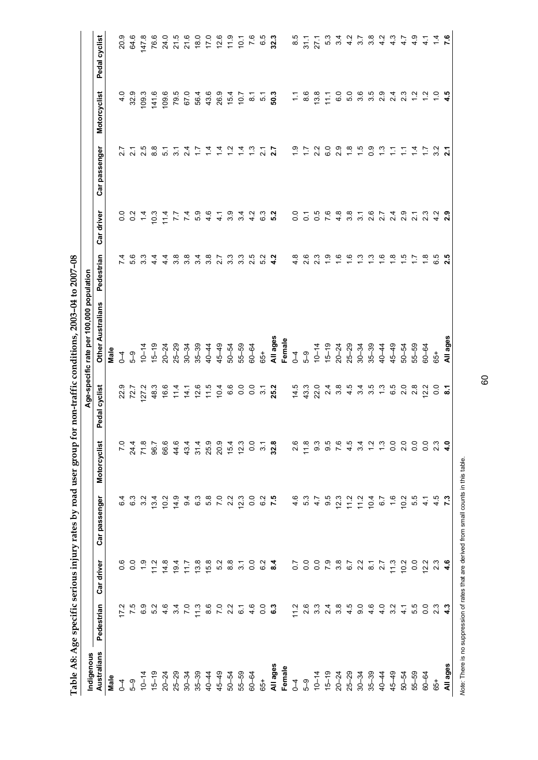**Table A8: Age specific serious injury rates by road user group for non-traffic conditions, 2003–04 to 2007–08**

| Indigenous Australians | Age-specific rate per 100,000 population | | | | | Other Australians | | | | | |
|---|---|---|---|---|---|---|---|---|---|---|---|
| | Pedestrian | Car driver | Car passenger | Motorcyclist | Pedal cyclist | | Pedestrian | Car driver | Car passenger | Motorcyclist | Pedal cyclist |
| **Male** | | | | | | **Male** | | | | | |
| 0–4 | 17.2 | 0.6 | 6.4 | 7.0 | 22.9 | 0–4 | 7.4 | 0.0 | 2.7 | 4.0 | 20.9 |
| 5–9 | 7.5 | 0.0 | 6.3 | 24.4 | 72.7 | 5–9 | 5.6 | 0.2 | 2.1 | 32.9 | 64.6 |
| 10–14 | 6.9 | 1.9 | 3.2 | 71.8 | 127.2 | 10–14 | 3.3 | 1.4 | 2.5 | 109.3 | 147.8 |
| 15–19 | 5.2 | 11.2 | 13.4 | 96.7 | 48.3 | 15–19 | 4.4 | 10.3 | 8.8 | 141.6 | 76.6 |
| 20–24 | 4.6 | 14.8 | 10.2 | 66.6 | 16.6 | 20–24 | 4.4 | 11.4 | 5.1 | 109.6 | 24.0 |
| 25–29 | 3.4 | 19.4 | 14.9 | 44.6 | 11.4 | 25–29 | 3.8 | 7.7 | 3.1 | 79.5 | 21.5 |
| 30–34 | 7.0 | 11.7 | 9.4 | 43.4 | 14.1 | 30–34 | 3.8 | 7.4 | 2.4 | 67.0 | 21.6 |
| 35–39 | 11.3 | 13.8 | 6.3 | 31.4 | 12.6 | 35–39 | 3.4 | 5.9 | 1.7 | 56.4 | 18.0 |
| 40–44 | 8.6 | 15.8 | 5.8 | 25.9 | 11.5 | 40–44 | 3.8 | 4.6 | 1.4 | 43.6 | 17.0 |
| 45–49 | 7.0 | 5.2 | 7.0 | 20.9 | 10.4 | 45–49 | 2.7 | 4.1 | 1.4 | 26.9 | 12.6 |
| 50–54 | 2.2 | 8.8 | 2.2 | 15.4 | 6.6 | 50–54 | 3.3 | 3.9 | 1.2 | 15.4 | 11.9 |
| 55–59 | 6.1 | 3.1 | 12.3 | 12.3 | 0.0 | 55–59 | 3.3 | 3.4 | 1.4 | 10.7 | 10.1 |
| 60–64 | 4.6 | 0.0 | 0.0 | 0.0 | 0.0 | 60–64 | 2.5 | 4.2 | 1.3 | 8.1 | 7.6 |
| 65+ | 0.0 | 6.2 | 6.2 | 3.1 | 3.1 | 65+ | 5.2 | 6.3 | 2.1 | 5.1 | 6.5 |
| **All ages** | **6.3** | **8.4** | **7.5** | **32.8** | **25.2** | **All ages** | **4.2** | **5.2** | **2.7** | **50.3** | **32.3** |
| **Female** | | | | | | **Female** | | | | | |
| 0–4 | 11.2 | 0.7 | 4.6 | 2.6 | 14.5 | 0–4 | 4.8 | 0.0 | 1.9 | 1.1 | 8.5 |
| 5–9 | 2.6 | 0.0 | 5.3 | 11.8 | 43.3 | 5–9 | 2.6 | 0.1 | 1.7 | 8.6 | 31.1 |
| 10–14 | 3.3 | 0.0 | 4.7 | 9.3 | 22.0 | 10–14 | 2.3 | 0.5 | 2.2 | 13.8 | 27.1 |
| 15–19 | 2.4 | 7.9 | 9.5 | 9.5 | 2.4 | 15–19 | 1.9 | 7.6 | 6.0 | 11.1 | 5.3 |
| 20–24 | 3.8 | 3.8 | 12.3 | 7.6 | 3.8 | 20–24 | 1.6 | 4.8 | 2.9 | 6.0 | 3.4 |
| 25–29 | 4.5 | 6.7 | 11.2 | 4.5 | 4.5 | 25–29 | 1.6 | 3.8 | 1.8 | 5.0 | 4.2 |
| 30–34 | 9.0 | 2.2 | 11.2 | 3.4 | 3.4 | 30–34 | 1.3 | 3.1 | 1.5 | 3.6 | 3.7 |
| 35–39 | 4.6 | 8.1 | 10.4 | 1.2 | 3.5 | 35–39 | 1.3 | 2.6 | 0.9 | 3.5 | 3.8 |
| 40–44 | 4.0 | 2.7 | 6.7 | 1.3 | 1.3 | 40–44 | 1.6 | 2.7 | 1.3 | 2.9 | 4.2 |
| 45–49 | 3.2 | 11.3 | 1.6 | 0.0 | 6.5 | 45–49 | 1.8 | 2.4 | 1.1 | 2.4 | 4.3 |
| 50–54 | 4.1 | 10.2 | 10.2 | 2.0 | 2.0 | 50–54 | 1.5 | 2.9 | 1.1 | 2.3 | 4.7 |
| 55–59 | 5.5 | 0.0 | 5.5 | 0.0 | 2.8 | 55–59 | 1.7 | 2.1 | 1.4 | 1.2 | 4.9 |
| 60–64 | 0.0 | 12.2 | 4.1 | 0.0 | 12.2 | 60–64 | 1.8 | 2.3 | 1.7 | 1.2 | 4.1 |
| 65+ | 2.3 | 2.3 | 4.5 | 2.3 | 0.0 | 65+ | 6.5 | 4.2 | 3.2 | 1.0 | 1.4 |
| **All ages** | **4.3** | **4.6** | **7.3** | **4.0** | **8.1** | **All ages** | **2.5** | **2.9** | **2.1** | **4.5** | **7.6** |

*Note:* There is no suppression of rates that are derived from small counts in this table.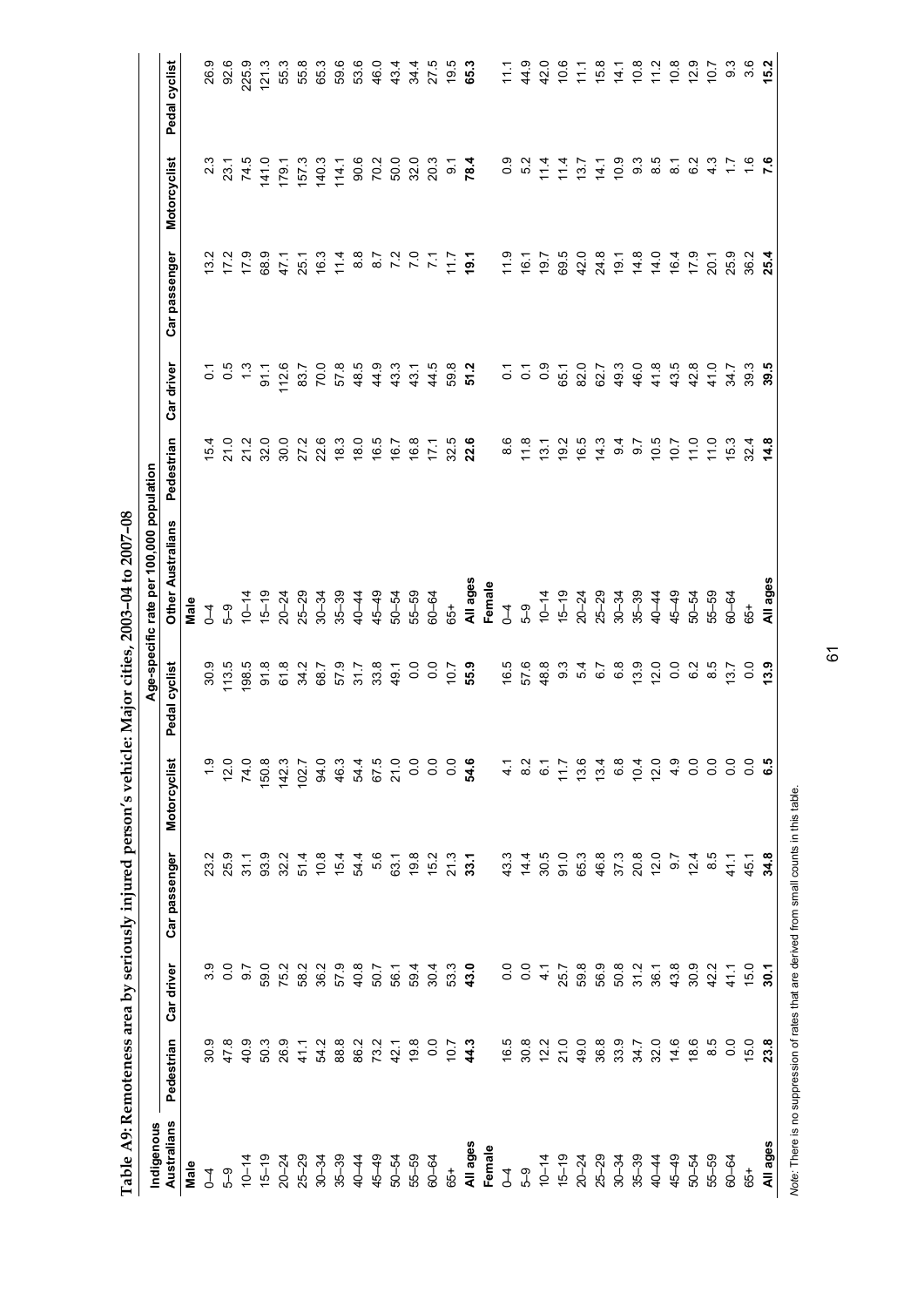**Table A9: Remoteness area by seriously injured person's vehicle: Major cities, 2003–04 to 2007–08**

| Indigenous Australians | Pedestrian | Car driver | Car passenger | Motorcyclist | Pedal cyclist | Other Australians | Pedestrian | Car driver | Car passenger | Motorcyclist | Pedal cyclist |
|---|---|---|---|---|---|---|---|---|---|---|---|
| | Age-specific rate per 100,000 population | | | | | | | | | | |
| **Male** | | | | | | **Male** | | | | | |
| 0–4 | 30.9 | 3.9 | 23.2 | 1.9 | 30.9 | 0–4 | 15.4 | 0.1 | 13.2 | 2.3 | 26.9 |
| 5–9 | 47.8 | 0.0 | 25.9 | 12.0 | 113.5 | 5–9 | 21.0 | 0.5 | 17.2 | 23.1 | 92.6 |
| 10–14 | 40.9 | 9.7 | 31.1 | 74.0 | 198.5 | 10–14 | 21.2 | 1.3 | 17.9 | 74.5 | 225.9 |
| 15–19 | 50.3 | 59.0 | 93.9 | 150.8 | 91.8 | 15–19 | 32.0 | 91.1 | 68.9 | 141.0 | 121.3 |
| 20–24 | 26.9 | 75.2 | 32.2 | 142.3 | 61.8 | 20–24 | 30.0 | 112.6 | 47.1 | 179.1 | 55.3 |
| 25–29 | 41.1 | 58.2 | 51.4 | 102.7 | 34.2 | 25–29 | 27.2 | 83.7 | 25.1 | 157.3 | 55.8 |
| 30–34 | 54.2 | 36.2 | 10.8 | 94.0 | 68.7 | 30–34 | 22.6 | 70.0 | 16.3 | 140.3 | 65.3 |
| 35–39 | 88.8 | 57.9 | 15.4 | 46.3 | 57.9 | 35–39 | 18.3 | 57.8 | 11.4 | 114.1 | 59.6 |
| 40–44 | 86.2 | 40.8 | 54.4 | 54.4 | 31.7 | 40–44 | 18.0 | 48.5 | 8.8 | 90.6 | 53.6 |
| 45–49 | 73.2 | 50.7 | 5.6 | 67.5 | 33.8 | 45–49 | 16.5 | 44.9 | 8.7 | 70.2 | 46.0 |
| 50–54 | 42.1 | 56.1 | 63.1 | 21.0 | 49.1 | 50–54 | 16.7 | 43.3 | 7.2 | 50.0 | 43.4 |
| 55–59 | 19.8 | 59.4 | 19.8 | 0.0 | 0.0 | 55–59 | 16.8 | 43.1 | 7.0 | 32.0 | 34.4 |
| 60–64 | 0.0 | 30.4 | 15.2 | 0.0 | 0.0 | 60–64 | 17.1 | 44.5 | 7.1 | 20.3 | 27.5 |
| 65+ | 10.7 | 53.3 | 21.3 | 0.0 | 10.7 | 65+ | 32.5 | 59.8 | 11.7 | 9.1 | 19.5 |
| **All ages** | **44.3** | **43.0** | **33.1** | **54.6** | **55.9** | **All ages** | **22.6** | **51.2** | **19.1** | **78.4** | **65.3** |
| **Female** | | | | | | **Female** | | | | | |
| 0–4 | 16.5 | 0.0 | 43.3 | 4.1 | 16.5 | 0–4 | 8.6 | 0.1 | 11.9 | 0.9 | 11.1 |
| 5–9 | 30.8 | 0.0 | 14.4 | 8.2 | 57.6 | 5–9 | 11.8 | 0.1 | 16.1 | 5.2 | 44.9 |
| 10–14 | 12.2 | 4.1 | 30.5 | 6.1 | 48.8 | 10–14 | 13.1 | 0.9 | 19.7 | 11.4 | 42.0 |
| 15–19 | 21.0 | 25.7 | 91.0 | 11.7 | 9.3 | 15–19 | 19.2 | 65.1 | 69.5 | 11.4 | 10.6 |
| 20–24 | 49.0 | 59.8 | 65.3 | 13.6 | 5.4 | 20–24 | 16.5 | 82.0 | 42.0 | 13.7 | 11.1 |
| 25–29 | 36.8 | 56.9 | 46.8 | 13.4 | 6.7 | 25–29 | 14.3 | 62.7 | 24.8 | 14.1 | 15.8 |
| 30–34 | 33.9 | 50.8 | 37.3 | 6.8 | 6.8 | 30–34 | 9.4 | 49.3 | 19.1 | 10.9 | 14.1 |
| 35–39 | 34.7 | 31.2 | 20.8 | 10.4 | 13.9 | 35–39 | 9.7 | 46.0 | 14.8 | 9.3 | 10.8 |
| 40–44 | 32.0 | 36.1 | 12.0 | 12.0 | 12.0 | 40–44 | 10.5 | 41.8 | 14.0 | 8.5 | 11.2 |
| 45–49 | 14.6 | 43.8 | 9.7 | 4.9 | 0.0 | 45–49 | 10.7 | 43.5 | 16.4 | 8.1 | 10.8 |
| 50–54 | 18.6 | 30.9 | 12.4 | 0.0 | 6.2 | 50–54 | 11.0 | 42.8 | 17.9 | 6.2 | 12.9 |
| 55–59 | 8.5 | 42.2 | 8.5 | 0.0 | 8.5 | 55–59 | 11.0 | 41.0 | 20.1 | 4.3 | 10.7 |
| 60–64 | 0.0 | 41.1 | 41.1 | 0.0 | 13.7 | 60–64 | 15.3 | 34.7 | 25.9 | 1.7 | 9.3 |
| 65+ | 15.0 | 15.0 | 45.1 | 0.0 | 0.0 | 65+ | 32.4 | 39.3 | 36.2 | 1.6 | 3.6 |
| **All ages** | **23.8** | **30.1** | **34.8** | **6.5** | **13.9** | **All ages** | **14.8** | **39.5** | **25.4** | **7.6** | **15.2** |

*Note:* There is no suppression of rates that are derived from small counts in this table.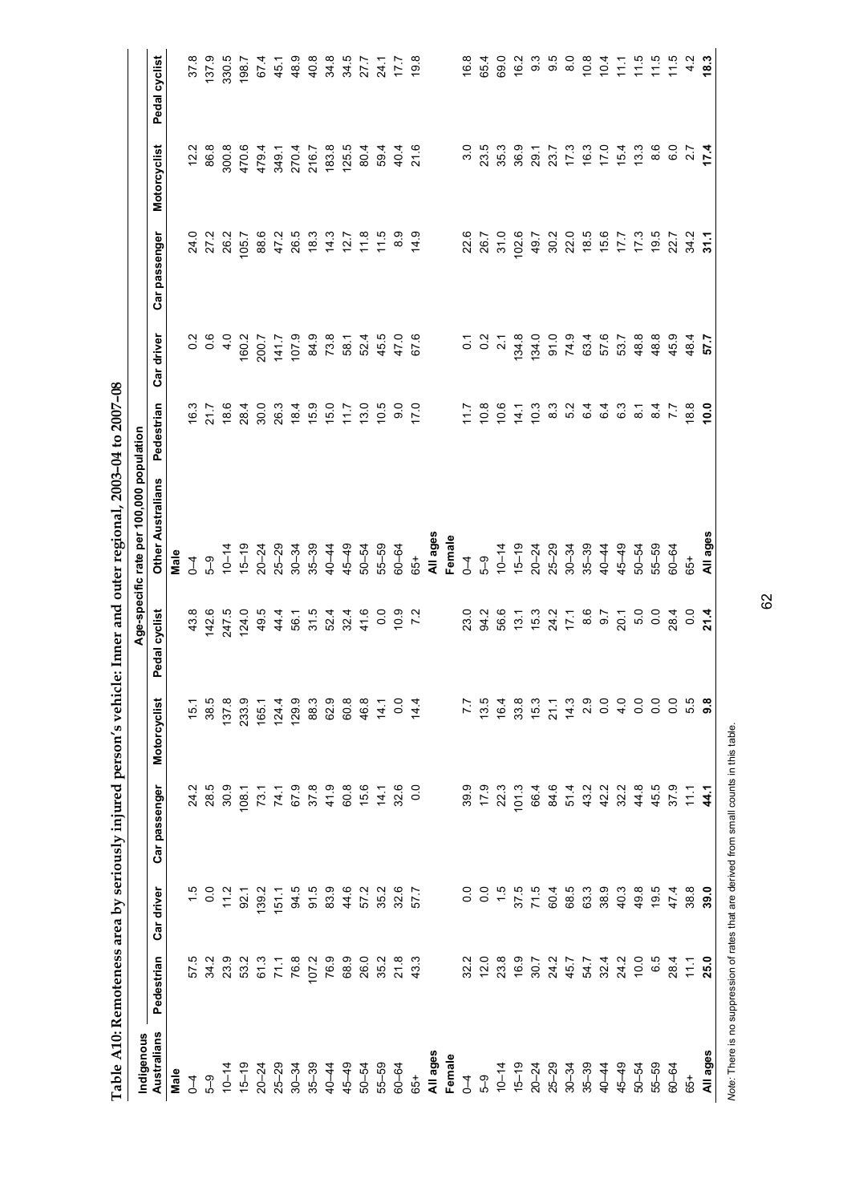# Table A10: Remoteness area by seriously injured person's vehicle: Inner and outer regional, 2003–04 to 2007–08

| Indigenous Australians | Pedestrian | Car driver | Car passenger | Motorcyclist | Pedal cyclist | Other Australians | Pedestrian | Car driver | Car passenger | Motorcyclist | Pedal cyclist |
|---|---|---|---|---|---|---|---|---|---|---|---|
| | Age-specific rate per 100,000 population | | | | | | | | | | |
| **Male** | | | | | | **Male** | | | | | |
| 0–4 | 57.5 | 1.5 | 24.2 | 15.1 | 43.8 | 0–4 | 16.3 | 0.2 | 24.0 | 12.2 | 37.8 |
| 5–9 | 34.2 | 0.0 | 28.5 | 38.5 | 142.6 | 5–9 | 21.7 | 0.6 | 27.2 | 86.8 | 137.9 |
| 10–14 | 23.9 | 11.2 | 30.9 | 137.8 | 247.5 | 10–14 | 18.6 | 4.0 | 26.2 | 300.8 | 330.5 |
| 15–19 | 53.2 | 92.1 | 108.1 | 233.9 | 124.0 | 15–19 | 28.4 | 160.2 | 105.7 | 470.6 | 198.7 |
| 20–24 | 61.3 | 139.2 | 73.1 | 165.1 | 49.5 | 20–24 | 30.0 | 200.7 | 88.6 | 479.4 | 67.4 |
| 25–29 | 71.1 | 151.1 | 74.1 | 124.4 | 44.4 | 25–29 | 26.3 | 141.7 | 47.2 | 349.1 | 45.1 |
| 30–34 | 76.8 | 94.5 | 67.9 | 129.9 | 56.1 | 30–34 | 18.4 | 107.9 | 26.5 | 270.4 | 48.9 |
| 35–39 | 107.2 | 91.5 | 37.8 | 88.3 | 31.5 | 35–39 | 15.9 | 84.9 | 18.3 | 216.7 | 40.8 |
| 40–44 | 76.9 | 83.9 | 41.9 | 62.9 | 52.4 | 40–44 | 15.0 | 73.8 | 14.3 | 183.8 | 34.8 |
| 45–49 | 68.9 | 44.6 | 60.8 | 60.8 | 32.4 | 45–49 | 11.7 | 58.1 | 12.7 | 125.5 | 34.5 |
| 50–54 | 26.0 | 57.2 | 15.6 | 46.8 | 41.6 | 50–54 | 13.0 | 52.4 | 11.8 | 80.4 | 27.7 |
| 55–59 | 35.2 | 35.2 | 14.1 | 14.1 | 0.0 | 55–59 | 10.5 | 45.5 | 11.5 | 59.4 | 24.1 |
| 60–64 | 21.8 | 32.6 | 32.6 | 0.0 | 10.9 | 60–64 | 9.0 | 47.0 | 8.9 | 40.4 | 17.7 |
| 65+ | 43.3 | 57.7 | 0.0 | 14.4 | 7.2 | 65+ | 17.0 | 67.6 | 14.9 | 21.6 | 19.8 |
| **All ages** | | | | | | **All ages** | | | | | |
| **Female** | | | | | | **Female** | | | | | |
| 0–4 | 32.2 | 0.0 | 39.9 | 7.7 | 23.0 | 0–4 | 11.7 | 0.1 | 22.6 | 3.0 | 16.8 |
| 5–9 | 12.0 | 0.0 | 17.9 | 13.5 | 94.2 | 5–9 | 10.8 | 0.2 | 26.7 | 23.5 | 65.4 |
| 10–14 | 23.8 | 1.5 | 22.3 | 16.4 | 56.6 | 10–14 | 10.6 | 2.1 | 31.0 | 35.3 | 69.0 |
| 15–19 | 16.9 | 37.5 | 101.3 | 33.8 | 13.1 | 15–19 | 14.1 | 134.8 | 102.6 | 36.9 | 16.2 |
| 20–24 | 30.7 | 71.5 | 66.4 | 15.3 | 15.3 | 20–24 | 10.3 | 134.0 | 49.7 | 29.1 | 9.3 |
| 25–29 | 24.2 | 60.4 | 84.6 | 21.1 | 24.2 | 25–29 | 8.3 | 91.0 | 30.2 | 23.7 | 9.5 |
| 30–34 | 45.7 | 68.5 | 51.4 | 14.3 | 17.1 | 30–34 | 5.2 | 74.9 | 22.0 | 17.3 | 8.0 |
| 35–39 | 54.7 | 63.3 | 43.2 | 2.9 | 8.6 | 35–39 | 6.4 | 63.4 | 18.5 | 16.3 | 10.8 |
| 40–44 | 32.4 | 38.9 | 42.2 | 0.0 | 9.7 | 40–44 | 6.4 | 57.6 | 15.6 | 17.0 | 10.4 |
| 45–49 | 24.2 | 40.3 | 32.2 | 4.0 | 20.1 | 45–49 | 6.3 | 53.7 | 17.7 | 15.4 | 11.1 |
| 50–54 | 10.0 | 49.8 | 44.8 | 0.0 | 5.0 | 50–54 | 8.1 | 48.8 | 17.3 | 13.3 | 11.5 |
| 55–59 | 6.5 | 19.5 | 45.5 | 0.0 | 0.0 | 55–59 | 8.4 | 48.8 | 19.5 | 8.6 | 11.5 |
| 60–64 | 28.4 | 47.4 | 37.9 | 0.0 | 28.4 | 60–64 | 7.7 | 45.9 | 22.7 | 6.0 | 11.5 |
| 65+ | 11.1 | 38.8 | 11.1 | 5.5 | 0.0 | 65+ | 18.8 | 48.4 | 34.2 | 2.7 | 4.2 |
| **All ages** | **25.0** | **39.0** | **44.1** | **9.8** | **21.4** | **All ages** | **10.0** | **57.7** | **31.1** | **17.4** | **18.3** |

*Note:* There is no suppression of rates that are derived from small counts in this table.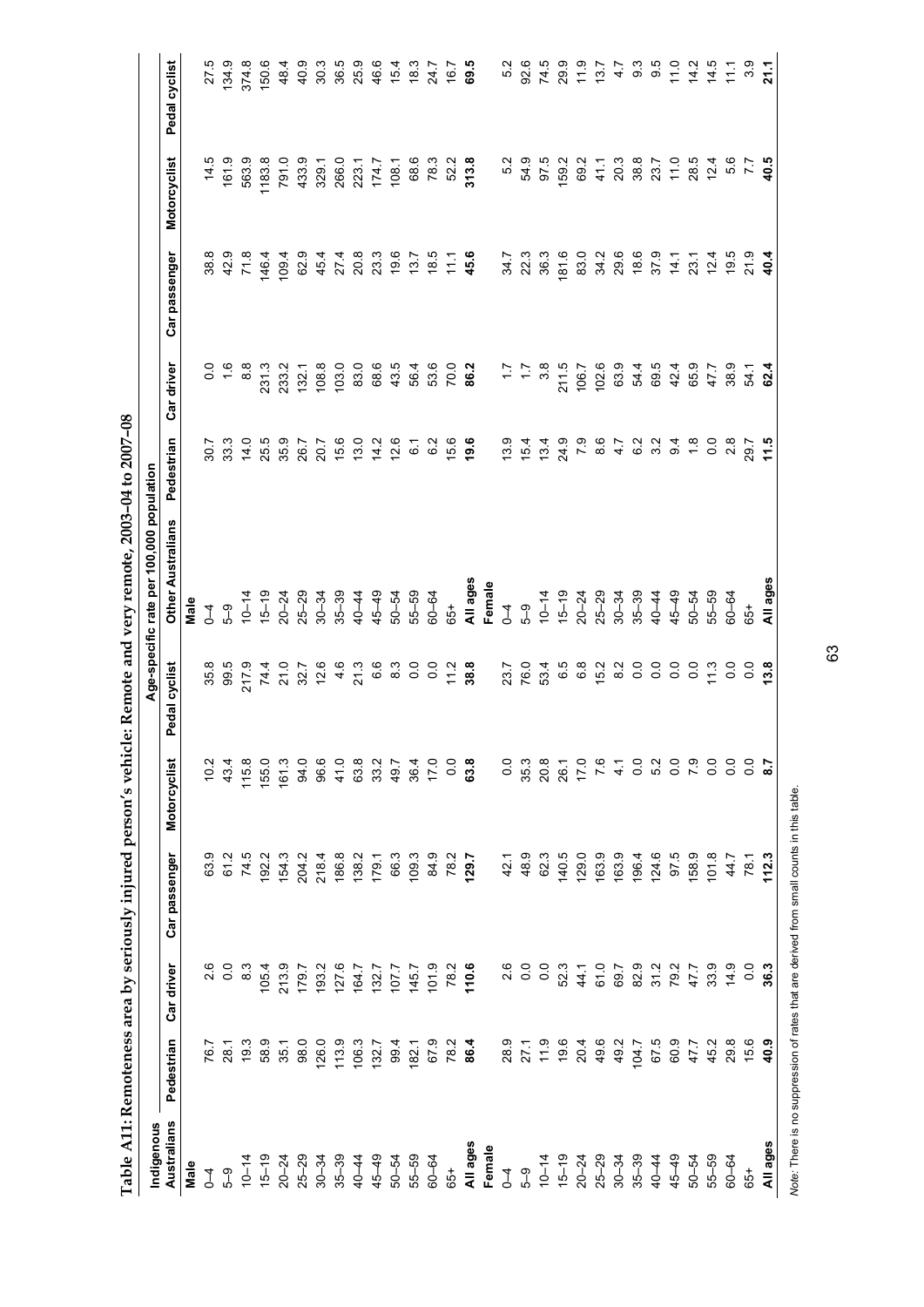**Table A11: Remoteness area by seriously injured person's vehicle: Remote and very remote, 2003–04 to 2007–08**

| Indigenous Australians | Pedestrian | Car driver | Car passenger | Motorcyclist | Pedal cyclist | Other Australians | Pedestrian | Car driver | Car passenger | Motorcyclist | Pedal cyclist |
|---|---|---|---|---|---|---|---|---|---|---|---|
| | Age-specific rate per 100,000 population | | | | | | | | | | |
| **Male** | | | | | | **Male** | | | | | |
| 0–4 | 76.7 | 2.6 | 63.9 | 10.2 | 35.8 | 0–4 | 30.7 | 0.0 | 38.8 | 14.5 | 27.5 |
| 5–9 | 28.1 | 0.0 | 61.2 | 43.4 | 99.5 | 5–9 | 33.3 | 1.6 | 42.9 | 161.9 | 134.9 |
| 10–14 | 19.3 | 8.3 | 74.5 | 115.8 | 217.9 | 10–14 | 14.0 | 8.8 | 71.8 | 563.9 | 374.8 |
| 15–19 | 58.9 | 105.4 | 192.2 | 155.0 | 74.4 | 15–19 | 25.5 | 231.3 | 146.4 | 1183.8 | 150.6 |
| 20–24 | 35.1 | 213.9 | 154.3 | 161.3 | 21.0 | 20–24 | 35.9 | 233.2 | 109.4 | 791.0 | 48.4 |
| 25–29 | 98.0 | 179.7 | 204.2 | 94.0 | 32.7 | 25–29 | 26.7 | 132.1 | 62.9 | 433.9 | 40.9 |
| 30–34 | 126.0 | 193.2 | 218.4 | 96.6 | 12.6 | 30–34 | 20.7 | 108.8 | 45.4 | 329.1 | 30.3 |
| 35–39 | 113.9 | 127.6 | 186.8 | 41.0 | 4.6 | 35–39 | 15.6 | 103.0 | 27.4 | 266.0 | 36.5 |
| 40–44 | 106.3 | 164.7 | 138.2 | 63.8 | 21.3 | 40–44 | 13.0 | 83.0 | 20.8 | 223.1 | 25.9 |
| 45–49 | 132.7 | 132.7 | 179.1 | 33.2 | 6.6 | 45–49 | 14.2 | 68.6 | 23.3 | 174.7 | 46.6 |
| 50–54 | 99.4 | 107.7 | 66.3 | 49.7 | 8.3 | 50–54 | 12.6 | 43.5 | 19.6 | 108.1 | 15.4 |
| 55–59 | 182.1 | 145.7 | 109.3 | 36.4 | 0.0 | 55–59 | 6.1 | 56.4 | 13.7 | 68.6 | 18.3 |
| 60–64 | 67.9 | 101.9 | 84.9 | 17.0 | 0.0 | 60–64 | 6.2 | 53.6 | 18.5 | 78.3 | 24.7 |
| 65+ | 78.2 | 78.2 | 78.2 | 0.0 | 11.2 | 65+ | 15.6 | 70.0 | 11.1 | 52.2 | 16.7 |
| **All ages** | **86.4** | **110.6** | **129.7** | **63.8** | **38.8** | **All ages** | **19.6** | **86.2** | **45.6** | **313.8** | **69.5** |
| **Female** | | | | | | **Female** | | | | | |
| 0–4 | 28.9 | 2.6 | 42.1 | 0.0 | 23.7 | 0–4 | 13.9 | 1.7 | 34.7 | 5.2 | 5.2 |
| 5–9 | 27.1 | 0.0 | 48.9 | 35.3 | 76.0 | 5–9 | 15.4 | 1.7 | 22.3 | 54.9 | 92.6 |
| 10–14 | 11.9 | 0.0 | 62.3 | 20.8 | 53.4 | 10–14 | 13.4 | 3.8 | 36.3 | 97.5 | 74.5 |
| 15–19 | 19.6 | 52.3 | 140.5 | 26.1 | 6.5 | 15–19 | 24.9 | 211.5 | 181.6 | 159.2 | 29.9 |
| 20–24 | 20.4 | 44.1 | 129.0 | 17.0 | 6.8 | 20–24 | 7.9 | 106.7 | 83.0 | 69.2 | 11.9 |
| 25–29 | 49.6 | 61.0 | 163.9 | 7.6 | 15.2 | 25–29 | 8.6 | 102.6 | 34.2 | 41.1 | 13.7 |
| 30–34 | 49.2 | 69.7 | 163.9 | 4.1 | 8.2 | 30–34 | 4.7 | 63.9 | 29.6 | 20.3 | 4.7 |
| 35–39 | 104.7 | 82.9 | 196.4 | 0.0 | 0.0 | 35–39 | 6.2 | 54.4 | 18.6 | 38.8 | 9.3 |
| 40–44 | 67.5 | 31.2 | 124.6 | 5.2 | 0.0 | 40–44 | 3.2 | 69.5 | 37.9 | 23.7 | 9.5 |
| 45–49 | 60.9 | 79.2 | 97.5 | 0.0 | 0.0 | 45–49 | 9.4 | 42.4 | 14.1 | 11.0 | 11.0 |
| 50–54 | 47.7 | 47.7 | 158.9 | 7.9 | 0.0 | 50–54 | 1.8 | 65.9 | 23.1 | 28.5 | 14.2 |
| 55–59 | 45.2 | 33.9 | 101.8 | 0.0 | 11.3 | 55–59 | 0.0 | 47.7 | 12.4 | 12.4 | 14.5 |
| 60–64 | 29.8 | 14.9 | 44.7 | 0.0 | 0.0 | 60–64 | 2.8 | 38.9 | 19.5 | 5.6 | 11.1 |
| 65+ | 15.6 | 0.0 | 78.1 | 0.0 | 0.0 | 65+ | 29.7 | 54.1 | 21.9 | 7.7 | 3.9 |
| **All ages** | **40.9** | **36.3** | **112.3** | **8.7** | **13.8** | **All ages** | **11.5** | **62.4** | **40.4** | **40.5** | **21.1** |

*Note:* There is no suppression of rates that are derived from small counts in this table.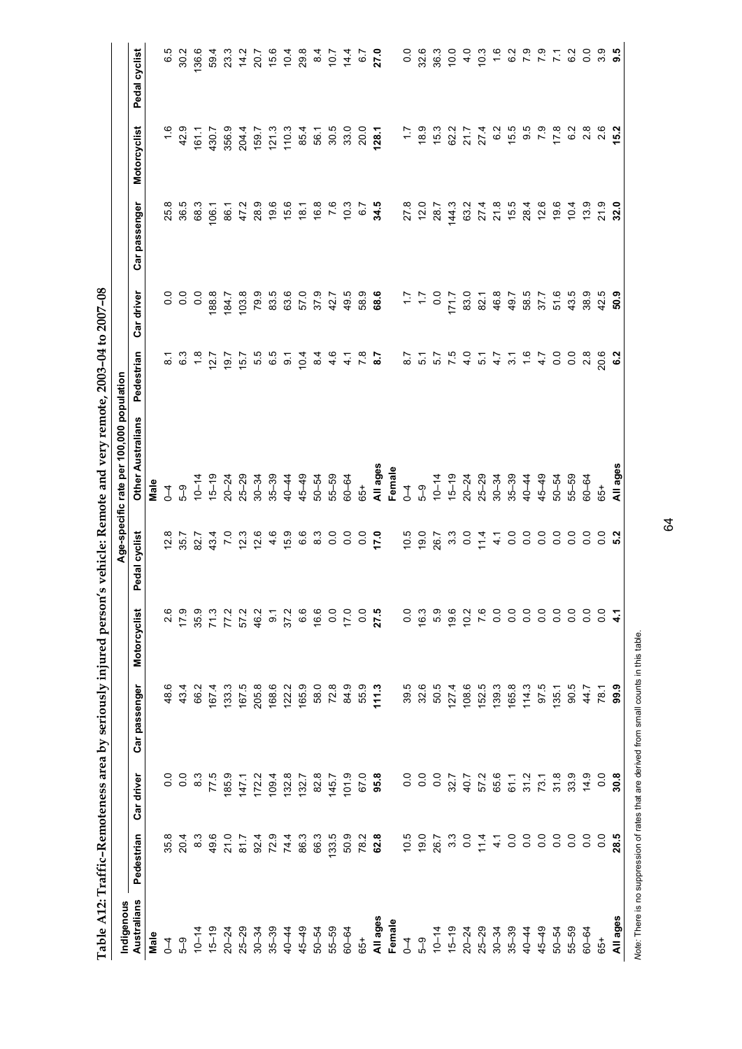**Table A12: Traffic–Remoteness area by seriously injured person's vehicle: Remote and very remote, 2003–04 to 2007–08**

| Indigenous Australians | Pedestrian | Car driver | Car passenger | Motorcyclist | Pedal cyclist | Other Australians | Pedestrian | Car driver | Car passenger | Motorcyclist | Pedal cyclist |
|---|---|---|---|---|---|---|---|---|---|---|---|
| | Age-specific rate per 100,000 population | | | | | | | | | | |
| **Male** | | | | | | **Male** | | | | | |
| 0–4 | 35.8 | 0.0 | 48.6 | 2.6 | 12.8 | 0–4 | 8.1 | 0.0 | 25.8 | 1.6 | 6.5 |
| 5–9 | 20.4 | 0.0 | 43.4 | 17.9 | 35.7 | 5–9 | 6.3 | 0.0 | 36.5 | 42.9 | 30.2 |
| 10–14 | 8.3 | 8.3 | 66.2 | 35.9 | 82.7 | 10–14 | 1.8 | 0.0 | 68.3 | 161.1 | 136.6 |
| 15–19 | 49.6 | 77.5 | 167.4 | 71.3 | 43.4 | 15–19 | 12.7 | 188.8 | 106.1 | 430.7 | 59.4 |
| 20–24 | 21.0 | 185.9 | 133.3 | 77.2 | 7.0 | 20–24 | 19.7 | 184.7 | 86.1 | 356.9 | 23.3 |
| 25–29 | 81.7 | 147.1 | 167.5 | 57.2 | 12.3 | 25–29 | 15.7 | 103.8 | 47.2 | 204.4 | 14.2 |
| 30–34 | 92.4 | 172.2 | 205.8 | 46.2 | 12.6 | 30–34 | 5.5 | 79.9 | 28.9 | 159.7 | 20.7 |
| 35–39 | 72.9 | 109.4 | 168.6 | 9.1 | 4.6 | 35–39 | 6.5 | 83.5 | 19.6 | 121.3 | 15.6 |
| 40–44 | 74.4 | 132.8 | 122.2 | 37.2 | 15.9 | 40–44 | 9.1 | 63.6 | 15.6 | 110.3 | 10.4 |
| 45–49 | 86.3 | 132.7 | 165.9 | 6.6 | 6.6 | 45–49 | 10.4 | 57.0 | 18.1 | 85.4 | 29.8 |
| 50–54 | 66.3 | 82.8 | 58.0 | 16.6 | 8.3 | 50–54 | 8.4 | 37.9 | 16.8 | 56.1 | 8.4 |
| 55–59 | 133.5 | 145.7 | 72.8 | 0.0 | 0.0 | 55–59 | 4.6 | 42.7 | 7.6 | 30.5 | 10.7 |
| 60–64 | 50.9 | 101.9 | 84.9 | 17.0 | 0.0 | 60–64 | 4.1 | 49.5 | 10.3 | 33.0 | 14.4 |
| 65+ | 78.2 | 67.0 | 55.9 | 0.0 | 0.0 | 65+ | 7.8 | 58.9 | 6.7 | 20.0 | 6.7 |
| **All ages** | **62.8** | **95.8** | **111.3** | **27.5** | **17.0** | **All ages** | **8.7** | **68.6** | **34.5** | **128.1** | **27.0** |
| **Female** | | | | | | **Female** | | | | | |
| 0–4 | 10.5 | 0.0 | 39.5 | 0.0 | 10.5 | 0–4 | 8.7 | 1.7 | 27.8 | 1.7 | 0.0 |
| 5–9 | 19.0 | 0.0 | 32.6 | 16.3 | 19.0 | 5–9 | 5.1 | 1.7 | 12.0 | 18.9 | 32.6 |
| 10–14 | 26.7 | 0.0 | 50.5 | 5.9 | 26.7 | 10–14 | 5.7 | 0.0 | 28.7 | 15.3 | 36.3 |
| 15–19 | 3.3 | 32.7 | 127.4 | 19.6 | 3.3 | 15–19 | 7.5 | 171.7 | 144.3 | 62.2 | 10.0 |
| 20–24 | 0.0 | 40.7 | 108.6 | 10.2 | 0.0 | 20–24 | 4.0 | 83.0 | 63.2 | 21.7 | 4.0 |
| 25–29 | 11.4 | 57.2 | 152.5 | 7.6 | 11.4 | 25–29 | 5.1 | 82.1 | 27.4 | 27.4 | 10.3 |
| 30–34 | 4.1 | 65.6 | 139.3 | 0.0 | 4.1 | 30–34 | 4.7 | 46.8 | 21.8 | 6.2 | 1.6 |
| 35–39 | 0.0 | 61.1 | 165.8 | 0.0 | 0.0 | 35–39 | 3.1 | 49.7 | 15.5 | 15.5 | 6.2 |
| 40–44 | 0.0 | 31.2 | 114.3 | 0.0 | 0.0 | 40–44 | 1.6 | 58.5 | 28.4 | 9.5 | 7.9 |
| 45–49 | 0.0 | 73.1 | 97.5 | 0.0 | 0.0 | 45–49 | 4.7 | 37.7 | 12.6 | 7.9 | 7.9 |
| 50–54 | 0.0 | 31.8 | 135.1 | 0.0 | 0.0 | 50–54 | 0.0 | 51.6 | 19.6 | 17.8 | 7.1 |
| 55–59 | 0.0 | 33.9 | 90.5 | 0.0 | 0.0 | 55–59 | 0.0 | 43.5 | 10.4 | 6.2 | 6.2 |
| 60–64 | 0.0 | 14.9 | 44.7 | 0.0 | 0.0 | 60–64 | 2.8 | 38.9 | 13.9 | 2.8 | 0.0 |
| 65+ | 0.0 | 0.0 | 78.1 | 0.0 | 0.0 | 65+ | 20.6 | 42.5 | 21.9 | 2.6 | 3.9 |
| **All ages** | **28.5** | **30.8** | **99.9** | **4.1** | **5.2** | **All ages** | **6.2** | **50.9** | **32.0** | **15.2** | **9.5** |

*Note:* There is no suppression of rates that are derived from small counts in this table.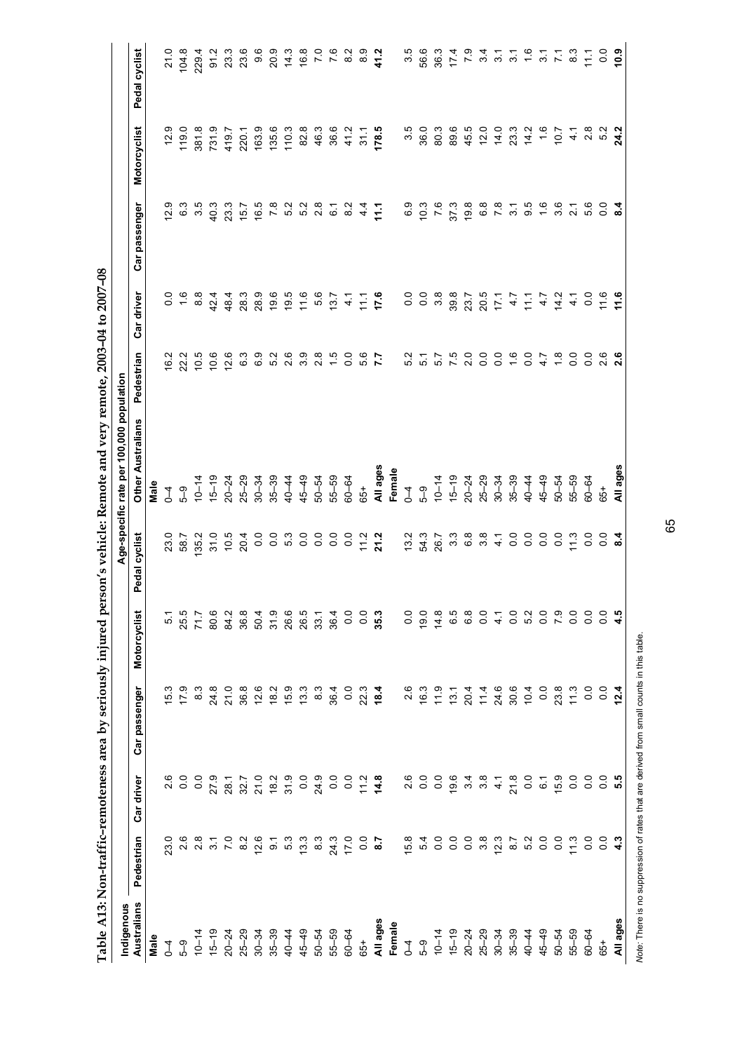**Table A13: Non-traffic-remoteness area by seriously injured person's vehicle: Remote and very remote, 2003–04 to 2007–08**

| | Age-specific rate per 100,000 population | | | | | | | | | | |
|---|---|---|---|---|---|---|---|---|---|---|---|
| **Indigenous Australians** | **Pedestrian** | **Car driver** | **Car passenger** | **Motorcyclist** | **Pedal cyclist** | **Other Australians** | **Pedestrian** | **Car driver** | **Car passenger** | **Motorcyclist** | **Pedal cyclist** |
| **Male** | | | | | | **Male** | | | | | |
| 0–4 | 23.0 | 2.6 | 15.3 | 5.1 | 23.0 | 0–4 | 16.2 | 0.0 | 12.9 | 12.9 | 21.0 |
| 5–9 | 2.6 | 0.0 | 17.9 | 25.5 | 58.7 | 5–9 | 22.2 | 1.6 | 6.3 | 119.0 | 104.8 |
| 10–14 | 2.8 | 0.0 | 8.3 | 71.7 | 135.2 | 10–14 | 10.5 | 8.8 | 3.5 | 381.8 | 229.4 |
| 15–19 | 3.1 | 27.9 | 24.8 | 80.6 | 31.0 | 15–19 | 10.6 | 42.4 | 40.3 | 731.9 | 91.2 |
| 20–24 | 7.0 | 28.1 | 21.0 | 84.2 | 10.5 | 20–24 | 12.6 | 48.4 | 23.3 | 419.7 | 23.3 |
| 25–29 | 8.2 | 32.7 | 36.8 | 36.8 | 20.4 | 25–29 | 6.3 | 28.3 | 15.7 | 220.1 | 23.6 |
| 30–34 | 12.6 | 21.0 | 12.6 | 50.4 | 0.0 | 30–34 | 6.9 | 28.9 | 16.5 | 163.9 | 9.6 |
| 35–39 | 9.1 | 18.2 | 18.2 | 31.9 | 0.0 | 35–39 | 5.2 | 19.6 | 7.8 | 135.6 | 20.9 |
| 40–44 | 5.3 | 31.9 | 15.9 | 26.6 | 5.3 | 40–44 | 2.6 | 19.5 | 5.2 | 110.3 | 14.3 |
| 45–49 | 13.3 | 0.0 | 13.3 | 26.5 | 0.0 | 45–49 | 3.9 | 11.6 | 5.2 | 82.8 | 16.8 |
| 50–54 | 8.3 | 24.9 | 8.3 | 33.1 | 0.0 | 50–54 | 2.8 | 5.6 | 2.8 | 46.3 | 7.0 |
| 55–59 | 24.3 | 0.0 | 36.4 | 36.4 | 0.0 | 55–59 | 1.5 | 13.7 | 6.1 | 36.6 | 7.6 |
| 60–64 | 17.0 | 0.0 | 0.0 | 0.0 | 0.0 | 60–64 | 0.0 | 4.1 | 8.2 | 41.2 | 8.2 |
| 65+ | 0.0 | 11.2 | 22.3 | 0.0 | 11.2 | 65+ | 5.6 | 11.1 | 4.4 | 31.1 | 8.9 |
| **All ages** | **8.7** | **14.8** | **18.4** | **35.3** | **21.2** | **All ages** | **7.7** | **17.6** | **11.1** | **178.5** | **41.2** |
| **Female** | | | | | | **Female** | | | | | |
| 0–4 | 15.8 | 2.6 | 2.6 | 0.0 | 13.2 | 0–4 | 5.2 | 0.0 | 6.9 | 3.5 | 3.5 |
| 5–9 | 5.4 | 0.0 | 16.3 | 19.0 | 54.3 | 5–9 | 5.1 | 0.0 | 10.3 | 36.0 | 56.6 |
| 10–14 | 0.0 | 0.0 | 11.9 | 14.8 | 26.7 | 10–14 | 5.7 | 3.8 | 7.6 | 80.3 | 36.3 |
| 15–19 | 0.0 | 19.6 | 13.1 | 6.5 | 3.3 | 15–19 | 7.5 | 39.8 | 37.3 | 89.6 | 17.4 |
| 20–24 | 0.0 | 3.4 | 20.4 | 6.8 | 6.8 | 20–24 | 2.0 | 23.7 | 19.8 | 45.5 | 7.9 |
| 25–29 | 3.8 | 3.8 | 11.4 | 0.0 | 3.8 | 25–29 | 0.0 | 20.5 | 6.8 | 12.0 | 3.4 |
| 30–34 | 12.3 | 4.1 | 24.6 | 4.1 | 4.1 | 30–34 | 0.0 | 17.1 | 7.8 | 14.0 | 3.1 |
| 35–39 | 8.7 | 21.8 | 30.6 | 0.0 | 0.0 | 35–39 | 1.6 | 4.7 | 3.1 | 23.3 | 3.1 |
| 40–44 | 5.2 | 0.0 | 10.4 | 5.2 | 0.0 | 40–44 | 0.0 | 11.1 | 9.5 | 14.2 | 1.6 |
| 45–49 | 0.0 | 6.1 | 0.0 | 0.0 | 0.0 | 45–49 | 4.7 | 4.7 | 1.6 | 1.6 | 3.1 |
| 50–54 | 0.0 | 15.9 | 23.8 | 7.9 | 0.0 | 50–54 | 1.8 | 14.2 | 3.6 | 10.7 | 7.1 |
| 55–59 | 11.3 | 0.0 | 11.3 | 0.0 | 11.3 | 55–59 | 0.0 | 4.1 | 2.1 | 4.1 | 8.3 |
| 60–64 | 0.0 | 0.0 | 0.0 | 0.0 | 0.0 | 60–64 | 0.0 | 0.0 | 5.6 | 2.8 | 11.1 |
| 65+ | 0.0 | 0.0 | 0.0 | 0.0 | 0.0 | 65+ | 2.6 | 11.6 | 0.0 | 5.2 | 0.0 |
| **All ages** | **4.3** | **5.5** | **12.4** | **4.5** | **8.4** | **All ages** | **2.6** | **11.6** | **8.4** | **24.2** | **10.9** |

*Note:* There is no suppression of rates that are derived from small counts in this table.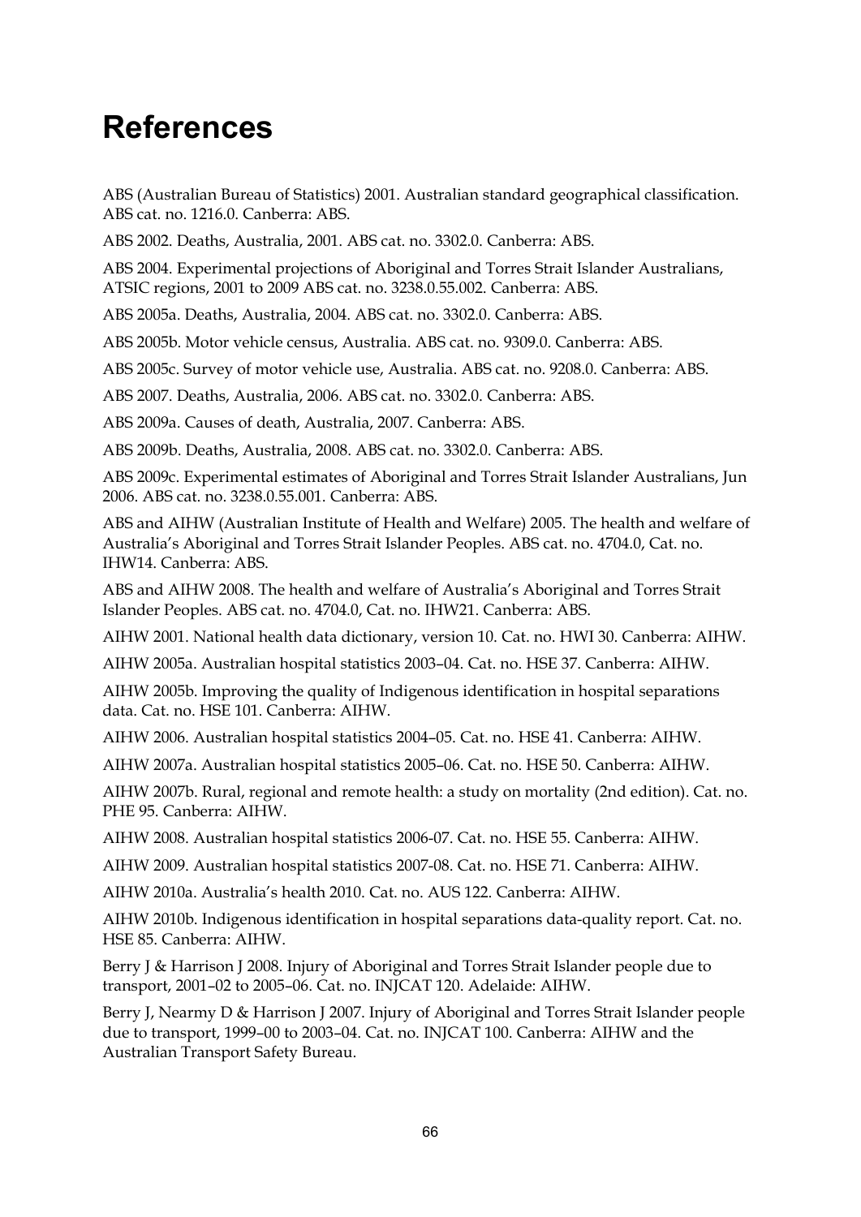# References

ABS (Australian Bureau of Statistics) 2001. Australian standard geographical classification. ABS cat. no. 1216.0. Canberra: ABS.

ABS 2002. Deaths, Australia, 2001. ABS cat. no. 3302.0. Canberra: ABS.

ABS 2004. Experimental projections of Aboriginal and Torres Strait Islander Australians, ATSIC regions, 2001 to 2009 ABS cat. no. 3238.0.55.002. Canberra: ABS.

ABS 2005a. Deaths, Australia, 2004. ABS cat. no. 3302.0. Canberra: ABS.

ABS 2005b. Motor vehicle census, Australia. ABS cat. no. 9309.0. Canberra: ABS.

ABS 2005c. Survey of motor vehicle use, Australia. ABS cat. no. 9208.0. Canberra: ABS.

ABS 2007. Deaths, Australia, 2006. ABS cat. no. 3302.0. Canberra: ABS.

ABS 2009a. Causes of death, Australia, 2007. Canberra: ABS.

ABS 2009b. Deaths, Australia, 2008. ABS cat. no. 3302.0. Canberra: ABS.

ABS 2009c. Experimental estimates of Aboriginal and Torres Strait Islander Australians, Jun 2006. ABS cat. no. 3238.0.55.001. Canberra: ABS.

ABS and AIHW (Australian Institute of Health and Welfare) 2005. The health and welfare of Australia's Aboriginal and Torres Strait Islander Peoples. ABS cat. no. 4704.0, Cat. no. IHW14. Canberra: ABS.

ABS and AIHW 2008. The health and welfare of Australia's Aboriginal and Torres Strait Islander Peoples. ABS cat. no. 4704.0, Cat. no. IHW21. Canberra: ABS.

AIHW 2001. National health data dictionary, version 10. Cat. no. HWI 30. Canberra: AIHW.

AIHW 2005a. Australian hospital statistics 2003–04. Cat. no. HSE 37. Canberra: AIHW.

AIHW 2005b. Improving the quality of Indigenous identification in hospital separations data. Cat. no. HSE 101. Canberra: AIHW.

AIHW 2006. Australian hospital statistics 2004–05. Cat. no. HSE 41. Canberra: AIHW.

AIHW 2007a. Australian hospital statistics 2005–06. Cat. no. HSE 50. Canberra: AIHW.

AIHW 2007b. Rural, regional and remote health: a study on mortality (2nd edition). Cat. no. PHE 95. Canberra: AIHW.

AIHW 2008. Australian hospital statistics 2006-07. Cat. no. HSE 55. Canberra: AIHW.

AIHW 2009. Australian hospital statistics 2007-08. Cat. no. HSE 71. Canberra: AIHW.

AIHW 2010a. Australia's health 2010. Cat. no. AUS 122. Canberra: AIHW.

AIHW 2010b. Indigenous identification in hospital separations data-quality report. Cat. no. HSE 85. Canberra: AIHW.

Berry J & Harrison J 2008. Injury of Aboriginal and Torres Strait Islander people due to transport, 2001–02 to 2005–06. Cat. no. INJCAT 120. Adelaide: AIHW.

Berry J, Nearmy D & Harrison J 2007. Injury of Aboriginal and Torres Strait Islander people due to transport, 1999–00 to 2003–04. Cat. no. INJCAT 100. Canberra: AIHW and the Australian Transport Safety Bureau.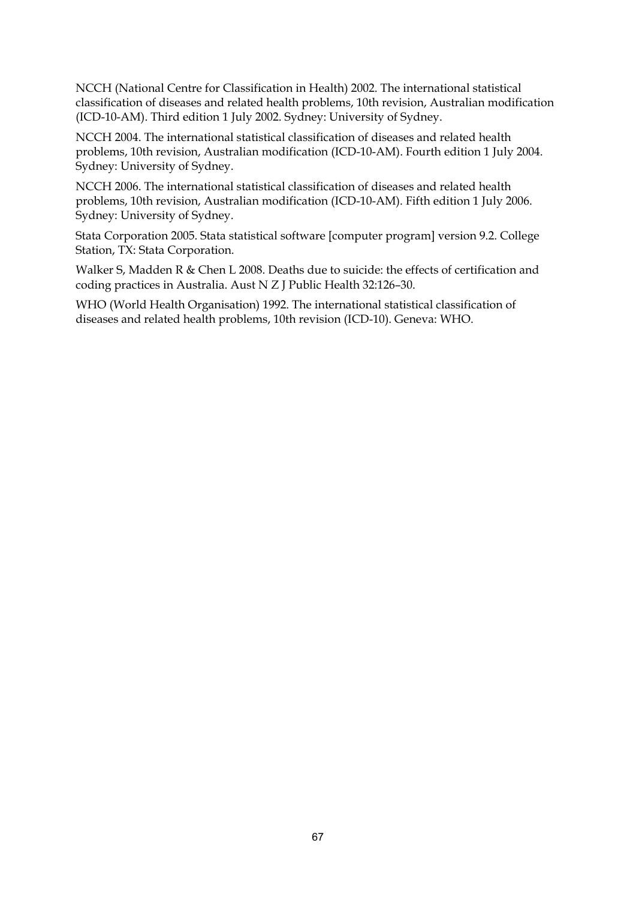NCCH (National Centre for Classification in Health) 2002. The international statistical classification of diseases and related health problems, 10th revision, Australian modification (ICD-10-AM). Third edition 1 July 2002. Sydney: University of Sydney.

NCCH 2004. The international statistical classification of diseases and related health problems, 10th revision, Australian modification (ICD-10-AM). Fourth edition 1 July 2004. Sydney: University of Sydney.

NCCH 2006. The international statistical classification of diseases and related health problems, 10th revision, Australian modification (ICD-10-AM). Fifth edition 1 July 2006. Sydney: University of Sydney.

Stata Corporation 2005. Stata statistical software [computer program] version 9.2. College Station, TX: Stata Corporation.

Walker S, Madden R & Chen L 2008. Deaths due to suicide: the effects of certification and coding practices in Australia. Aust N Z J Public Health 32:126–30.

WHO (World Health Organisation) 1992. The international statistical classification of diseases and related health problems, 10th revision (ICD-10). Geneva: WHO.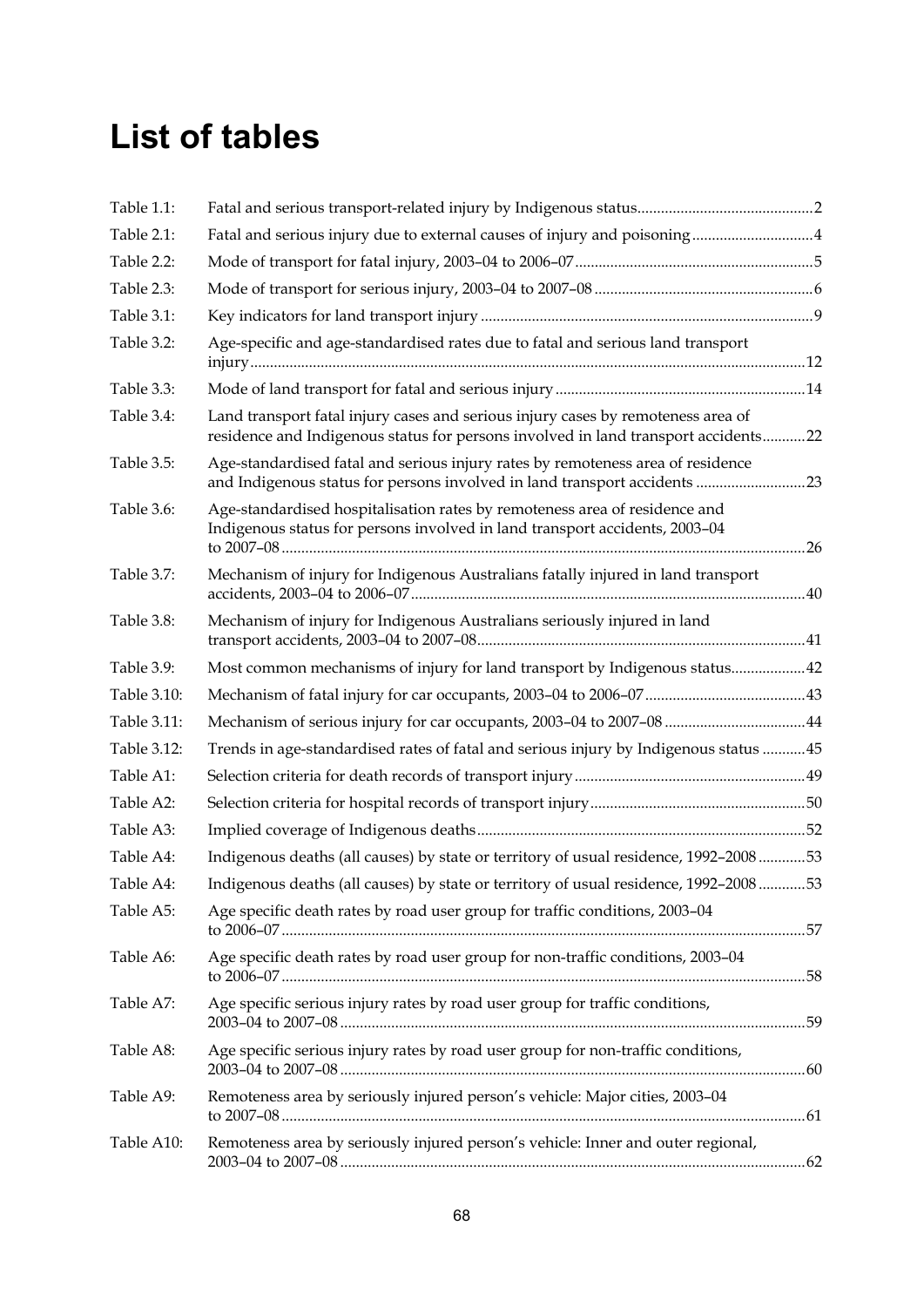# List of tables

| | | |
|---|---|---|
| Table 1.1: | Fatal and serious transport-related injury by Indigenous status | 2 |
| Table 2.1: | Fatal and serious injury due to external causes of injury and poisoning | 4 |
| Table 2.2: | Mode of transport for fatal injury, 2003–04 to 2006–07 | 5 |
| Table 2.3: | Mode of transport for serious injury, 2003–04 to 2007–08 | 6 |
| Table 3.1: | Key indicators for land transport injury | 9 |
| Table 3.2: | Age-specific and age-standardised rates due to fatal and serious land transport injury | 12 |
| Table 3.3: | Mode of land transport for fatal and serious injury | 14 |
| Table 3.4: | Land transport fatal injury cases and serious injury cases by remoteness area of residence and Indigenous status for persons involved in land transport accidents | 22 |
| Table 3.5: | Age-standardised fatal and serious injury rates by remoteness area of residence and Indigenous status for persons involved in land transport accidents | 23 |
| Table 3.6: | Age-standardised hospitalisation rates by remoteness area of residence and Indigenous status for persons involved in land transport accidents, 2003–04 to 2007–08 | 26 |
| Table 3.7: | Mechanism of injury for Indigenous Australians fatally injured in land transport accidents, 2003–04 to 2006–07 | 40 |
| Table 3.8: | Mechanism of injury for Indigenous Australians seriously injured in land transport accidents, 2003–04 to 2007–08 | 41 |
| Table 3.9: | Most common mechanisms of injury for land transport by Indigenous status | 42 |
| Table 3.10: | Mechanism of fatal injury for car occupants, 2003–04 to 2006–07 | 43 |
| Table 3.11: | Mechanism of serious injury for car occupants, 2003–04 to 2007–08 | 44 |
| Table 3.12: | Trends in age-standardised rates of fatal and serious injury by Indigenous status | 45 |
| Table A1: | Selection criteria for death records of transport injury | 49 |
| Table A2: | Selection criteria for hospital records of transport injury | 50 |
| Table A3: | Implied coverage of Indigenous deaths | 52 |
| Table A4: | Indigenous deaths (all causes) by state or territory of usual residence, 1992–2008 | 53 |
| Table A4: | Indigenous deaths (all causes) by state or territory of usual residence, 1992–2008 | 53 |
| Table A5: | Age specific death rates by road user group for traffic conditions, 2003–04 to 2006–07 | 57 |
| Table A6: | Age specific death rates by road user group for non-traffic conditions, 2003–04 to 2006–07 | 58 |
| Table A7: | Age specific serious injury rates by road user group for traffic conditions, 2003–04 to 2007–08 | 59 |
| Table A8: | Age specific serious injury rates by road user group for non-traffic conditions, 2003–04 to 2007–08 | 60 |
| Table A9: | Remoteness area by seriously injured person's vehicle: Major cities, 2003–04 to 2007–08 | 61 |
| Table A10: | Remoteness area by seriously injured person's vehicle: Inner and outer regional, 2003–04 to 2007–08 | 62 |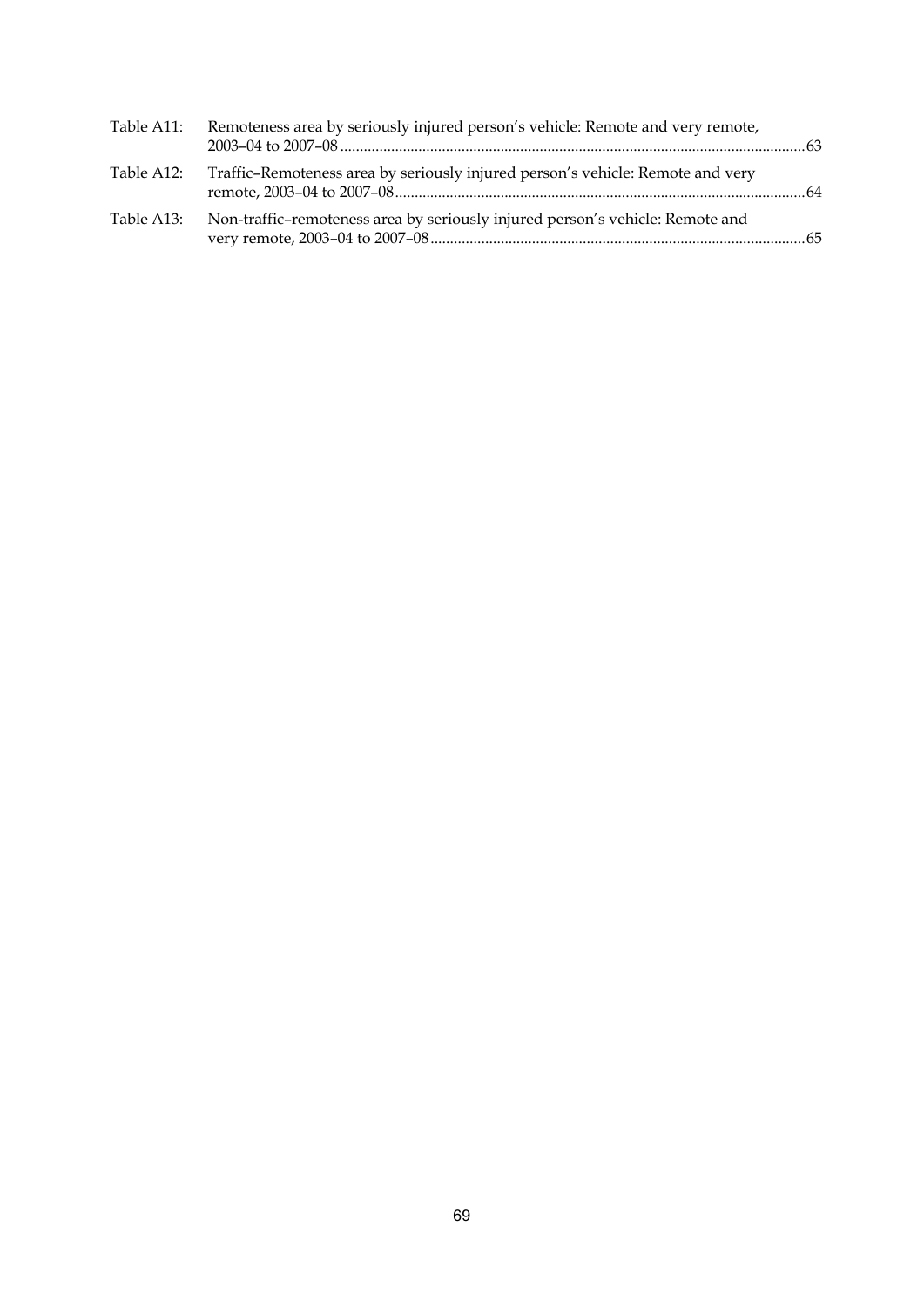Table A11: Remoteness area by seriously injured person's vehicle: Remote and very remote, 2003–04 to 2007–08 ....................................................................................................................63

Table A12: Traffic–Remoteness area by seriously injured person's vehicle: Remote and very remote, 2003–04 to 2007–08 .......................................................................................................64

Table A13: Non-traffic–remoteness area by seriously injured person's vehicle: Remote and very remote, 2003–04 to 2007–08 ...............................................................................................65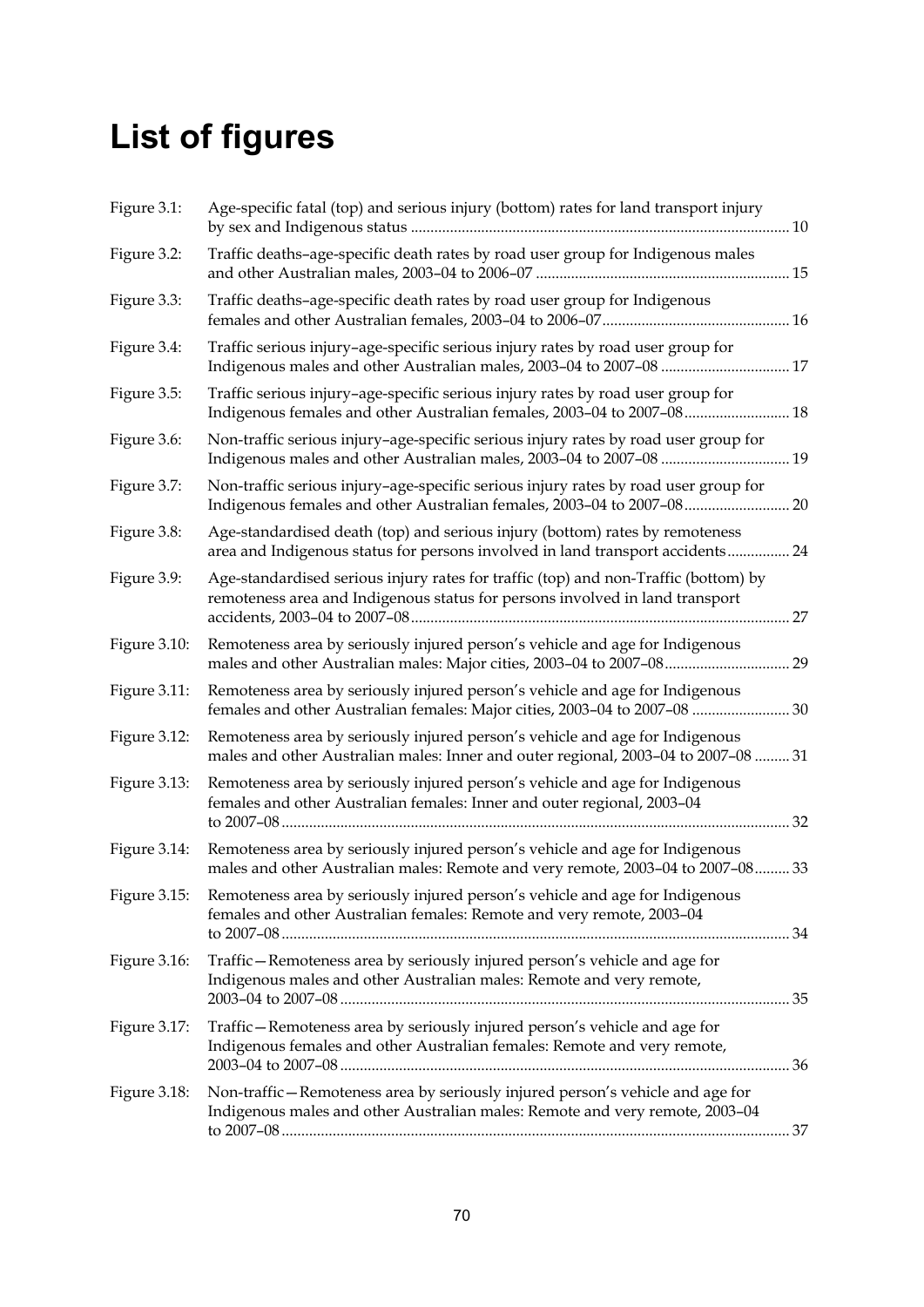# List of figures

| | | |
|---|---|---|
| Figure 3.1: | Age-specific fatal (top) and serious injury (bottom) rates for land transport injury by sex and Indigenous status | 10 |
| Figure 3.2: | Traffic deaths–age-specific death rates by road user group for Indigenous males and other Australian males, 2003–04 to 2006–07 | 15 |
| Figure 3.3: | Traffic deaths–age-specific death rates by road user group for Indigenous females and other Australian females, 2003–04 to 2006–07 | 16 |
| Figure 3.4: | Traffic serious injury–age-specific serious injury rates by road user group for Indigenous males and other Australian males, 2003–04 to 2007–08 | 17 |
| Figure 3.5: | Traffic serious injury–age-specific serious injury rates by road user group for Indigenous females and other Australian females, 2003–04 to 2007–08 | 18 |
| Figure 3.6: | Non-traffic serious injury–age-specific serious injury rates by road user group for Indigenous males and other Australian males, 2003–04 to 2007–08 | 19 |
| Figure 3.7: | Non-traffic serious injury–age-specific serious injury rates by road user group for Indigenous females and other Australian females, 2003–04 to 2007–08 | 20 |
| Figure 3.8: | Age-standardised death (top) and serious injury (bottom) rates by remoteness area and Indigenous status for persons involved in land transport accidents | 24 |
| Figure 3.9: | Age-standardised serious injury rates for traffic (top) and non-Traffic (bottom) by remoteness area and Indigenous status for persons involved in land transport accidents, 2003–04 to 2007–08 | 27 |
| Figure 3.10: | Remoteness area by seriously injured person's vehicle and age for Indigenous males and other Australian males: Major cities, 2003–04 to 2007–08 | 29 |
| Figure 3.11: | Remoteness area by seriously injured person's vehicle and age for Indigenous females and other Australian females: Major cities, 2003–04 to 2007–08 | 30 |
| Figure 3.12: | Remoteness area by seriously injured person's vehicle and age for Indigenous males and other Australian males: Inner and outer regional, 2003–04 to 2007–08 | 31 |
| Figure 3.13: | Remoteness area by seriously injured person's vehicle and age for Indigenous females and other Australian females: Inner and outer regional, 2003–04 to 2007–08 | 32 |
| Figure 3.14: | Remoteness area by seriously injured person's vehicle and age for Indigenous males and other Australian males: Remote and very remote, 2003–04 to 2007–08 | 33 |
| Figure 3.15: | Remoteness area by seriously injured person's vehicle and age for Indigenous females and other Australian females: Remote and very remote, 2003–04 to 2007–08 | 34 |
| Figure 3.16: | Traffic—Remoteness area by seriously injured person's vehicle and age for Indigenous males and other Australian males: Remote and very remote, 2003–04 to 2007–08 | 35 |
| Figure 3.17: | Traffic—Remoteness area by seriously injured person's vehicle and age for Indigenous females and other Australian females: Remote and very remote, 2003–04 to 2007–08 | 36 |
| Figure 3.18: | Non-traffic—Remoteness area by seriously injured person's vehicle and age for Indigenous males and other Australian males: Remote and very remote, 2003–04 to 2007–08 | 37 |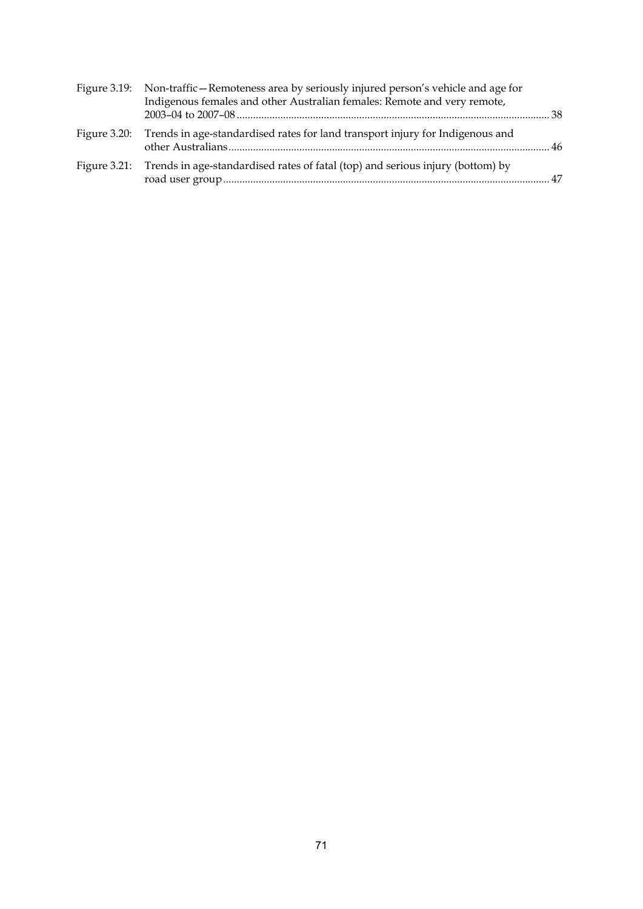Figure 3.19: Non-traffic—Remoteness area by seriously injured person's vehicle and age for Indigenous females and other Australian females: Remote and very remote, 2003–04 to 2007–08 ........ 38

Figure 3.20: Trends in age-standardised rates for land transport injury for Indigenous and other Australians ........ 46

Figure 3.21: Trends in age-standardised rates of fatal (top) and serious injury (bottom) by road user group ........ 47